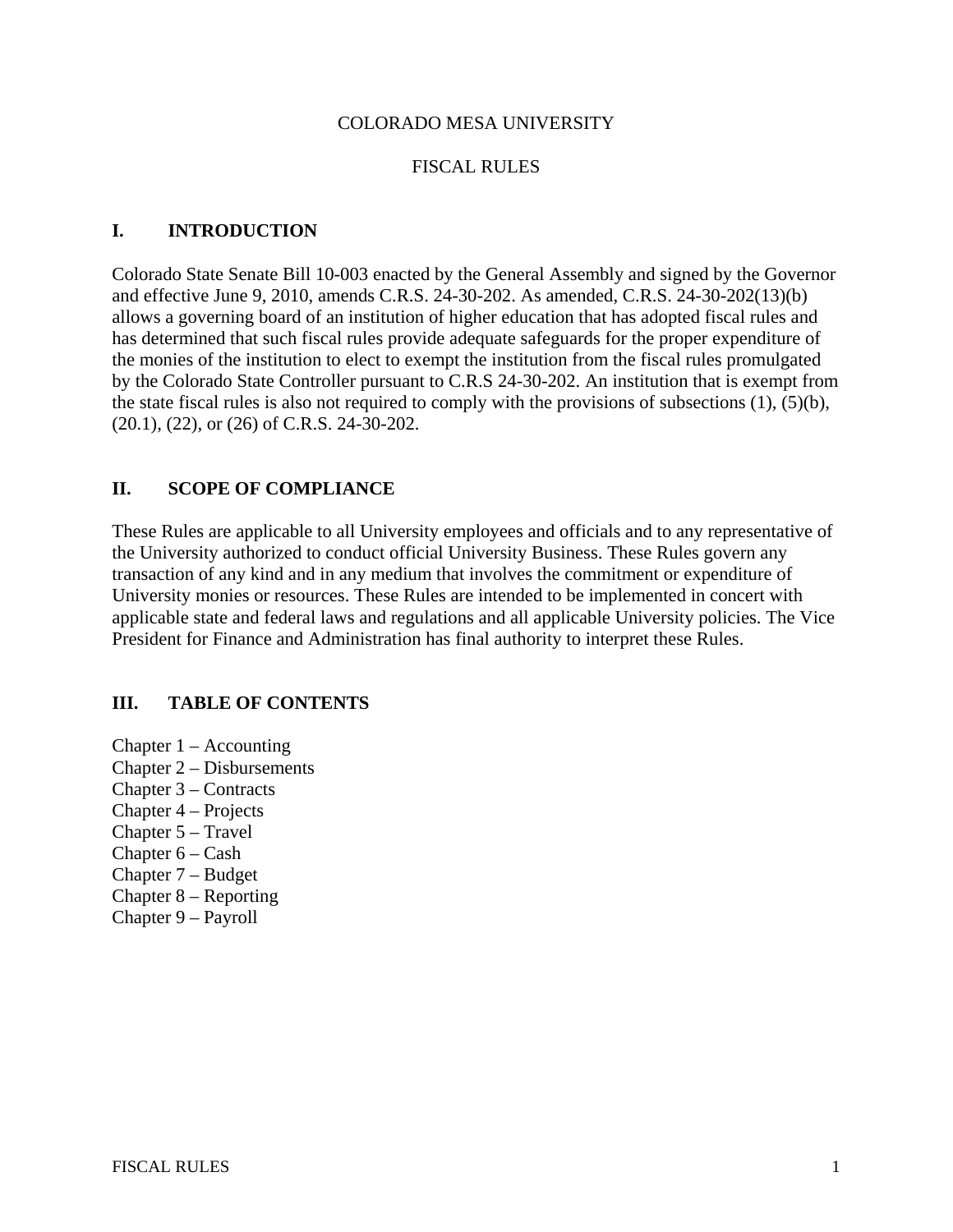COLORADO MESA UNIVERSITY

FISCAL RULES

## I. INTRODUCTION

Colorado State Senate Bill 10-003 enacted by the General Assembly and signed by the Governor and effective June 9, 2010, amends C.R.S. 24-30-202. As amended, C.R.S. 24-30-202(13)(b) allows a governing board of an institution of higher education that has adopted fiscal rules and has determined that such fiscal rules provide adequate safeguards for the proper expenditure of the monies of the institution to elect to exempt the institution from the fiscal rules promulgated by the Colorado State Controller pursuant to C.R.S 24-30-202. An institution that is exempt from the state fiscal rules is also not required to comply with the provisions of subsections (1), (5)(b), (20.1), (22), or (26) of C.R.S. 24-30-202.

## II. SCOPE OF COMPLIANCE

These Rules are applicable to all University employees and officials and to any representative of the University authorized to conduct official University Business. These Rules govern any transaction of any kind and in any medium that involves the commitment or expenditure of University monies or resources. These Rules are intended to be implemented in concert with applicable state and federal laws and regulations and all applicable University policies. The Vice President for Finance and Administration has final authority to interpret these Rules.

## III. TABLE OF CONTENTS

Chapter 1 – Accounting
Chapter 2 – Disbursements
Chapter 3 – Contracts
Chapter 4 – Projects
Chapter 5 – Travel
Chapter 6 – Cash
Chapter 7 – Budget
Chapter 8 – Reporting
Chapter 9 – Payroll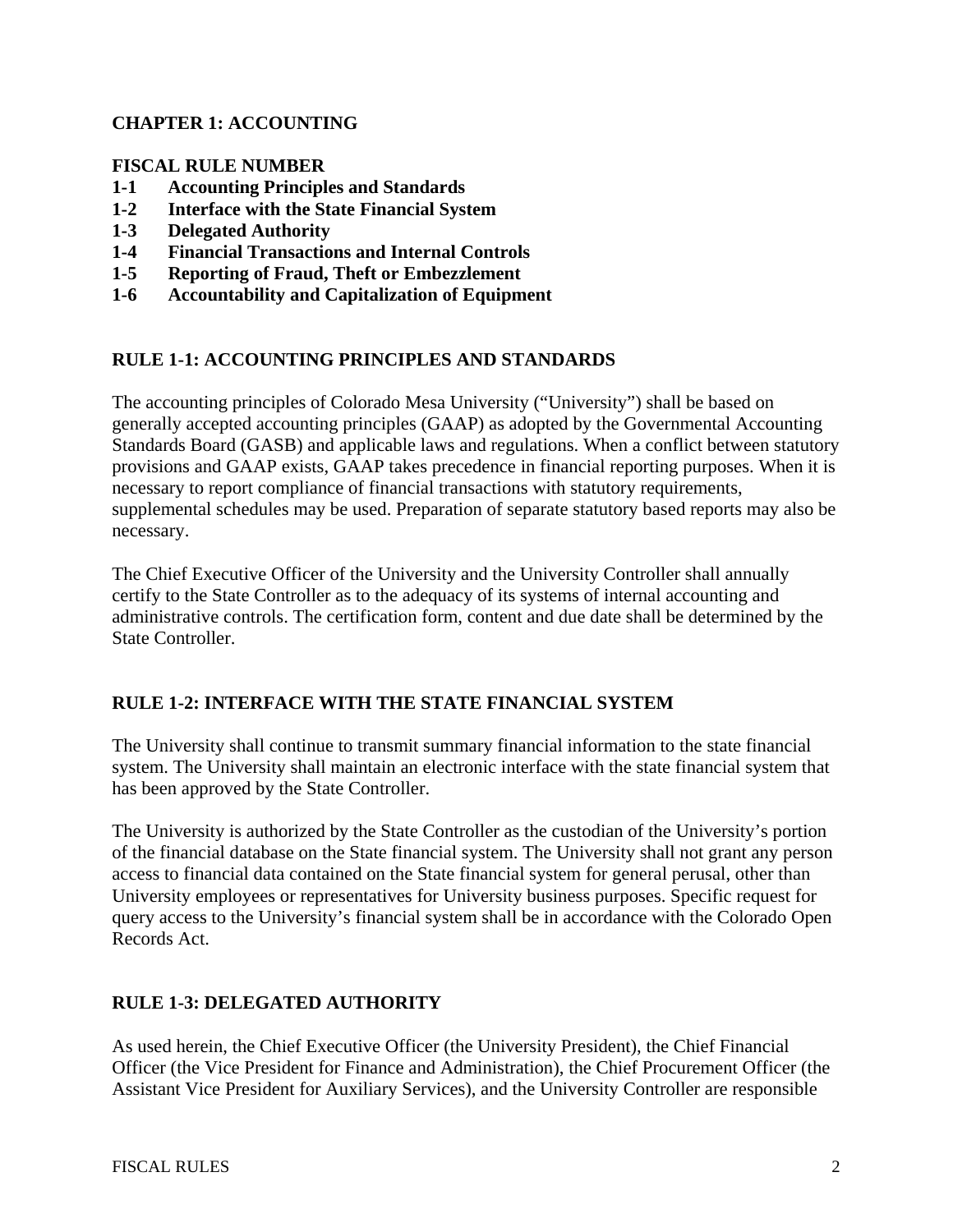## CHAPTER 1: ACCOUNTING

**FISCAL RULE NUMBER**

**1-1 Accounting Principles and Standards**
**1-2 Interface with the State Financial System**
**1-3 Delegated Authority**
**1-4 Financial Transactions and Internal Controls**
**1-5 Reporting of Fraud, Theft or Embezzlement**
**1-6 Accountability and Capitalization of Equipment**

### RULE 1-1: ACCOUNTING PRINCIPLES AND STANDARDS

The accounting principles of Colorado Mesa University ("University") shall be based on generally accepted accounting principles (GAAP) as adopted by the Governmental Accounting Standards Board (GASB) and applicable laws and regulations. When a conflict between statutory provisions and GAAP exists, GAAP takes precedence in financial reporting purposes. When it is necessary to report compliance of financial transactions with statutory requirements, supplemental schedules may be used. Preparation of separate statutory based reports may also be necessary.

The Chief Executive Officer of the University and the University Controller shall annually certify to the State Controller as to the adequacy of its systems of internal accounting and administrative controls. The certification form, content and due date shall be determined by the State Controller.

### RULE 1-2: INTERFACE WITH THE STATE FINANCIAL SYSTEM

The University shall continue to transmit summary financial information to the state financial system. The University shall maintain an electronic interface with the state financial system that has been approved by the State Controller.

The University is authorized by the State Controller as the custodian of the University's portion of the financial database on the State financial system. The University shall not grant any person access to financial data contained on the State financial system for general perusal, other than University employees or representatives for University business purposes. Specific request for query access to the University's financial system shall be in accordance with the Colorado Open Records Act.

### RULE 1-3: DELEGATED AUTHORITY

As used herein, the Chief Executive Officer (the University President), the Chief Financial Officer (the Vice President for Finance and Administration), the Chief Procurement Officer (the Assistant Vice President for Auxiliary Services), and the University Controller are responsible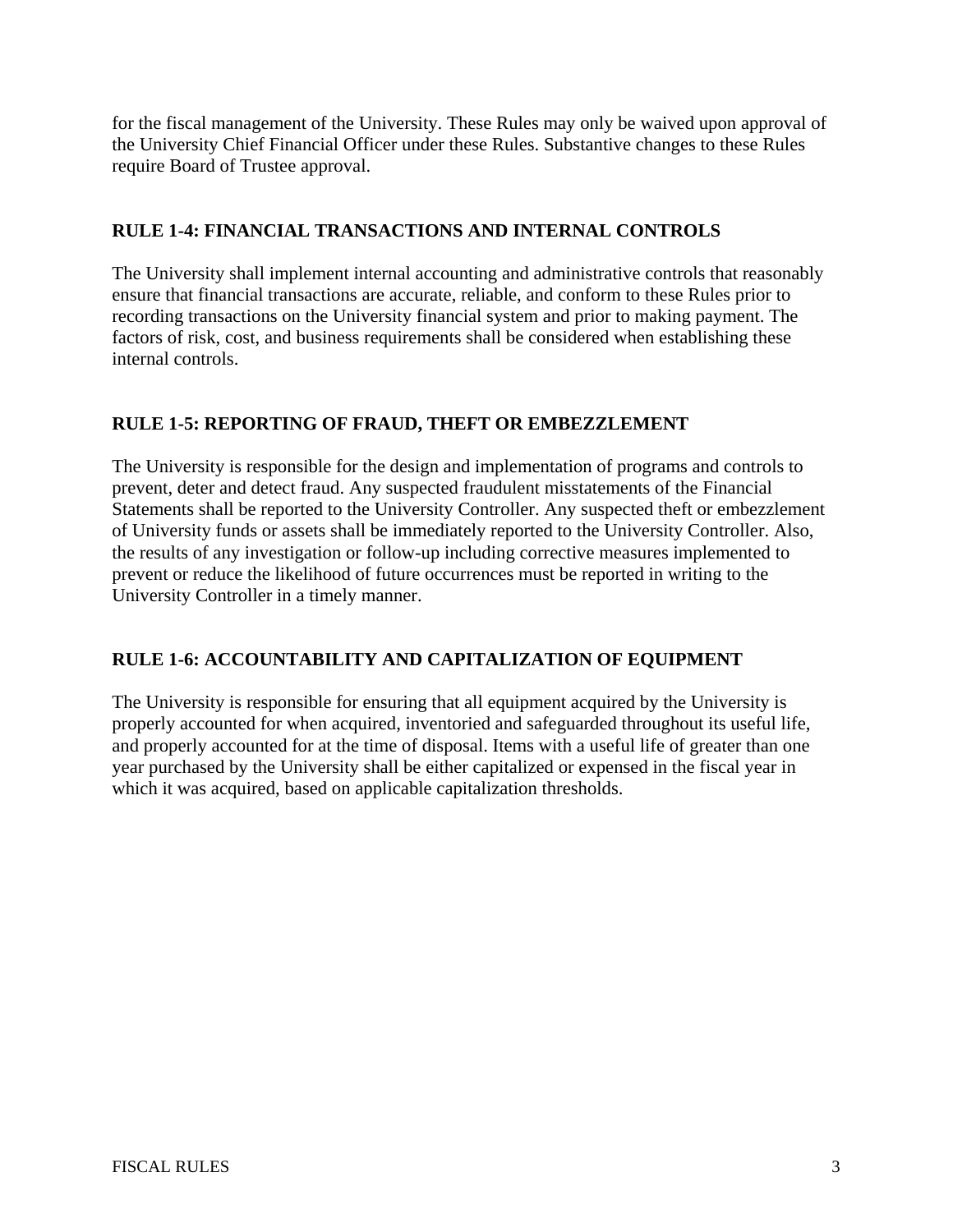for the fiscal management of the University. These Rules may only be waived upon approval of the University Chief Financial Officer under these Rules. Substantive changes to these Rules require Board of Trustee approval.

## RULE 1-4: FINANCIAL TRANSACTIONS AND INTERNAL CONTROLS

The University shall implement internal accounting and administrative controls that reasonably ensure that financial transactions are accurate, reliable, and conform to these Rules prior to recording transactions on the University financial system and prior to making payment. The factors of risk, cost, and business requirements shall be considered when establishing these internal controls.

## RULE 1-5: REPORTING OF FRAUD, THEFT OR EMBEZZLEMENT

The University is responsible for the design and implementation of programs and controls to prevent, deter and detect fraud. Any suspected fraudulent misstatements of the Financial Statements shall be reported to the University Controller. Any suspected theft or embezzlement of University funds or assets shall be immediately reported to the University Controller. Also, the results of any investigation or follow-up including corrective measures implemented to prevent or reduce the likelihood of future occurrences must be reported in writing to the University Controller in a timely manner.

## RULE 1-6: ACCOUNTABILITY AND CAPITALIZATION OF EQUIPMENT

The University is responsible for ensuring that all equipment acquired by the University is properly accounted for when acquired, inventoried and safeguarded throughout its useful life, and properly accounted for at the time of disposal. Items with a useful life of greater than one year purchased by the University shall be either capitalized or expensed in the fiscal year in which it was acquired, based on applicable capitalization thresholds.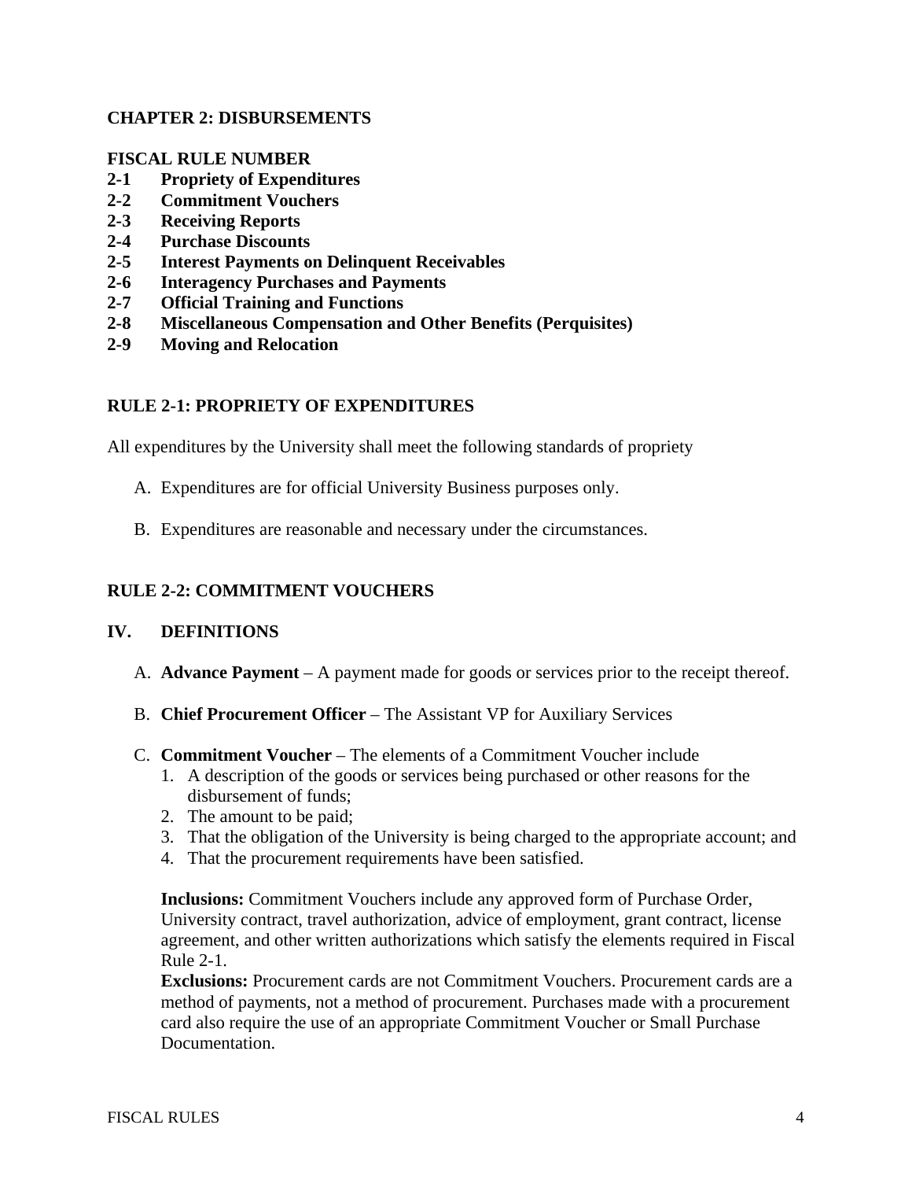## CHAPTER 2: DISBURSEMENTS

**FISCAL RULE NUMBER**

**2-1 Propriety of Expenditures**
**2-2 Commitment Vouchers**
**2-3 Receiving Reports**
**2-4 Purchase Discounts**
**2-5 Interest Payments on Delinquent Receivables**
**2-6 Interagency Purchases and Payments**
**2-7 Official Training and Functions**
**2-8 Miscellaneous Compensation and Other Benefits (Perquisites)**
**2-9 Moving and Relocation**

### RULE 2-1: PROPRIETY OF EXPENDITURES

All expenditures by the University shall meet the following standards of propriety

A. Expenditures are for official University Business purposes only.

B. Expenditures are reasonable and necessary under the circumstances.

### RULE 2-2: COMMITMENT VOUCHERS

#### IV. DEFINITIONS

A. **Advance Payment** – A payment made for goods or services prior to the receipt thereof.

B. **Chief Procurement Officer** – The Assistant VP for Auxiliary Services

C. **Commitment Voucher** – The elements of a Commitment Voucher include
   1. A description of the goods or services being purchased or other reasons for the disbursement of funds;
   2. The amount to be paid;
   3. That the obligation of the University is being charged to the appropriate account; and
   4. That the procurement requirements have been satisfied.

   **Inclusions:** Commitment Vouchers include any approved form of Purchase Order, University contract, travel authorization, advice of employment, grant contract, license agreement, and other written authorizations which satisfy the elements required in Fiscal Rule 2-1.

   **Exclusions:** Procurement cards are not Commitment Vouchers. Procurement cards are a method of payments, not a method of procurement. Purchases made with a procurement card also require the use of an appropriate Commitment Voucher or Small Purchase Documentation.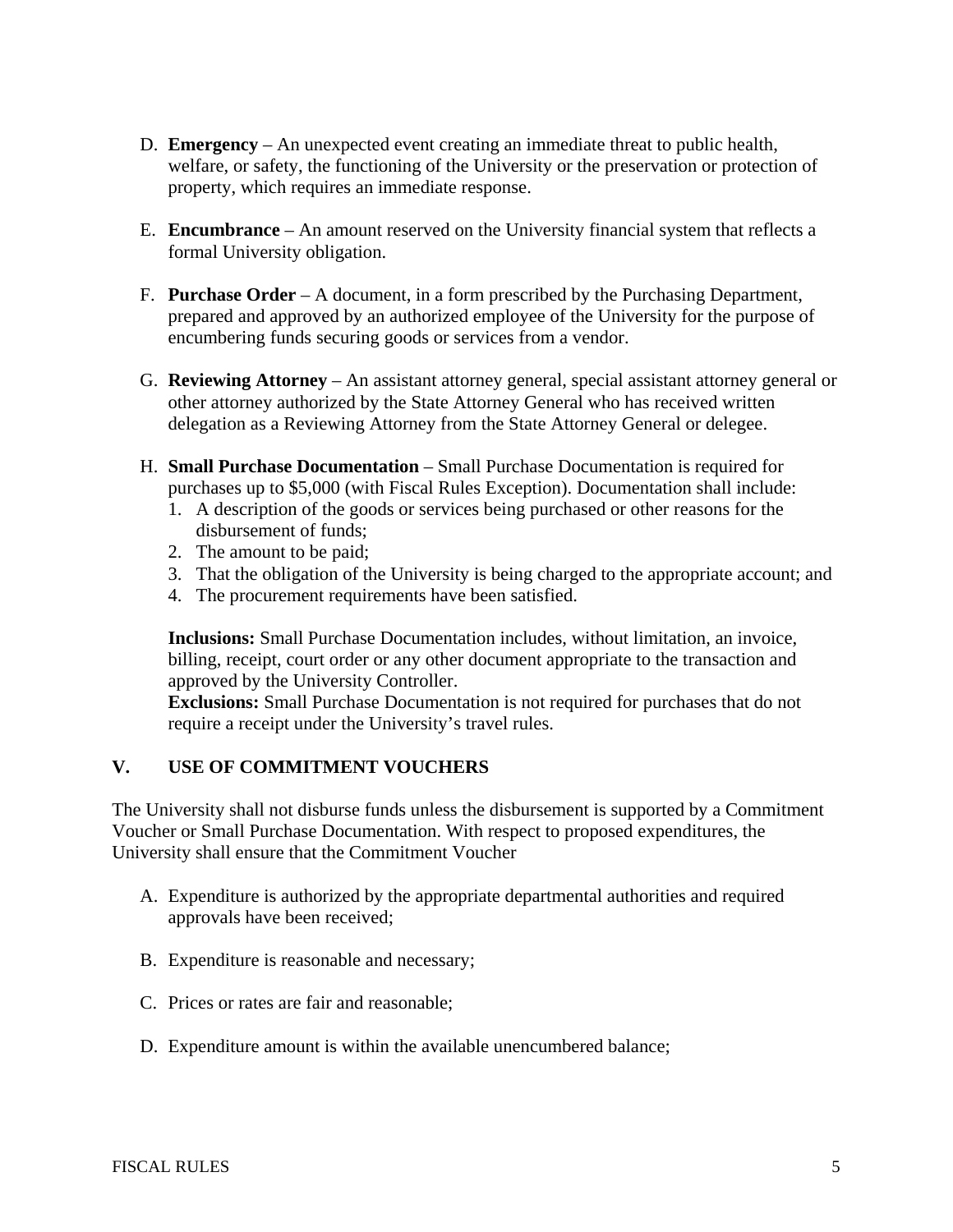D. **Emergency** – An unexpected event creating an immediate threat to public health, welfare, or safety, the functioning of the University or the preservation or protection of property, which requires an immediate response.

E. **Encumbrance** – An amount reserved on the University financial system that reflects a formal University obligation.

F. **Purchase Order** – A document, in a form prescribed by the Purchasing Department, prepared and approved by an authorized employee of the University for the purpose of encumbering funds securing goods or services from a vendor.

G. **Reviewing Attorney** – An assistant attorney general, special assistant attorney general or other attorney authorized by the State Attorney General who has received written delegation as a Reviewing Attorney from the State Attorney General or delegee.

H. **Small Purchase Documentation** – Small Purchase Documentation is required for purchases up to $5,000 (with Fiscal Rules Exception). Documentation shall include:
   1. A description of the goods or services being purchased or other reasons for the disbursement of funds;
   2. The amount to be paid;
   3. That the obligation of the University is being charged to the appropriate account; and
   4. The procurement requirements have been satisfied.

   **Inclusions:** Small Purchase Documentation includes, without limitation, an invoice, billing, receipt, court order or any other document appropriate to the transaction and approved by the University Controller.
   **Exclusions:** Small Purchase Documentation is not required for purchases that do not require a receipt under the University's travel rules.

## V. USE OF COMMITMENT VOUCHERS

The University shall not disburse funds unless the disbursement is supported by a Commitment Voucher or Small Purchase Documentation. With respect to proposed expenditures, the University shall ensure that the Commitment Voucher

A. Expenditure is authorized by the appropriate departmental authorities and required approvals have been received;

B. Expenditure is reasonable and necessary;

C. Prices or rates are fair and reasonable;

D. Expenditure amount is within the available unencumbered balance;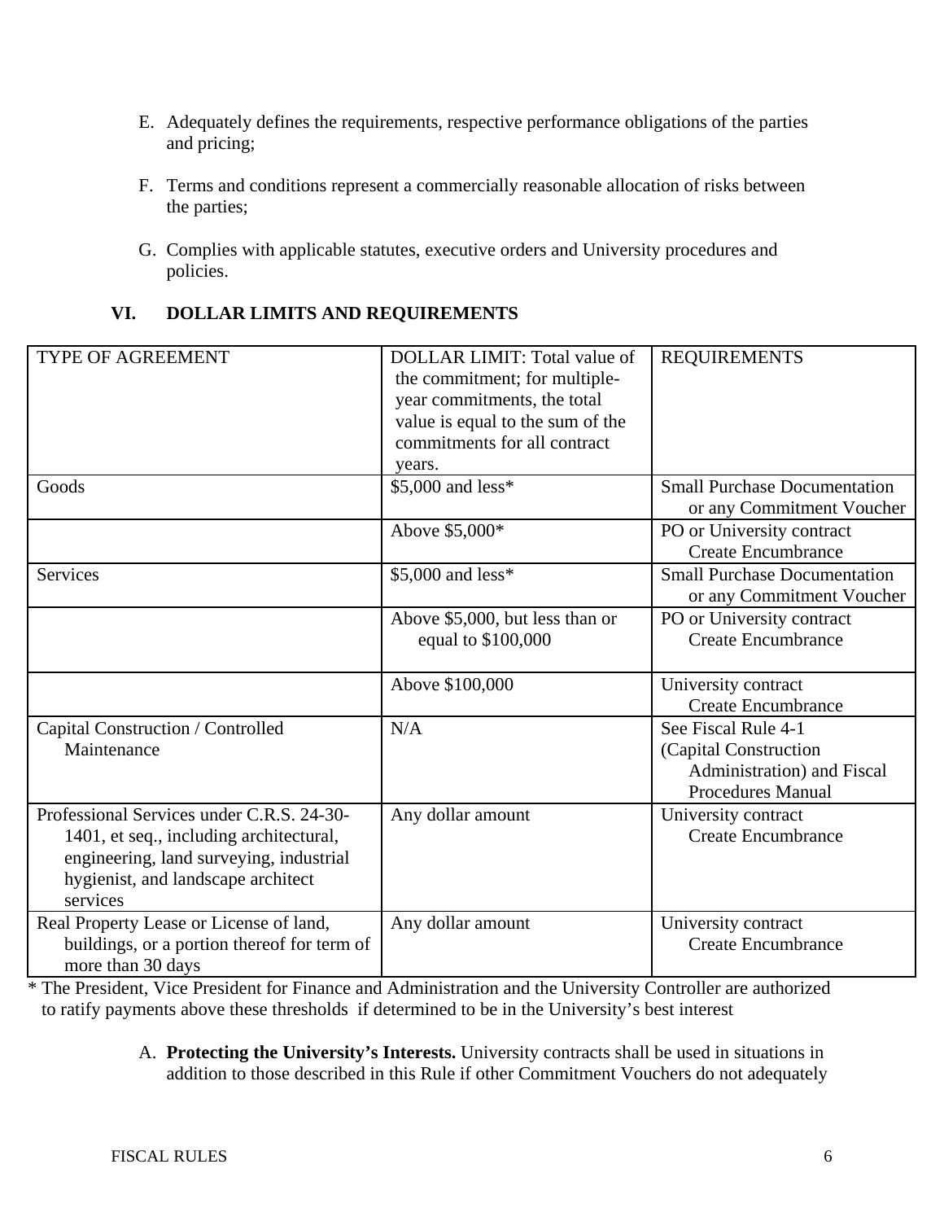E. Adequately defines the requirements, respective performance obligations of the parties and pricing;

F. Terms and conditions represent a commercially reasonable allocation of risks between the parties;

G. Complies with applicable statutes, executive orders and University procedures and policies.

## VI. DOLLAR LIMITS AND REQUIREMENTS

| TYPE OF AGREEMENT | DOLLAR LIMIT: Total value of the commitment; for multiple-year commitments, the total value is equal to the sum of the commitments for all contract years. | REQUIREMENTS |
|---|---|---|
| Goods | $5,000 and less* | Small Purchase Documentation or any Commitment Voucher |
| | Above $5,000* | PO or University contract Create Encumbrance |
| Services | $5,000 and less* | Small Purchase Documentation or any Commitment Voucher |
| | Above $5,000, but less than or equal to $100,000 | PO or University contract Create Encumbrance |
| | Above $100,000 | University contract Create Encumbrance |
| Capital Construction / Controlled Maintenance | N/A | See Fiscal Rule 4-1 (Capital Construction Administration) and Fiscal Procedures Manual |
| Professional Services under C.R.S. 24-30-1401, et seq., including architectural, engineering, land surveying, industrial hygienist, and landscape architect services | Any dollar amount | University contract Create Encumbrance |
| Real Property Lease or License of land, buildings, or a portion thereof for term of more than 30 days | Any dollar amount | University contract Create Encumbrance |

* The President, Vice President for Finance and Administration and the University Controller are authorized to ratify payments above these thresholds if determined to be in the University's best interest

A. **Protecting the University's Interests.** University contracts shall be used in situations in addition to those described in this Rule if other Commitment Vouchers do not adequately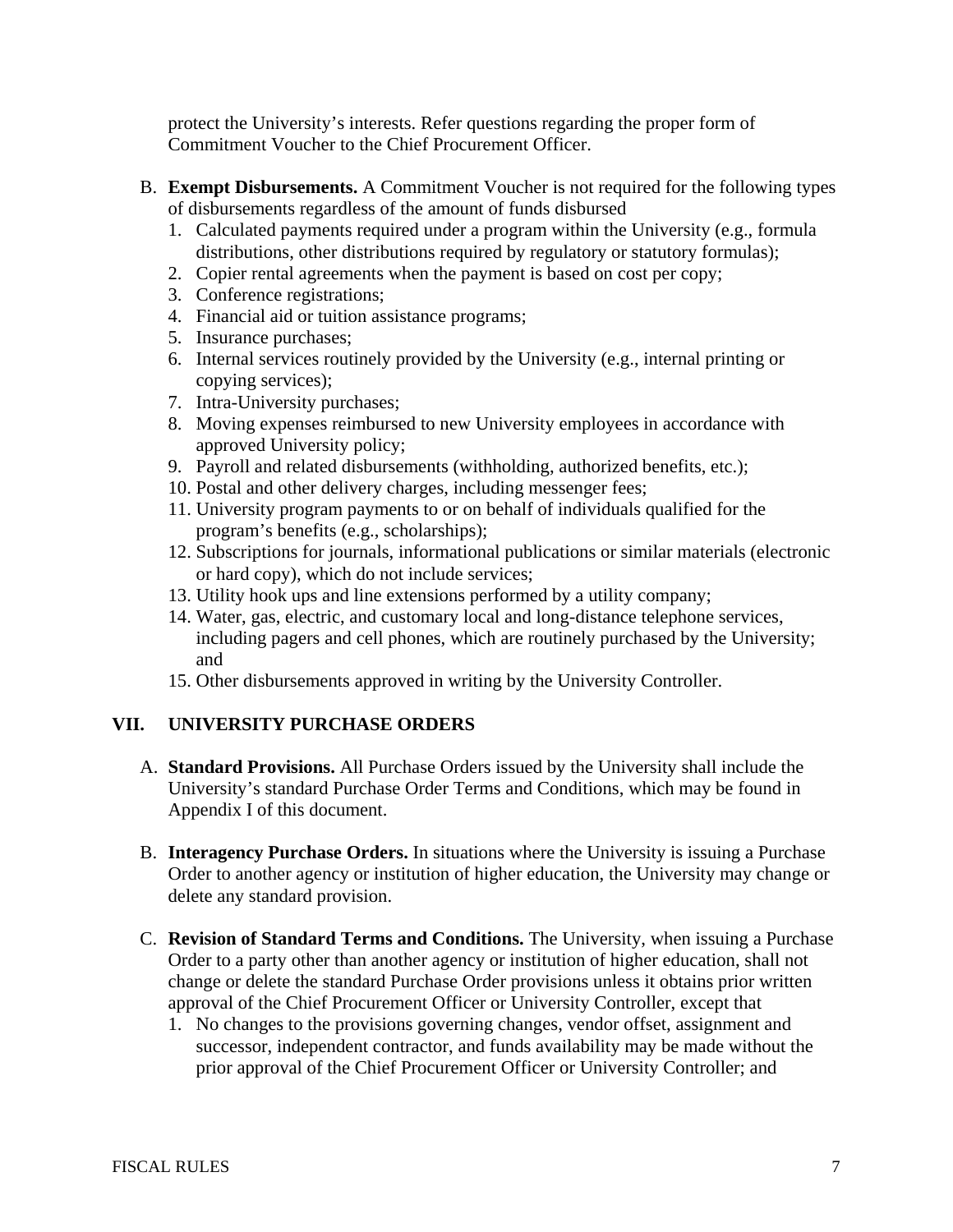protect the University's interests. Refer questions regarding the proper form of Commitment Voucher to the Chief Procurement Officer.

B. **Exempt Disbursements.** A Commitment Voucher is not required for the following types of disbursements regardless of the amount of funds disbursed
   1. Calculated payments required under a program within the University (e.g., formula distributions, other distributions required by regulatory or statutory formulas);
   2. Copier rental agreements when the payment is based on cost per copy;
   3. Conference registrations;
   4. Financial aid or tuition assistance programs;
   5. Insurance purchases;
   6. Internal services routinely provided by the University (e.g., internal printing or copying services);
   7. Intra-University purchases;
   8. Moving expenses reimbursed to new University employees in accordance with approved University policy;
   9. Payroll and related disbursements (withholding, authorized benefits, etc.);
   10. Postal and other delivery charges, including messenger fees;
   11. University program payments to or on behalf of individuals qualified for the program's benefits (e.g., scholarships);
   12. Subscriptions for journals, informational publications or similar materials (electronic or hard copy), which do not include services;
   13. Utility hook ups and line extensions performed by a utility company;
   14. Water, gas, electric, and customary local and long-distance telephone services, including pagers and cell phones, which are routinely purchased by the University; and
   15. Other disbursements approved in writing by the University Controller.

## VII. UNIVERSITY PURCHASE ORDERS

A. **Standard Provisions.** All Purchase Orders issued by the University shall include the University's standard Purchase Order Terms and Conditions, which may be found in Appendix I of this document.

B. **Interagency Purchase Orders.** In situations where the University is issuing a Purchase Order to another agency or institution of higher education, the University may change or delete any standard provision.

C. **Revision of Standard Terms and Conditions.** The University, when issuing a Purchase Order to a party other than another agency or institution of higher education, shall not change or delete the standard Purchase Order provisions unless it obtains prior written approval of the Chief Procurement Officer or University Controller, except that
   1. No changes to the provisions governing changes, vendor offset, assignment and successor, independent contractor, and funds availability may be made without the prior approval of the Chief Procurement Officer or University Controller; and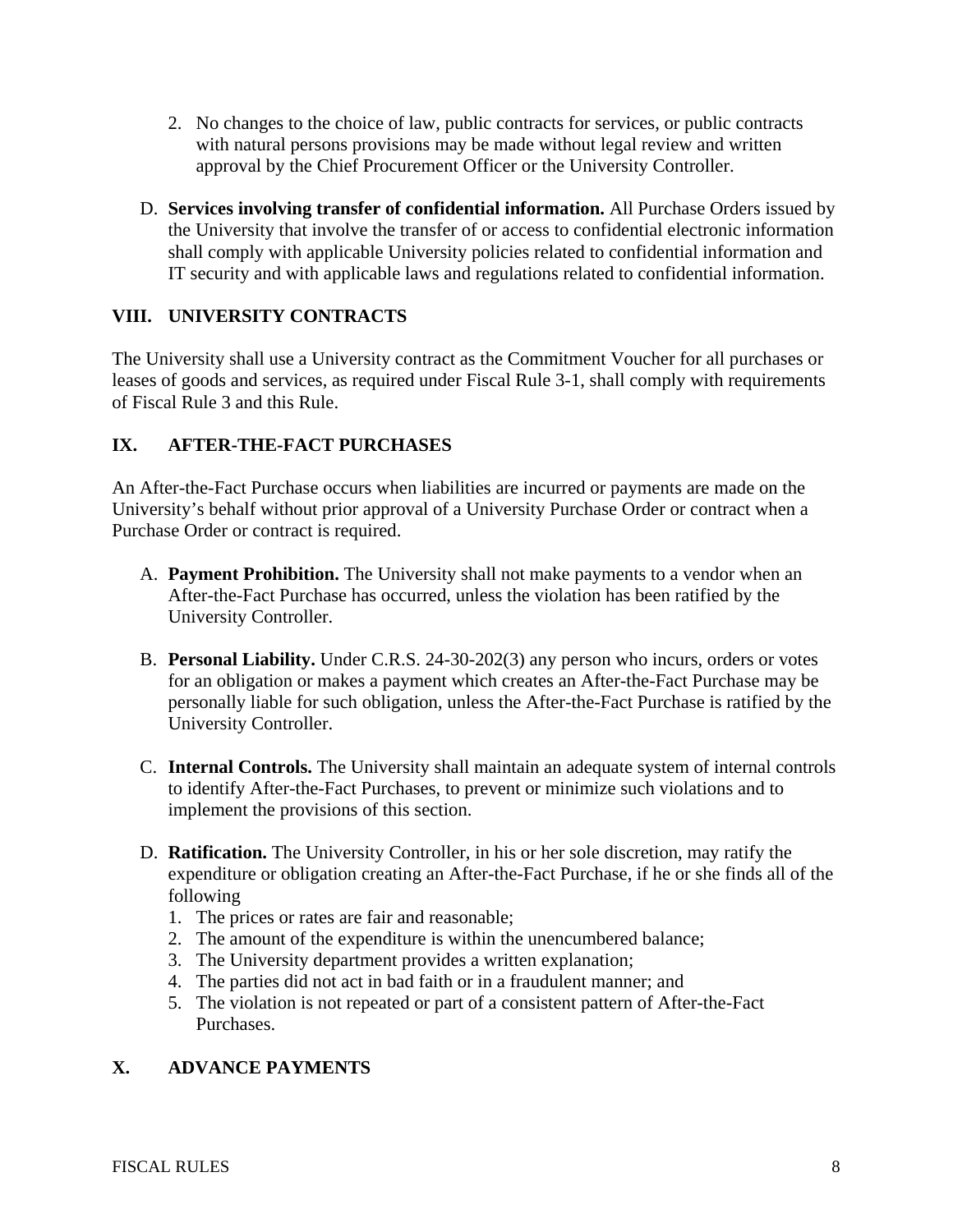2. No changes to the choice of law, public contracts for services, or public contracts with natural persons provisions may be made without legal review and written approval by the Chief Procurement Officer or the University Controller.

D. **Services involving transfer of confidential information.** All Purchase Orders issued by the University that involve the transfer of or access to confidential electronic information shall comply with applicable University policies related to confidential information and IT security and with applicable laws and regulations related to confidential information.

## VIII. UNIVERSITY CONTRACTS

The University shall use a University contract as the Commitment Voucher for all purchases or leases of goods and services, as required under Fiscal Rule 3-1, shall comply with requirements of Fiscal Rule 3 and this Rule.

## IX. AFTER-THE-FACT PURCHASES

An After-the-Fact Purchase occurs when liabilities are incurred or payments are made on the University's behalf without prior approval of a University Purchase Order or contract when a Purchase Order or contract is required.

A. **Payment Prohibition.** The University shall not make payments to a vendor when an After-the-Fact Purchase has occurred, unless the violation has been ratified by the University Controller.

B. **Personal Liability.** Under C.R.S. 24-30-202(3) any person who incurs, orders or votes for an obligation or makes a payment which creates an After-the-Fact Purchase may be personally liable for such obligation, unless the After-the-Fact Purchase is ratified by the University Controller.

C. **Internal Controls.** The University shall maintain an adequate system of internal controls to identify After-the-Fact Purchases, to prevent or minimize such violations and to implement the provisions of this section.

D. **Ratification.** The University Controller, in his or her sole discretion, may ratify the expenditure or obligation creating an After-the-Fact Purchase, if he or she finds all of the following
   1. The prices or rates are fair and reasonable;
   2. The amount of the expenditure is within the unencumbered balance;
   3. The University department provides a written explanation;
   4. The parties did not act in bad faith or in a fraudulent manner; and
   5. The violation is not repeated or part of a consistent pattern of After-the-Fact Purchases.

## X. ADVANCE PAYMENTS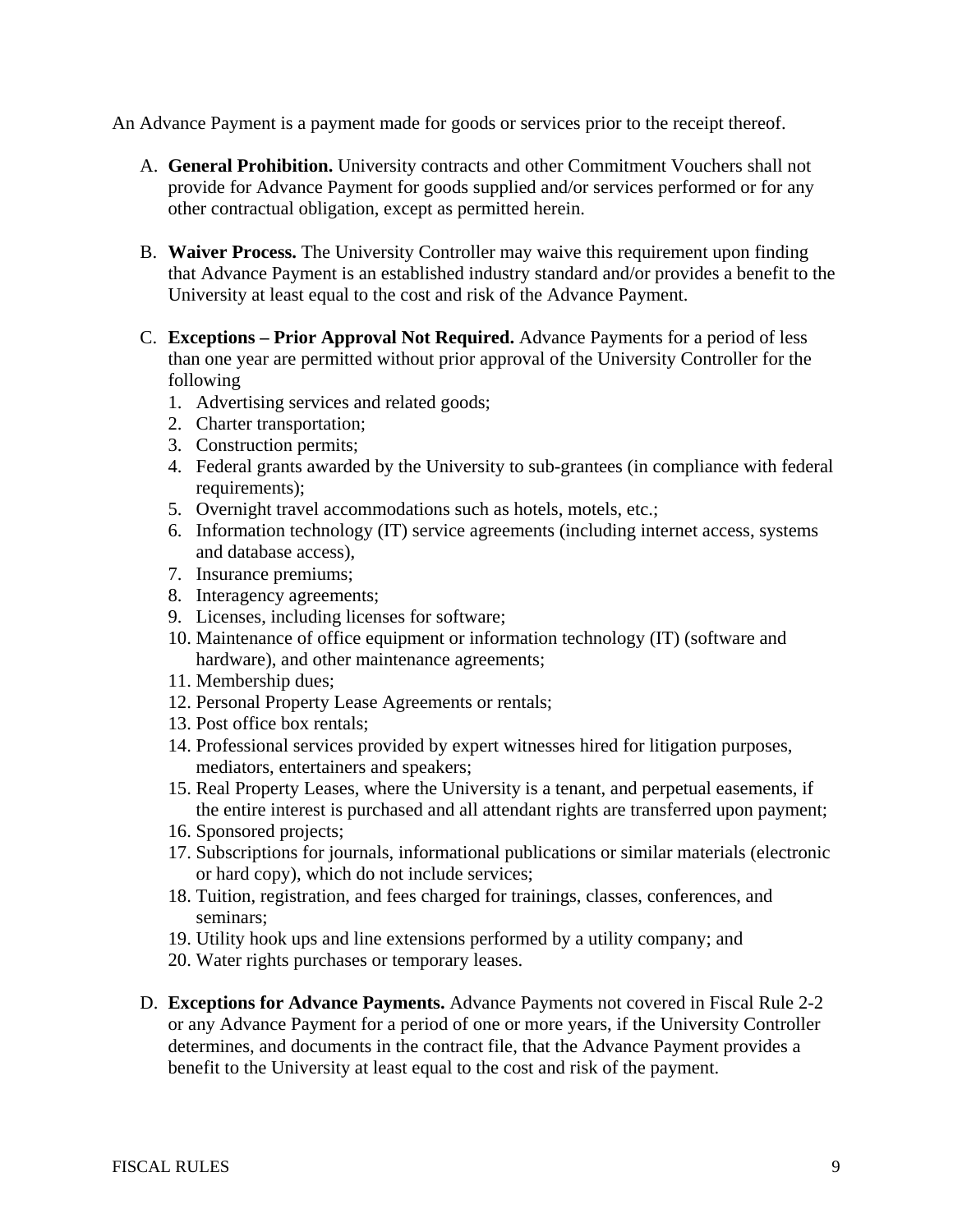An Advance Payment is a payment made for goods or services prior to the receipt thereof.

A. **General Prohibition.** University contracts and other Commitment Vouchers shall not provide for Advance Payment for goods supplied and/or services performed or for any other contractual obligation, except as permitted herein.

B. **Waiver Process.** The University Controller may waive this requirement upon finding that Advance Payment is an established industry standard and/or provides a benefit to the University at least equal to the cost and risk of the Advance Payment.

C. **Exceptions – Prior Approval Not Required.** Advance Payments for a period of less than one year are permitted without prior approval of the University Controller for the following
   1. Advertising services and related goods;
   2. Charter transportation;
   3. Construction permits;
   4. Federal grants awarded by the University to sub-grantees (in compliance with federal requirements);
   5. Overnight travel accommodations such as hotels, motels, etc.;
   6. Information technology (IT) service agreements (including internet access, systems and database access),
   7. Insurance premiums;
   8. Interagency agreements;
   9. Licenses, including licenses for software;
   10. Maintenance of office equipment or information technology (IT) (software and hardware), and other maintenance agreements;
   11. Membership dues;
   12. Personal Property Lease Agreements or rentals;
   13. Post office box rentals;
   14. Professional services provided by expert witnesses hired for litigation purposes, mediators, entertainers and speakers;
   15. Real Property Leases, where the University is a tenant, and perpetual easements, if the entire interest is purchased and all attendant rights are transferred upon payment;
   16. Sponsored projects;
   17. Subscriptions for journals, informational publications or similar materials (electronic or hard copy), which do not include services;
   18. Tuition, registration, and fees charged for trainings, classes, conferences, and seminars;
   19. Utility hook ups and line extensions performed by a utility company; and
   20. Water rights purchases or temporary leases.

D. **Exceptions for Advance Payments.** Advance Payments not covered in Fiscal Rule 2-2 or any Advance Payment for a period of one or more years, if the University Controller determines, and documents in the contract file, that the Advance Payment provides a benefit to the University at least equal to the cost and risk of the payment.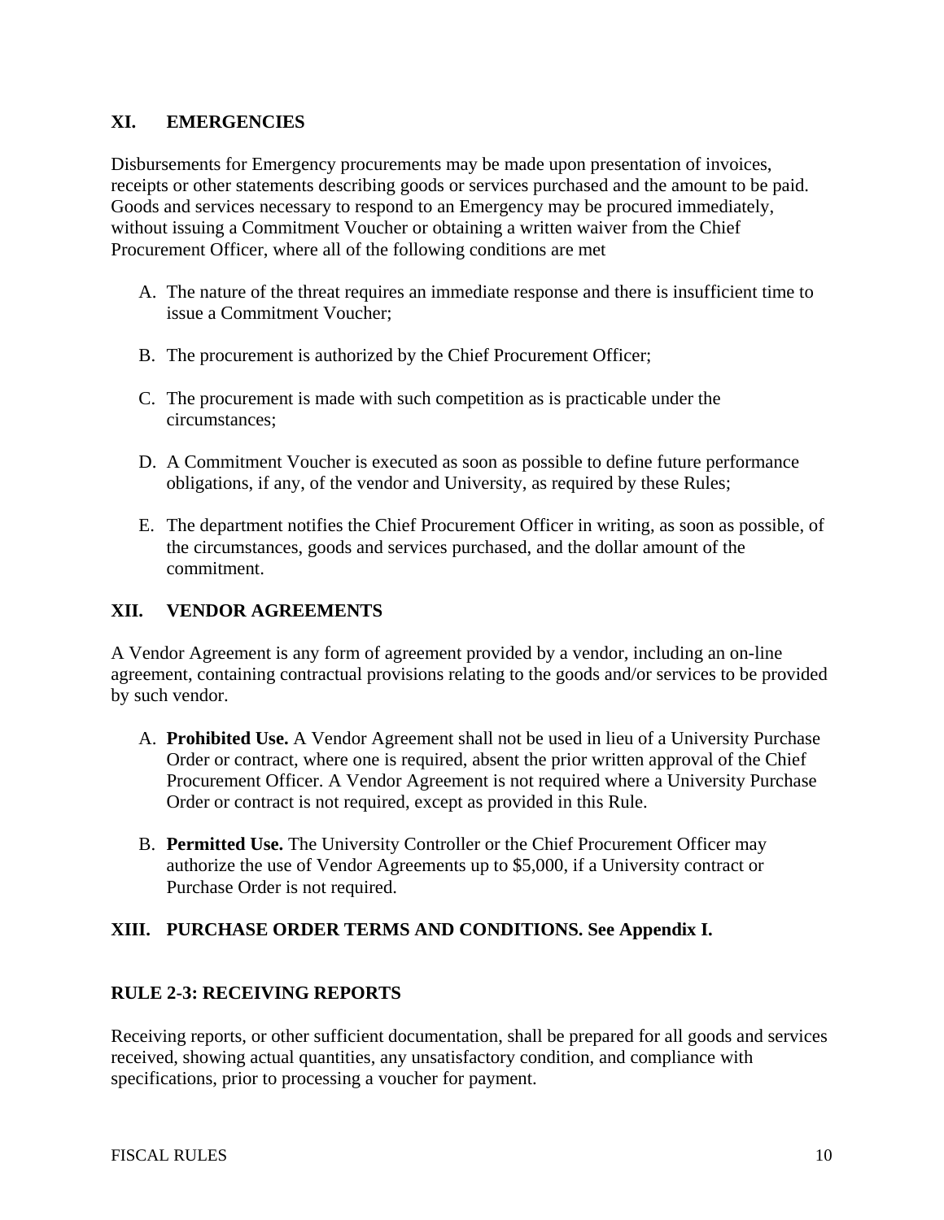## XI. EMERGENCIES

Disbursements for Emergency procurements may be made upon presentation of invoices, receipts or other statements describing goods or services purchased and the amount to be paid. Goods and services necessary to respond to an Emergency may be procured immediately, without issuing a Commitment Voucher or obtaining a written waiver from the Chief Procurement Officer, where all of the following conditions are met

A. The nature of the threat requires an immediate response and there is insufficient time to issue a Commitment Voucher;

B. The procurement is authorized by the Chief Procurement Officer;

C. The procurement is made with such competition as is practicable under the circumstances;

D. A Commitment Voucher is executed as soon as possible to define future performance obligations, if any, of the vendor and University, as required by these Rules;

E. The department notifies the Chief Procurement Officer in writing, as soon as possible, of the circumstances, goods and services purchased, and the dollar amount of the commitment.

## XII. VENDOR AGREEMENTS

A Vendor Agreement is any form of agreement provided by a vendor, including an on-line agreement, containing contractual provisions relating to the goods and/or services to be provided by such vendor.

A. **Prohibited Use.** A Vendor Agreement shall not be used in lieu of a University Purchase Order or contract, where one is required, absent the prior written approval of the Chief Procurement Officer. A Vendor Agreement is not required where a University Purchase Order or contract is not required, except as provided in this Rule.

B. **Permitted Use.** The University Controller or the Chief Procurement Officer may authorize the use of Vendor Agreements up to $5,000, if a University contract or Purchase Order is not required.

## XIII. PURCHASE ORDER TERMS AND CONDITIONS. See Appendix I.

## RULE 2-3: RECEIVING REPORTS

Receiving reports, or other sufficient documentation, shall be prepared for all goods and services received, showing actual quantities, any unsatisfactory condition, and compliance with specifications, prior to processing a voucher for payment.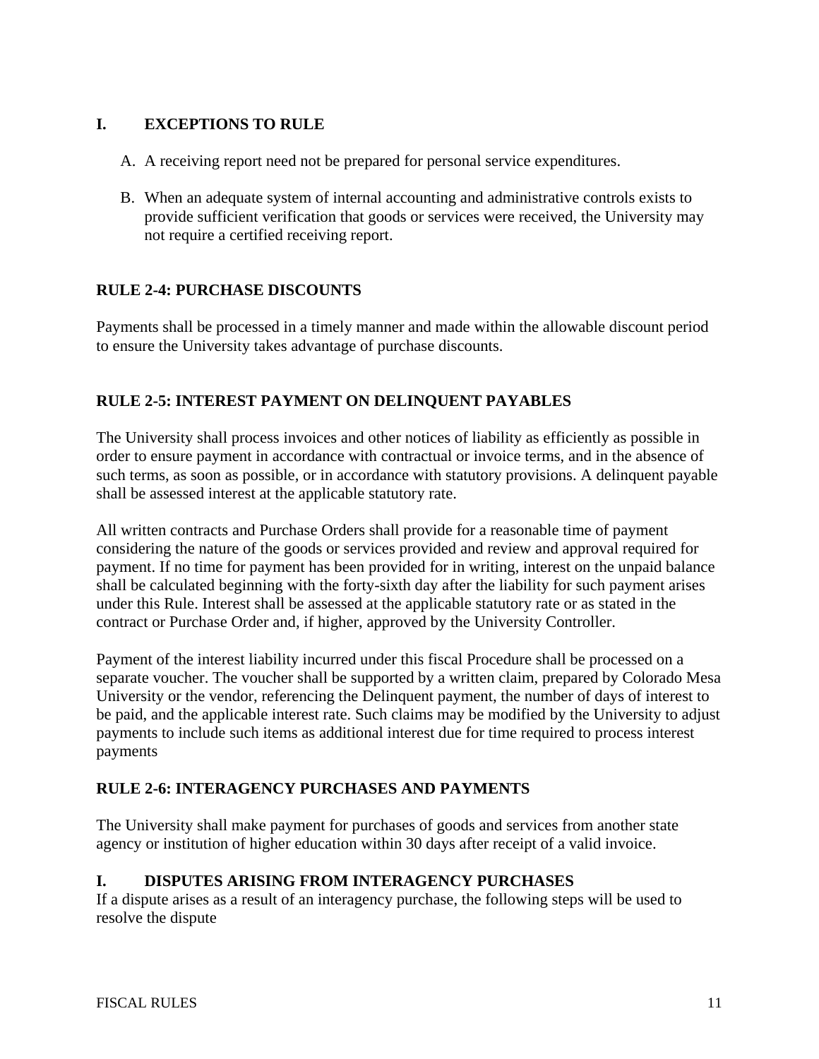## I. EXCEPTIONS TO RULE

A. A receiving report need not be prepared for personal service expenditures.

B. When an adequate system of internal accounting and administrative controls exists to provide sufficient verification that goods or services were received, the University may not require a certified receiving report.

## RULE 2-4: PURCHASE DISCOUNTS

Payments shall be processed in a timely manner and made within the allowable discount period to ensure the University takes advantage of purchase discounts.

## RULE 2-5: INTEREST PAYMENT ON DELINQUENT PAYABLES

The University shall process invoices and other notices of liability as efficiently as possible in order to ensure payment in accordance with contractual or invoice terms, and in the absence of such terms, as soon as possible, or in accordance with statutory provisions. A delinquent payable shall be assessed interest at the applicable statutory rate.

All written contracts and Purchase Orders shall provide for a reasonable time of payment considering the nature of the goods or services provided and review and approval required for payment. If no time for payment has been provided for in writing, interest on the unpaid balance shall be calculated beginning with the forty-sixth day after the liability for such payment arises under this Rule. Interest shall be assessed at the applicable statutory rate or as stated in the contract or Purchase Order and, if higher, approved by the University Controller.

Payment of the interest liability incurred under this fiscal Procedure shall be processed on a separate voucher. The voucher shall be supported by a written claim, prepared by Colorado Mesa University or the vendor, referencing the Delinquent payment, the number of days of interest to be paid, and the applicable interest rate. Such claims may be modified by the University to adjust payments to include such items as additional interest due for time required to process interest payments

## RULE 2-6: INTERAGENCY PURCHASES AND PAYMENTS

The University shall make payment for purchases of goods and services from another state agency or institution of higher education within 30 days after receipt of a valid invoice.

## I. DISPUTES ARISING FROM INTERAGENCY PURCHASES

If a dispute arises as a result of an interagency purchase, the following steps will be used to resolve the dispute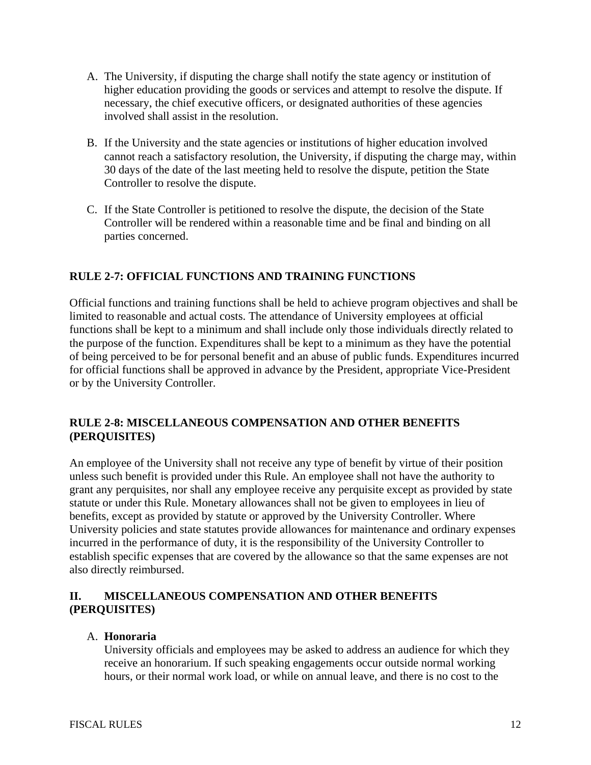A. The University, if disputing the charge shall notify the state agency or institution of higher education providing the goods or services and attempt to resolve the dispute. If necessary, the chief executive officers, or designated authorities of these agencies involved shall assist in the resolution.

B. If the University and the state agencies or institutions of higher education involved cannot reach a satisfactory resolution, the University, if disputing the charge may, within 30 days of the date of the last meeting held to resolve the dispute, petition the State Controller to resolve the dispute.

C. If the State Controller is petitioned to resolve the dispute, the decision of the State Controller will be rendered within a reasonable time and be final and binding on all parties concerned.

## RULE 2-7: OFFICIAL FUNCTIONS AND TRAINING FUNCTIONS

Official functions and training functions shall be held to achieve program objectives and shall be limited to reasonable and actual costs. The attendance of University employees at official functions shall be kept to a minimum and shall include only those individuals directly related to the purpose of the function. Expenditures shall be kept to a minimum as they have the potential of being perceived to be for personal benefit and an abuse of public funds. Expenditures incurred for official functions shall be approved in advance by the President, appropriate Vice-President or by the University Controller.

## RULE 2-8: MISCELLANEOUS COMPENSATION AND OTHER BENEFITS (PERQUISITES)

An employee of the University shall not receive any type of benefit by virtue of their position unless such benefit is provided under this Rule. An employee shall not have the authority to grant any perquisites, nor shall any employee receive any perquisite except as provided by state statute or under this Rule. Monetary allowances shall not be given to employees in lieu of benefits, except as provided by statute or approved by the University Controller. Where University policies and state statutes provide allowances for maintenance and ordinary expenses incurred in the performance of duty, it is the responsibility of the University Controller to establish specific expenses that are covered by the allowance so that the same expenses are not also directly reimbursed.

## II. MISCELLANEOUS COMPENSATION AND OTHER BENEFITS (PERQUISITES)

A. **Honoraria**
University officials and employees may be asked to address an audience for which they receive an honorarium. If such speaking engagements occur outside normal working hours, or their normal work load, or while on annual leave, and there is no cost to the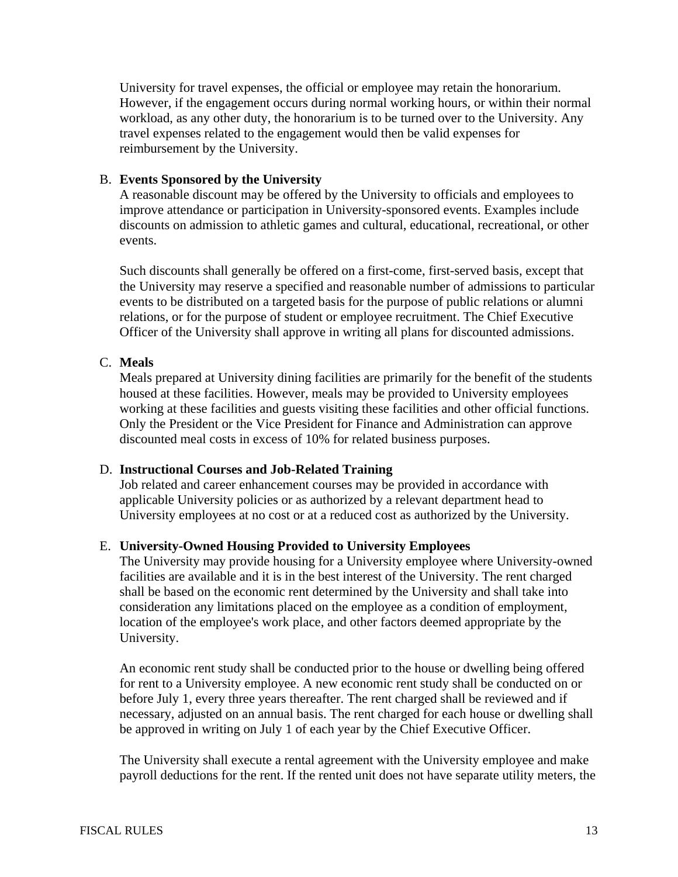University for travel expenses, the official or employee may retain the honorarium. However, if the engagement occurs during normal working hours, or within their normal workload, as any other duty, the honorarium is to be turned over to the University. Any travel expenses related to the engagement would then be valid expenses for reimbursement by the University.

B. **Events Sponsored by the University**
A reasonable discount may be offered by the University to officials and employees to improve attendance or participation in University-sponsored events. Examples include discounts on admission to athletic games and cultural, educational, recreational, or other events.

Such discounts shall generally be offered on a first-come, first-served basis, except that the University may reserve a specified and reasonable number of admissions to particular events to be distributed on a targeted basis for the purpose of public relations or alumni relations, or for the purpose of student or employee recruitment. The Chief Executive Officer of the University shall approve in writing all plans for discounted admissions.

C. **Meals**
Meals prepared at University dining facilities are primarily for the benefit of the students housed at these facilities. However, meals may be provided to University employees working at these facilities and guests visiting these facilities and other official functions. Only the President or the Vice President for Finance and Administration can approve discounted meal costs in excess of 10% for related business purposes.

D. **Instructional Courses and Job-Related Training**
Job related and career enhancement courses may be provided in accordance with applicable University policies or as authorized by a relevant department head to University employees at no cost or at a reduced cost as authorized by the University.

E. **University-Owned Housing Provided to University Employees**
The University may provide housing for a University employee where University-owned facilities are available and it is in the best interest of the University. The rent charged shall be based on the economic rent determined by the University and shall take into consideration any limitations placed on the employee as a condition of employment, location of the employee's work place, and other factors deemed appropriate by the University.

An economic rent study shall be conducted prior to the house or dwelling being offered for rent to a University employee. A new economic rent study shall be conducted on or before July 1, every three years thereafter. The rent charged shall be reviewed and if necessary, adjusted on an annual basis. The rent charged for each house or dwelling shall be approved in writing on July 1 of each year by the Chief Executive Officer.

The University shall execute a rental agreement with the University employee and make payroll deductions for the rent. If the rented unit does not have separate utility meters, the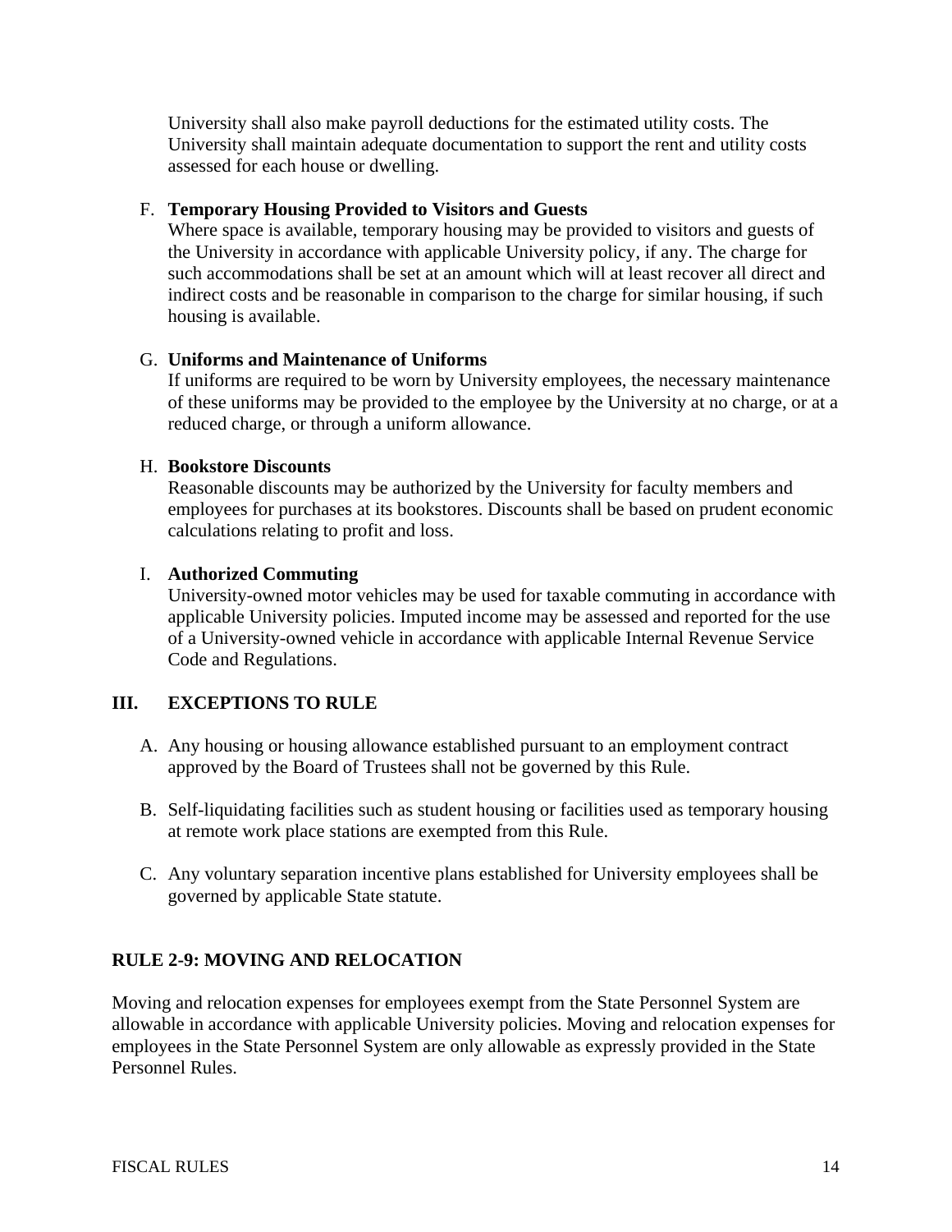University shall also make payroll deductions for the estimated utility costs. The University shall maintain adequate documentation to support the rent and utility costs assessed for each house or dwelling.

F. **Temporary Housing Provided to Visitors and Guests**
Where space is available, temporary housing may be provided to visitors and guests of the University in accordance with applicable University policy, if any. The charge for such accommodations shall be set at an amount which will at least recover all direct and indirect costs and be reasonable in comparison to the charge for similar housing, if such housing is available.

G. **Uniforms and Maintenance of Uniforms**
If uniforms are required to be worn by University employees, the necessary maintenance of these uniforms may be provided to the employee by the University at no charge, or at a reduced charge, or through a uniform allowance.

H. **Bookstore Discounts**
Reasonable discounts may be authorized by the University for faculty members and employees for purchases at its bookstores. Discounts shall be based on prudent economic calculations relating to profit and loss.

I. **Authorized Commuting**
University-owned motor vehicles may be used for taxable commuting in accordance with applicable University policies. Imputed income may be assessed and reported for the use of a University-owned vehicle in accordance with applicable Internal Revenue Service Code and Regulations.

## III. EXCEPTIONS TO RULE

A. Any housing or housing allowance established pursuant to an employment contract approved by the Board of Trustees shall not be governed by this Rule.

B. Self-liquidating facilities such as student housing or facilities used as temporary housing at remote work place stations are exempted from this Rule.

C. Any voluntary separation incentive plans established for University employees shall be governed by applicable State statute.

## RULE 2-9: MOVING AND RELOCATION

Moving and relocation expenses for employees exempt from the State Personnel System are allowable in accordance with applicable University policies. Moving and relocation expenses for employees in the State Personnel System are only allowable as expressly provided in the State Personnel Rules.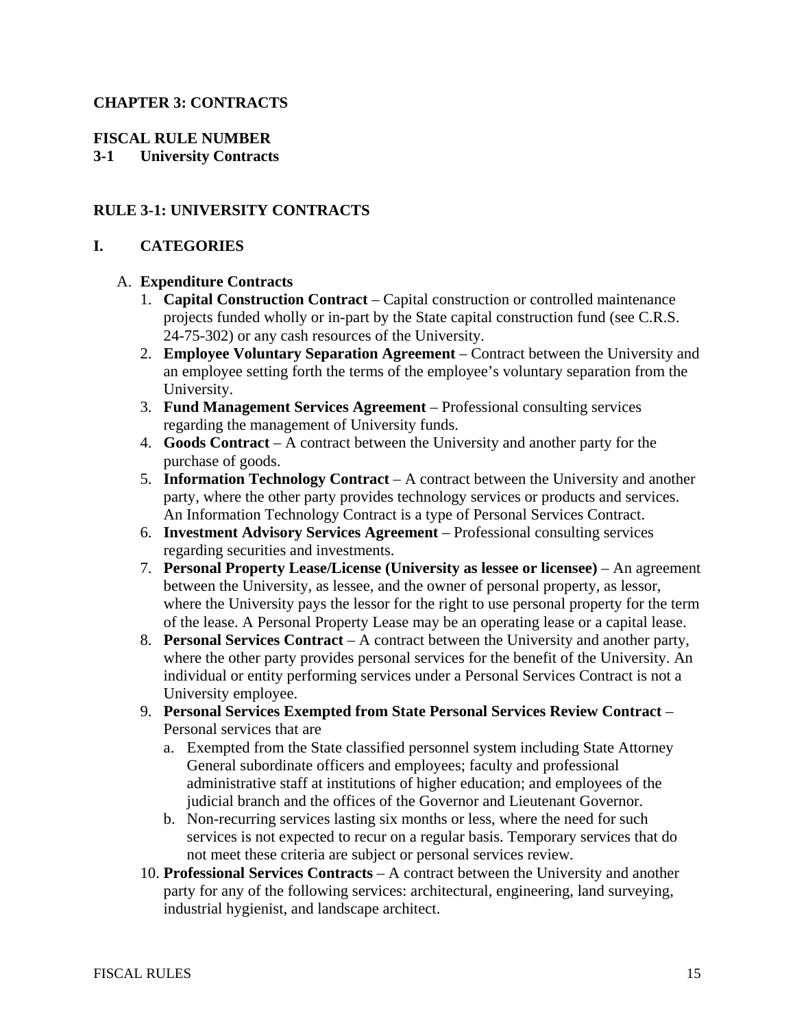# CHAPTER 3: CONTRACTS

**FISCAL RULE NUMBER**
**3-1 University Contracts**

## RULE 3-1: UNIVERSITY CONTRACTS

### I. CATEGORIES

A. **Expenditure Contracts**

1. **Capital Construction Contract** – Capital construction or controlled maintenance projects funded wholly or in-part by the State capital construction fund (see C.R.S. 24-75-302) or any cash resources of the University.
2. **Employee Voluntary Separation Agreement** – Contract between the University and an employee setting forth the terms of the employee's voluntary separation from the University.
3. **Fund Management Services Agreement** – Professional consulting services regarding the management of University funds.
4. **Goods Contract** – A contract between the University and another party for the purchase of goods.
5. **Information Technology Contract** – A contract between the University and another party, where the other party provides technology services or products and services. An Information Technology Contract is a type of Personal Services Contract.
6. **Investment Advisory Services Agreement** – Professional consulting services regarding securities and investments.
7. **Personal Property Lease/License (University as lessee or licensee)** – An agreement between the University, as lessee, and the owner of personal property, as lessor, where the University pays the lessor for the right to use personal property for the term of the lease. A Personal Property Lease may be an operating lease or a capital lease.
8. **Personal Services Contract** – A contract between the University and another party, where the other party provides personal services for the benefit of the University. An individual or entity performing services under a Personal Services Contract is not a University employee.
9. **Personal Services Exempted from State Personal Services Review Contract** – Personal services that are
   a. Exempted from the State classified personnel system including State Attorney General subordinate officers and employees; faculty and professional administrative staff at institutions of higher education; and employees of the judicial branch and the offices of the Governor and Lieutenant Governor.
   b. Non-recurring services lasting six months or less, where the need for such services is not expected to recur on a regular basis. Temporary services that do not meet these criteria are subject or personal services review.
10. **Professional Services Contracts** – A contract between the University and another party for any of the following services: architectural, engineering, land surveying, industrial hygienist, and landscape architect.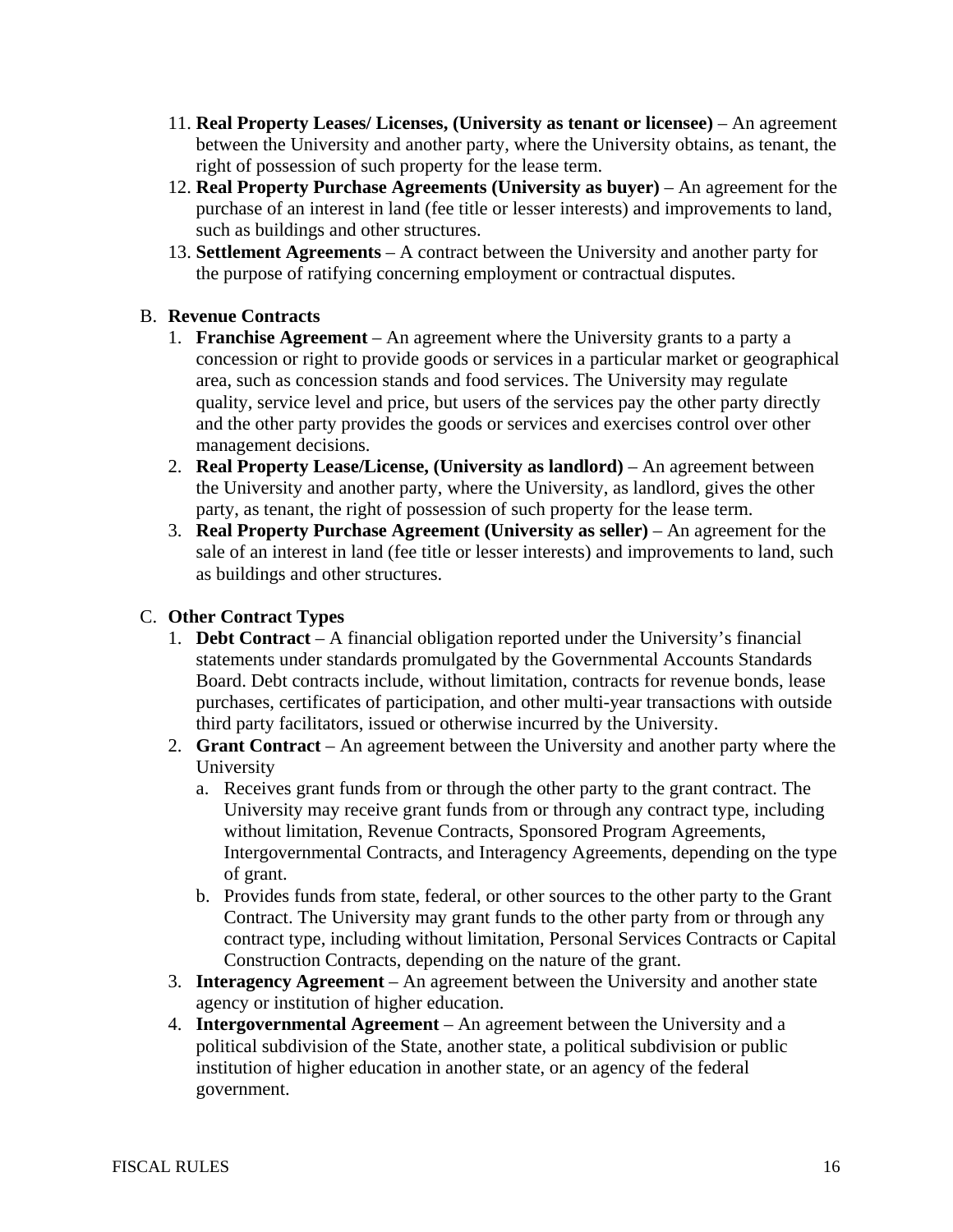11. **Real Property Leases/ Licenses, (University as tenant or licensee)** – An agreement between the University and another party, where the University obtains, as tenant, the right of possession of such property for the lease term.
12. **Real Property Purchase Agreements (University as buyer)** – An agreement for the purchase of an interest in land (fee title or lesser interests) and improvements to land, such as buildings and other structures.
13. **Settlement Agreements** – A contract between the University and another party for the purpose of ratifying concerning employment or contractual disputes.

B. **Revenue Contracts**

1. **Franchise Agreement** – An agreement where the University grants to a party a concession or right to provide goods or services in a particular market or geographical area, such as concession stands and food services. The University may regulate quality, service level and price, but users of the services pay the other party directly and the other party provides the goods or services and exercises control over other management decisions.
2. **Real Property Lease/License, (University as landlord)** – An agreement between the University and another party, where the University, as landlord, gives the other party, as tenant, the right of possession of such property for the lease term.
3. **Real Property Purchase Agreement (University as seller)** – An agreement for the sale of an interest in land (fee title or lesser interests) and improvements to land, such as buildings and other structures.

C. **Other Contract Types**

1. **Debt Contract** – A financial obligation reported under the University's financial statements under standards promulgated by the Governmental Accounts Standards Board. Debt contracts include, without limitation, contracts for revenue bonds, lease purchases, certificates of participation, and other multi-year transactions with outside third party facilitators, issued or otherwise incurred by the University.
2. **Grant Contract** – An agreement between the University and another party where the University
   a. Receives grant funds from or through the other party to the grant contract. The University may receive grant funds from or through any contract type, including without limitation, Revenue Contracts, Sponsored Program Agreements, Intergovernmental Contracts, and Interagency Agreements, depending on the type of grant.
   b. Provides funds from state, federal, or other sources to the other party to the Grant Contract. The University may grant funds to the other party from or through any contract type, including without limitation, Personal Services Contracts or Capital Construction Contracts, depending on the nature of the grant.
3. **Interagency Agreement** – An agreement between the University and another state agency or institution of higher education.
4. **Intergovernmental Agreement** – An agreement between the University and a political subdivision of the State, another state, a political subdivision or public institution of higher education in another state, or an agency of the federal government.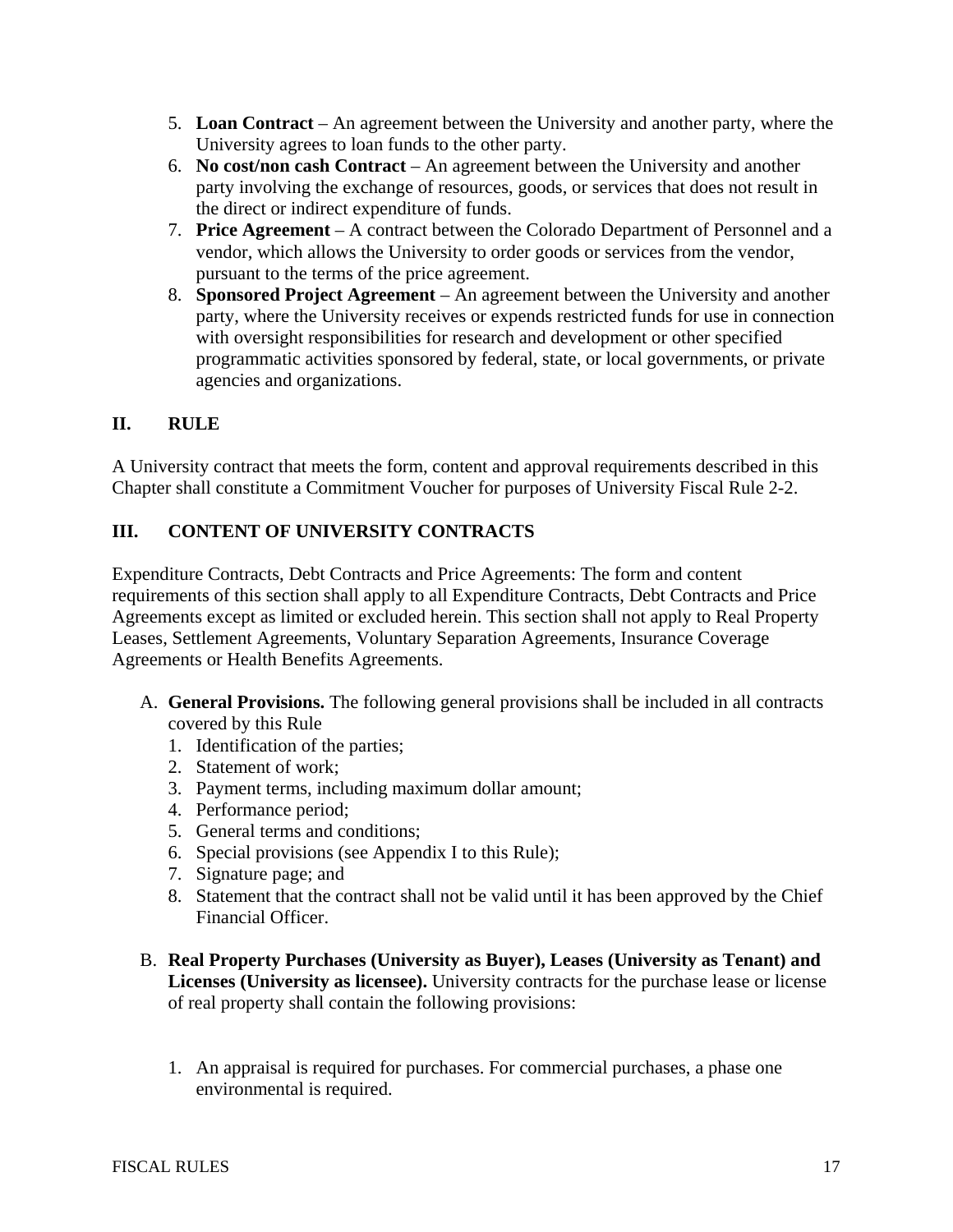5. **Loan Contract** – An agreement between the University and another party, where the University agrees to loan funds to the other party.
6. **No cost/non cash Contract** – An agreement between the University and another party involving the exchange of resources, goods, or services that does not result in the direct or indirect expenditure of funds.
7. **Price Agreement** – A contract between the Colorado Department of Personnel and a vendor, which allows the University to order goods or services from the vendor, pursuant to the terms of the price agreement.
8. **Sponsored Project Agreement** – An agreement between the University and another party, where the University receives or expends restricted funds for use in connection with oversight responsibilities for research and development or other specified programmatic activities sponsored by federal, state, or local governments, or private agencies and organizations.

## II. RULE

A University contract that meets the form, content and approval requirements described in this Chapter shall constitute a Commitment Voucher for purposes of University Fiscal Rule 2-2.

## III. CONTENT OF UNIVERSITY CONTRACTS

Expenditure Contracts, Debt Contracts and Price Agreements: The form and content requirements of this section shall apply to all Expenditure Contracts, Debt Contracts and Price Agreements except as limited or excluded herein. This section shall not apply to Real Property Leases, Settlement Agreements, Voluntary Separation Agreements, Insurance Coverage Agreements or Health Benefits Agreements.

A. **General Provisions.** The following general provisions shall be included in all contracts covered by this Rule
   1. Identification of the parties;
   2. Statement of work;
   3. Payment terms, including maximum dollar amount;
   4. Performance period;
   5. General terms and conditions;
   6. Special provisions (see Appendix I to this Rule);
   7. Signature page; and
   8. Statement that the contract shall not be valid until it has been approved by the Chief Financial Officer.

B. **Real Property Purchases (University as Buyer), Leases (University as Tenant) and Licenses (University as licensee).** University contracts for the purchase lease or license of real property shall contain the following provisions:

   1. An appraisal is required for purchases. For commercial purchases, a phase one environmental is required.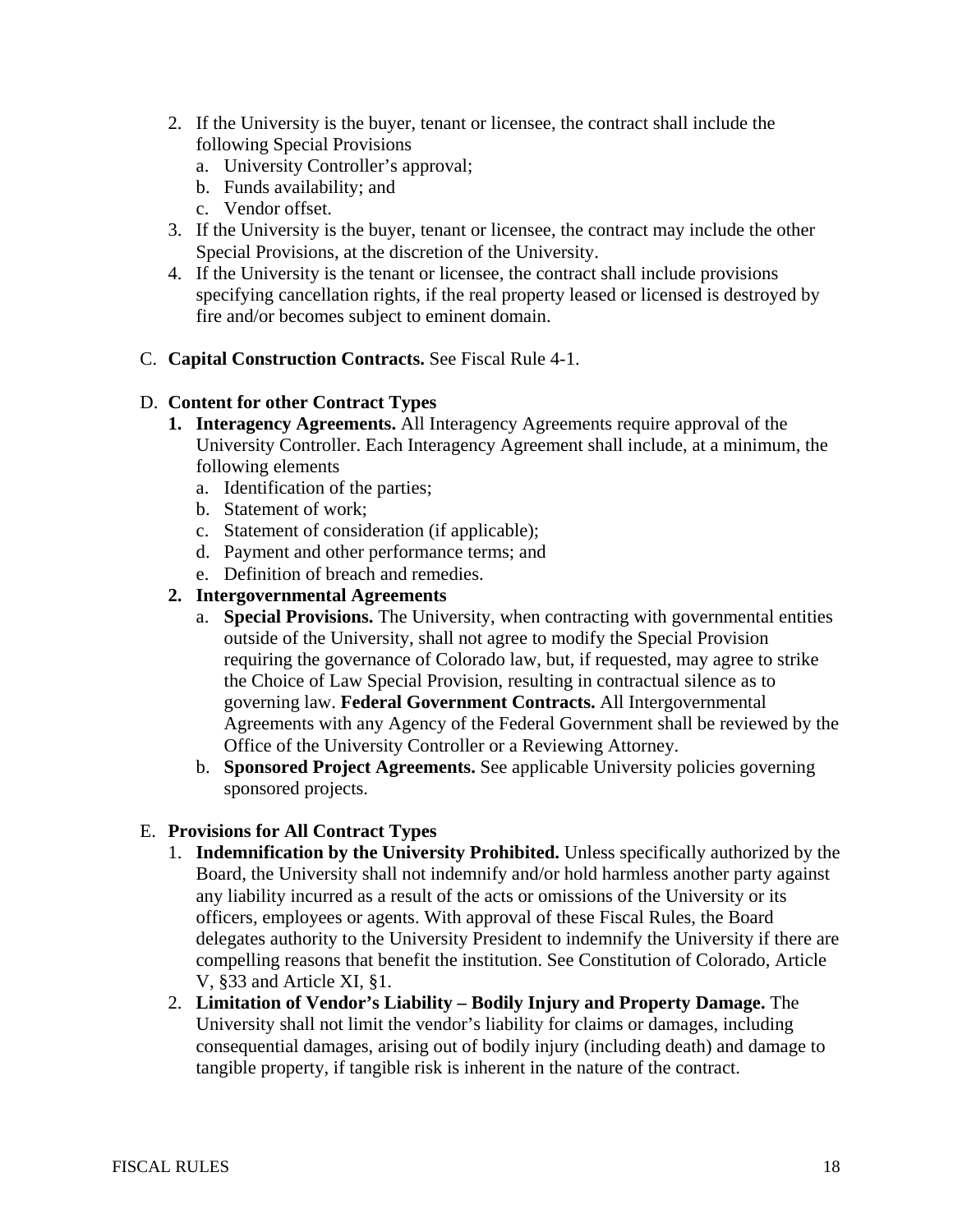2. If the University is the buyer, tenant or licensee, the contract shall include the following Special Provisions
   a. University Controller's approval;
   b. Funds availability; and
   c. Vendor offset.
3. If the University is the buyer, tenant or licensee, the contract may include the other Special Provisions, at the discretion of the University.
4. If the University is the tenant or licensee, the contract shall include provisions specifying cancellation rights, if the real property leased or licensed is destroyed by fire and/or becomes subject to eminent domain.

C. **Capital Construction Contracts.** See Fiscal Rule 4-1.

D. **Content for other Contract Types**

1. **Interagency Agreements.** All Interagency Agreements require approval of the University Controller. Each Interagency Agreement shall include, at a minimum, the following elements
   a. Identification of the parties;
   b. Statement of work;
   c. Statement of consideration (if applicable);
   d. Payment and other performance terms; and
   e. Definition of breach and remedies.
2. **Intergovernmental Agreements**
   a. **Special Provisions.** The University, when contracting with governmental entities outside of the University, shall not agree to modify the Special Provision requiring the governance of Colorado law, but, if requested, may agree to strike the Choice of Law Special Provision, resulting in contractual silence as to governing law. **Federal Government Contracts.** All Intergovernmental Agreements with any Agency of the Federal Government shall be reviewed by the Office of the University Controller or a Reviewing Attorney.
   b. **Sponsored Project Agreements.** See applicable University policies governing sponsored projects.

E. **Provisions for All Contract Types**

1. **Indemnification by the University Prohibited.** Unless specifically authorized by the Board, the University shall not indemnify and/or hold harmless another party against any liability incurred as a result of the acts or omissions of the University or its officers, employees or agents. With approval of these Fiscal Rules, the Board delegates authority to the University President to indemnify the University if there are compelling reasons that benefit the institution. See Constitution of Colorado, Article V, §33 and Article XI, §1.
2. **Limitation of Vendor's Liability – Bodily Injury and Property Damage.** The University shall not limit the vendor's liability for claims or damages, including consequential damages, arising out of bodily injury (including death) and damage to tangible property, if tangible risk is inherent in the nature of the contract.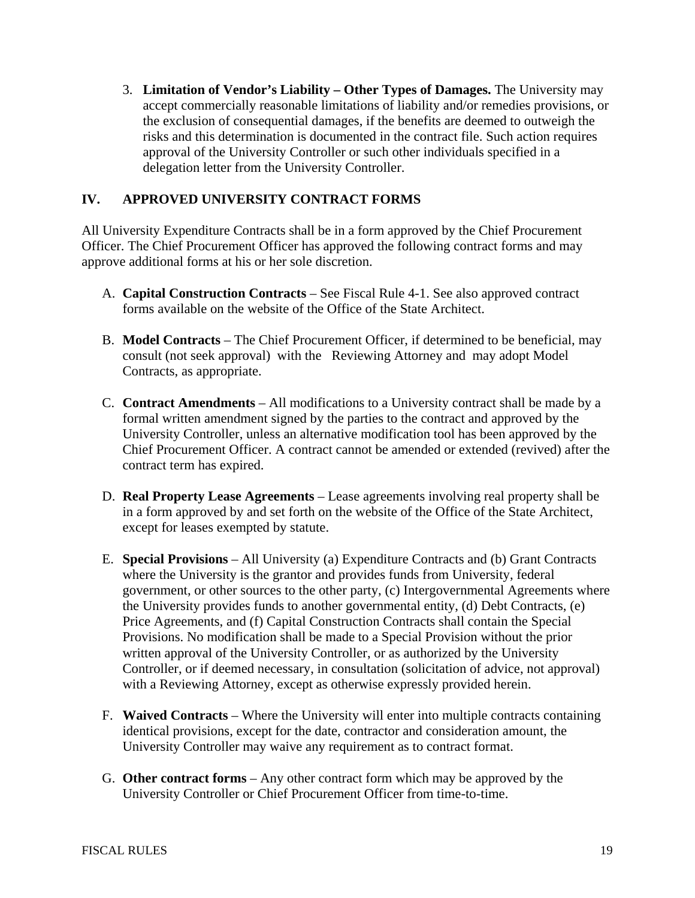3. **Limitation of Vendor's Liability – Other Types of Damages.** The University may accept commercially reasonable limitations of liability and/or remedies provisions, or the exclusion of consequential damages, if the benefits are deemed to outweigh the risks and this determination is documented in the contract file. Such action requires approval of the University Controller or such other individuals specified in a delegation letter from the University Controller.

## IV. APPROVED UNIVERSITY CONTRACT FORMS

All University Expenditure Contracts shall be in a form approved by the Chief Procurement Officer. The Chief Procurement Officer has approved the following contract forms and may approve additional forms at his or her sole discretion.

A. **Capital Construction Contracts** – See Fiscal Rule 4-1. See also approved contract forms available on the website of the Office of the State Architect.

B. **Model Contracts** – The Chief Procurement Officer, if determined to be beneficial, may consult (not seek approval) with the Reviewing Attorney and may adopt Model Contracts, as appropriate.

C. **Contract Amendments** – All modifications to a University contract shall be made by a formal written amendment signed by the parties to the contract and approved by the University Controller, unless an alternative modification tool has been approved by the Chief Procurement Officer. A contract cannot be amended or extended (revived) after the contract term has expired.

D. **Real Property Lease Agreements** – Lease agreements involving real property shall be in a form approved by and set forth on the website of the Office of the State Architect, except for leases exempted by statute.

E. **Special Provisions** – All University (a) Expenditure Contracts and (b) Grant Contracts where the University is the grantor and provides funds from University, federal government, or other sources to the other party, (c) Intergovernmental Agreements where the University provides funds to another governmental entity, (d) Debt Contracts, (e) Price Agreements, and (f) Capital Construction Contracts shall contain the Special Provisions. No modification shall be made to a Special Provision without the prior written approval of the University Controller, or as authorized by the University Controller, or if deemed necessary, in consultation (solicitation of advice, not approval) with a Reviewing Attorney, except as otherwise expressly provided herein.

F. **Waived Contracts** – Where the University will enter into multiple contracts containing identical provisions, except for the date, contractor and consideration amount, the University Controller may waive any requirement as to contract format.

G. **Other contract forms** – Any other contract form which may be approved by the University Controller or Chief Procurement Officer from time-to-time.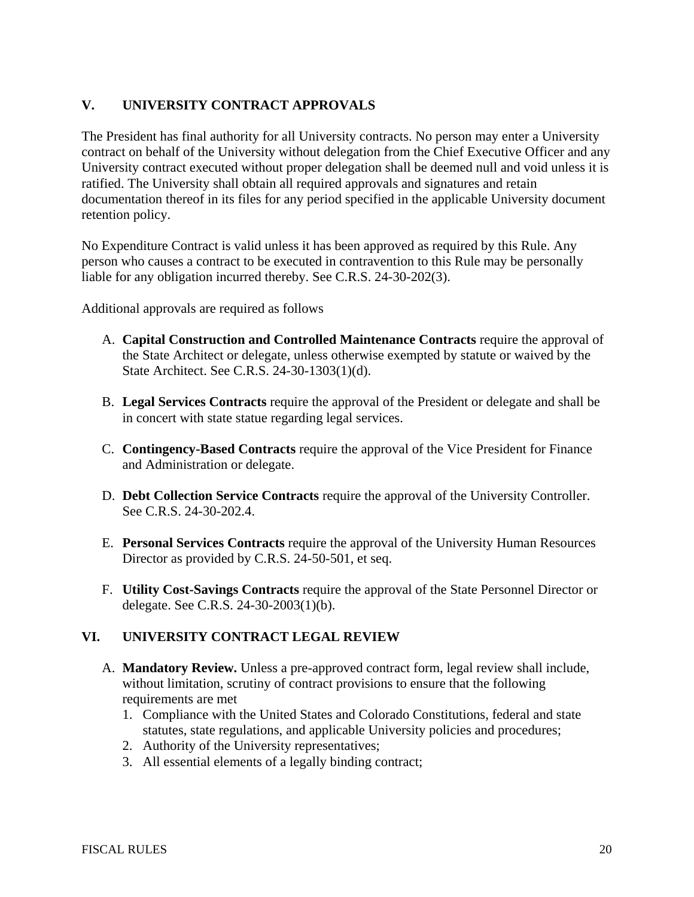## V. UNIVERSITY CONTRACT APPROVALS

The President has final authority for all University contracts. No person may enter a University contract on behalf of the University without delegation from the Chief Executive Officer and any University contract executed without proper delegation shall be deemed null and void unless it is ratified. The University shall obtain all required approvals and signatures and retain documentation thereof in its files for any period specified in the applicable University document retention policy.

No Expenditure Contract is valid unless it has been approved as required by this Rule. Any person who causes a contract to be executed in contravention to this Rule may be personally liable for any obligation incurred thereby. See C.R.S. 24-30-202(3).

Additional approvals are required as follows

A. **Capital Construction and Controlled Maintenance Contracts** require the approval of the State Architect or delegate, unless otherwise exempted by statute or waived by the State Architect. See C.R.S. 24-30-1303(1)(d).

B. **Legal Services Contracts** require the approval of the President or delegate and shall be in concert with state statue regarding legal services.

C. **Contingency-Based Contracts** require the approval of the Vice President for Finance and Administration or delegate.

D. **Debt Collection Service Contracts** require the approval of the University Controller. See C.R.S. 24-30-202.4.

E. **Personal Services Contracts** require the approval of the University Human Resources Director as provided by C.R.S. 24-50-501, et seq.

F. **Utility Cost-Savings Contracts** require the approval of the State Personnel Director or delegate. See C.R.S. 24-30-2003(1)(b).

## VI. UNIVERSITY CONTRACT LEGAL REVIEW

A. **Mandatory Review.** Unless a pre-approved contract form, legal review shall include, without limitation, scrutiny of contract provisions to ensure that the following requirements are met
   1. Compliance with the United States and Colorado Constitutions, federal and state statutes, state regulations, and applicable University policies and procedures;
   2. Authority of the University representatives;
   3. All essential elements of a legally binding contract;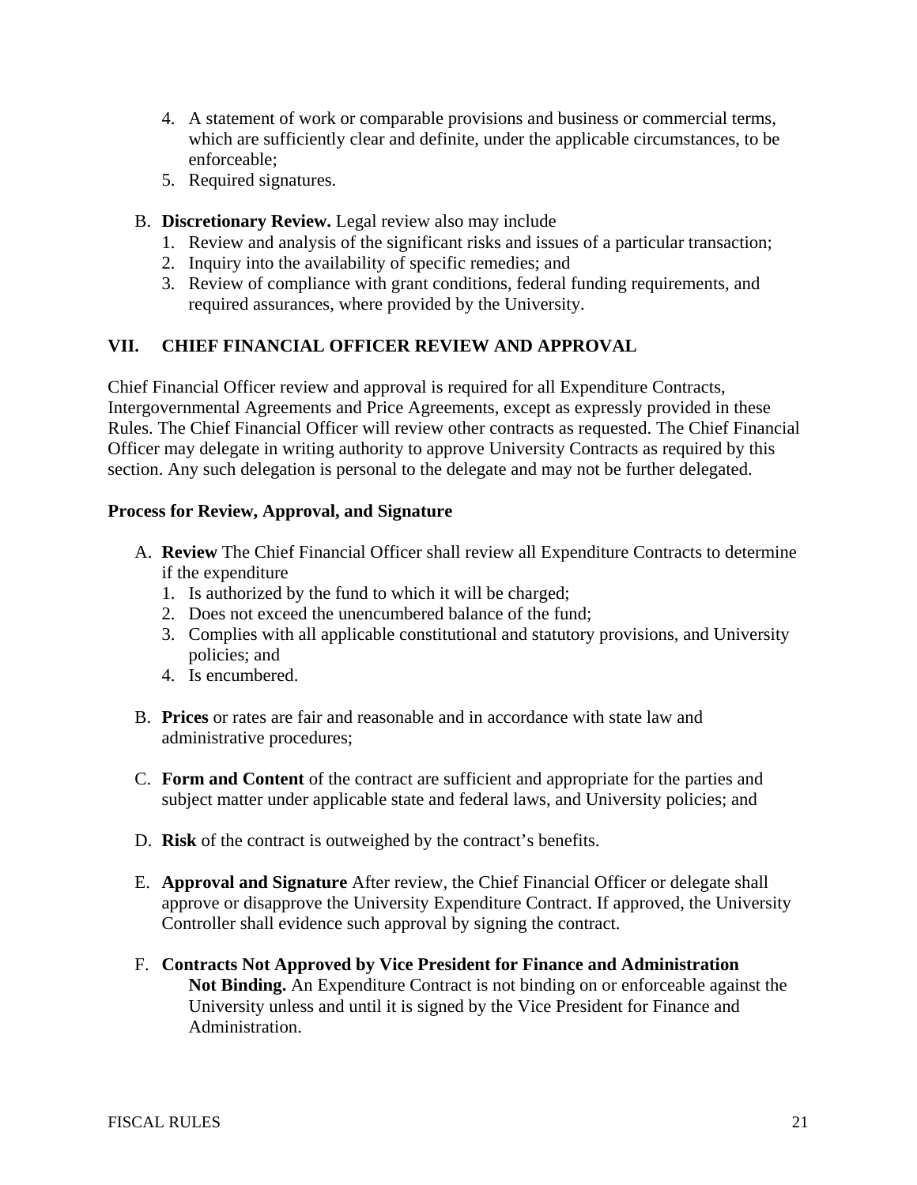4. A statement of work or comparable provisions and business or commercial terms, which are sufficiently clear and definite, under the applicable circumstances, to be enforceable;
5. Required signatures.

B. **Discretionary Review.** Legal review also may include
   1. Review and analysis of the significant risks and issues of a particular transaction;
   2. Inquiry into the availability of specific remedies; and
   3. Review of compliance with grant conditions, federal funding requirements, and required assurances, where provided by the University.

## VII. CHIEF FINANCIAL OFFICER REVIEW AND APPROVAL

Chief Financial Officer review and approval is required for all Expenditure Contracts, Intergovernmental Agreements and Price Agreements, except as expressly provided in these Rules. The Chief Financial Officer will review other contracts as requested. The Chief Financial Officer may delegate in writing authority to approve University Contracts as required by this section. Any such delegation is personal to the delegate and may not be further delegated.

**Process for Review, Approval, and Signature**

A. **Review** The Chief Financial Officer shall review all Expenditure Contracts to determine if the expenditure
   1. Is authorized by the fund to which it will be charged;
   2. Does not exceed the unencumbered balance of the fund;
   3. Complies with all applicable constitutional and statutory provisions, and University policies; and
   4. Is encumbered.

B. **Prices** or rates are fair and reasonable and in accordance with state law and administrative procedures;

C. **Form and Content** of the contract are sufficient and appropriate for the parties and subject matter under applicable state and federal laws, and University policies; and

D. **Risk** of the contract is outweighed by the contract's benefits.

E. **Approval and Signature** After review, the Chief Financial Officer or delegate shall approve or disapprove the University Expenditure Contract. If approved, the University Controller shall evidence such approval by signing the contract.

F. **Contracts Not Approved by Vice President for Finance and Administration Not Binding.** An Expenditure Contract is not binding on or enforceable against the University unless and until it is signed by the Vice President for Finance and Administration.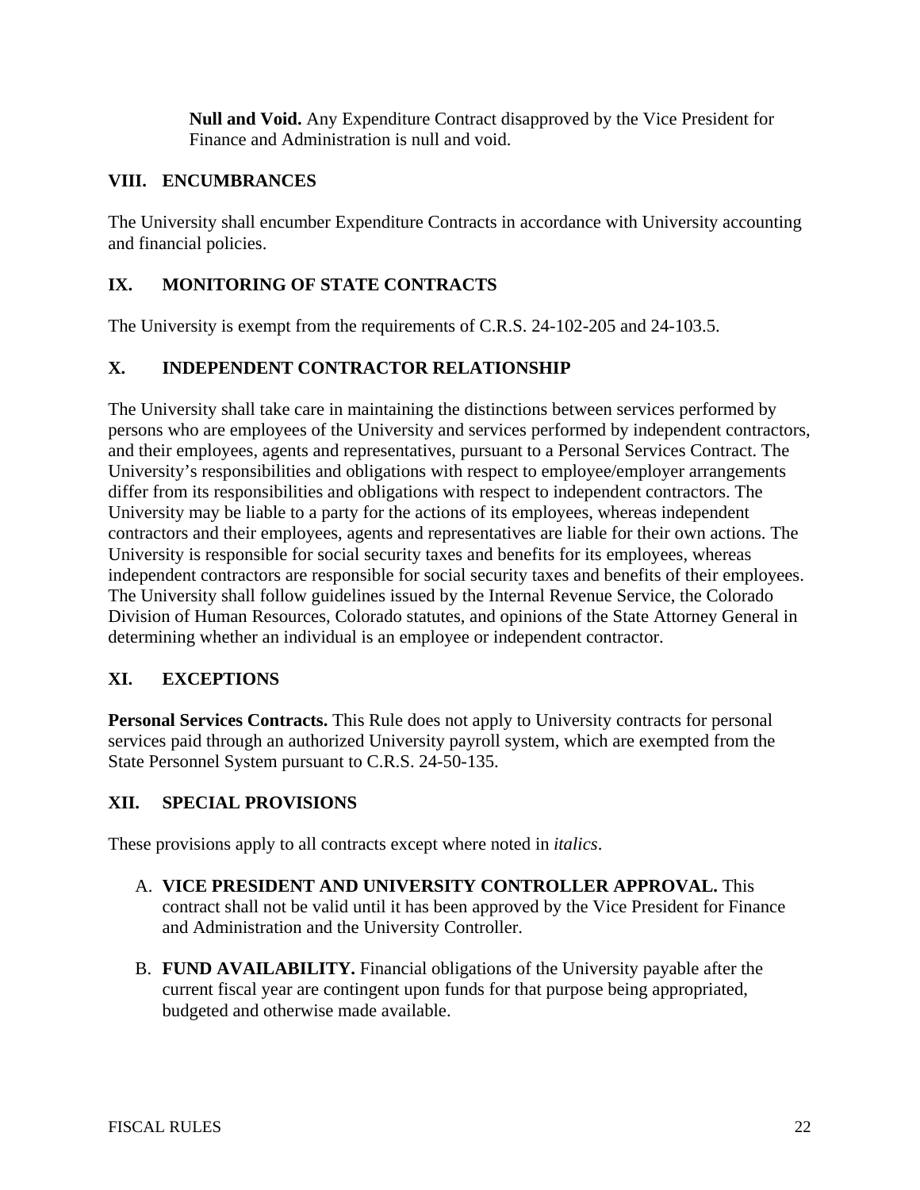**Null and Void.** Any Expenditure Contract disapproved by the Vice President for Finance and Administration is null and void.

## VIII. ENCUMBRANCES

The University shall encumber Expenditure Contracts in accordance with University accounting and financial policies.

## IX. MONITORING OF STATE CONTRACTS

The University is exempt from the requirements of C.R.S. 24-102-205 and 24-103.5.

## X. INDEPENDENT CONTRACTOR RELATIONSHIP

The University shall take care in maintaining the distinctions between services performed by persons who are employees of the University and services performed by independent contractors, and their employees, agents and representatives, pursuant to a Personal Services Contract. The University's responsibilities and obligations with respect to employee/employer arrangements differ from its responsibilities and obligations with respect to independent contractors. The University may be liable to a party for the actions of its employees, whereas independent contractors and their employees, agents and representatives are liable for their own actions. The University is responsible for social security taxes and benefits for its employees, whereas independent contractors are responsible for social security taxes and benefits of their employees. The University shall follow guidelines issued by the Internal Revenue Service, the Colorado Division of Human Resources, Colorado statutes, and opinions of the State Attorney General in determining whether an individual is an employee or independent contractor.

## XI. EXCEPTIONS

**Personal Services Contracts.** This Rule does not apply to University contracts for personal services paid through an authorized University payroll system, which are exempted from the State Personnel System pursuant to C.R.S. 24-50-135.

## XII. SPECIAL PROVISIONS

These provisions apply to all contracts except where noted in *italics*.

A. **VICE PRESIDENT AND UNIVERSITY CONTROLLER APPROVAL.** This contract shall not be valid until it has been approved by the Vice President for Finance and Administration and the University Controller.

B. **FUND AVAILABILITY.** Financial obligations of the University payable after the current fiscal year are contingent upon funds for that purpose being appropriated, budgeted and otherwise made available.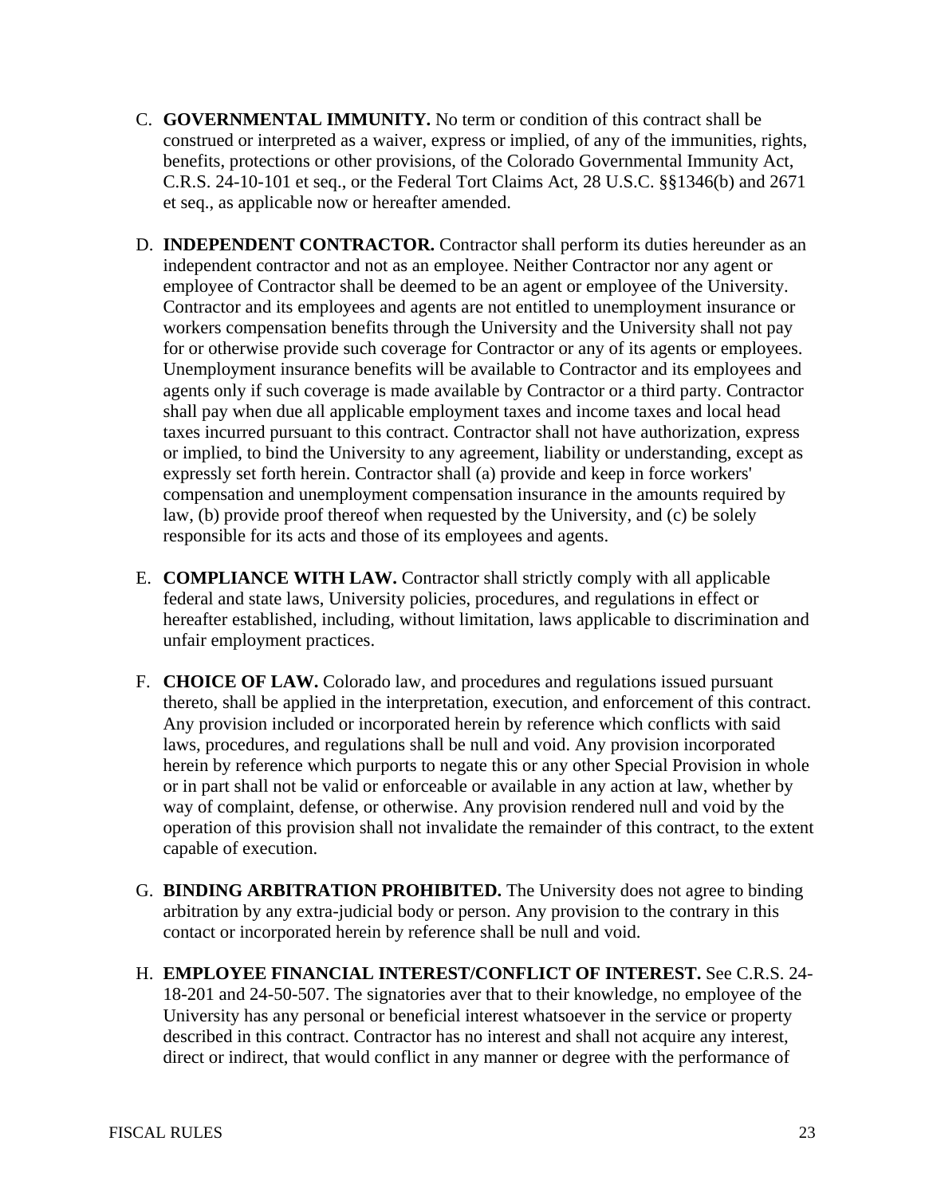C. **GOVERNMENTAL IMMUNITY.** No term or condition of this contract shall be construed or interpreted as a waiver, express or implied, of any of the immunities, rights, benefits, protections or other provisions, of the Colorado Governmental Immunity Act, C.R.S. 24-10-101 et seq., or the Federal Tort Claims Act, 28 U.S.C. §§1346(b) and 2671 et seq., as applicable now or hereafter amended.

D. **INDEPENDENT CONTRACTOR.** Contractor shall perform its duties hereunder as an independent contractor and not as an employee. Neither Contractor nor any agent or employee of Contractor shall be deemed to be an agent or employee of the University. Contractor and its employees and agents are not entitled to unemployment insurance or workers compensation benefits through the University and the University shall not pay for or otherwise provide such coverage for Contractor or any of its agents or employees. Unemployment insurance benefits will be available to Contractor and its employees and agents only if such coverage is made available by Contractor or a third party. Contractor shall pay when due all applicable employment taxes and income taxes and local head taxes incurred pursuant to this contract. Contractor shall not have authorization, express or implied, to bind the University to any agreement, liability or understanding, except as expressly set forth herein. Contractor shall (a) provide and keep in force workers' compensation and unemployment compensation insurance in the amounts required by law, (b) provide proof thereof when requested by the University, and (c) be solely responsible for its acts and those of its employees and agents.

E. **COMPLIANCE WITH LAW.** Contractor shall strictly comply with all applicable federal and state laws, University policies, procedures, and regulations in effect or hereafter established, including, without limitation, laws applicable to discrimination and unfair employment practices.

F. **CHOICE OF LAW.** Colorado law, and procedures and regulations issued pursuant thereto, shall be applied in the interpretation, execution, and enforcement of this contract. Any provision included or incorporated herein by reference which conflicts with said laws, procedures, and regulations shall be null and void. Any provision incorporated herein by reference which purports to negate this or any other Special Provision in whole or in part shall not be valid or enforceable or available in any action at law, whether by way of complaint, defense, or otherwise. Any provision rendered null and void by the operation of this provision shall not invalidate the remainder of this contract, to the extent capable of execution.

G. **BINDING ARBITRATION PROHIBITED.** The University does not agree to binding arbitration by any extra-judicial body or person. Any provision to the contrary in this contact or incorporated herein by reference shall be null and void.

H. **EMPLOYEE FINANCIAL INTEREST/CONFLICT OF INTEREST.** See C.R.S. 24-18-201 and 24-50-507. The signatories aver that to their knowledge, no employee of the University has any personal or beneficial interest whatsoever in the service or property described in this contract. Contractor has no interest and shall not acquire any interest, direct or indirect, that would conflict in any manner or degree with the performance of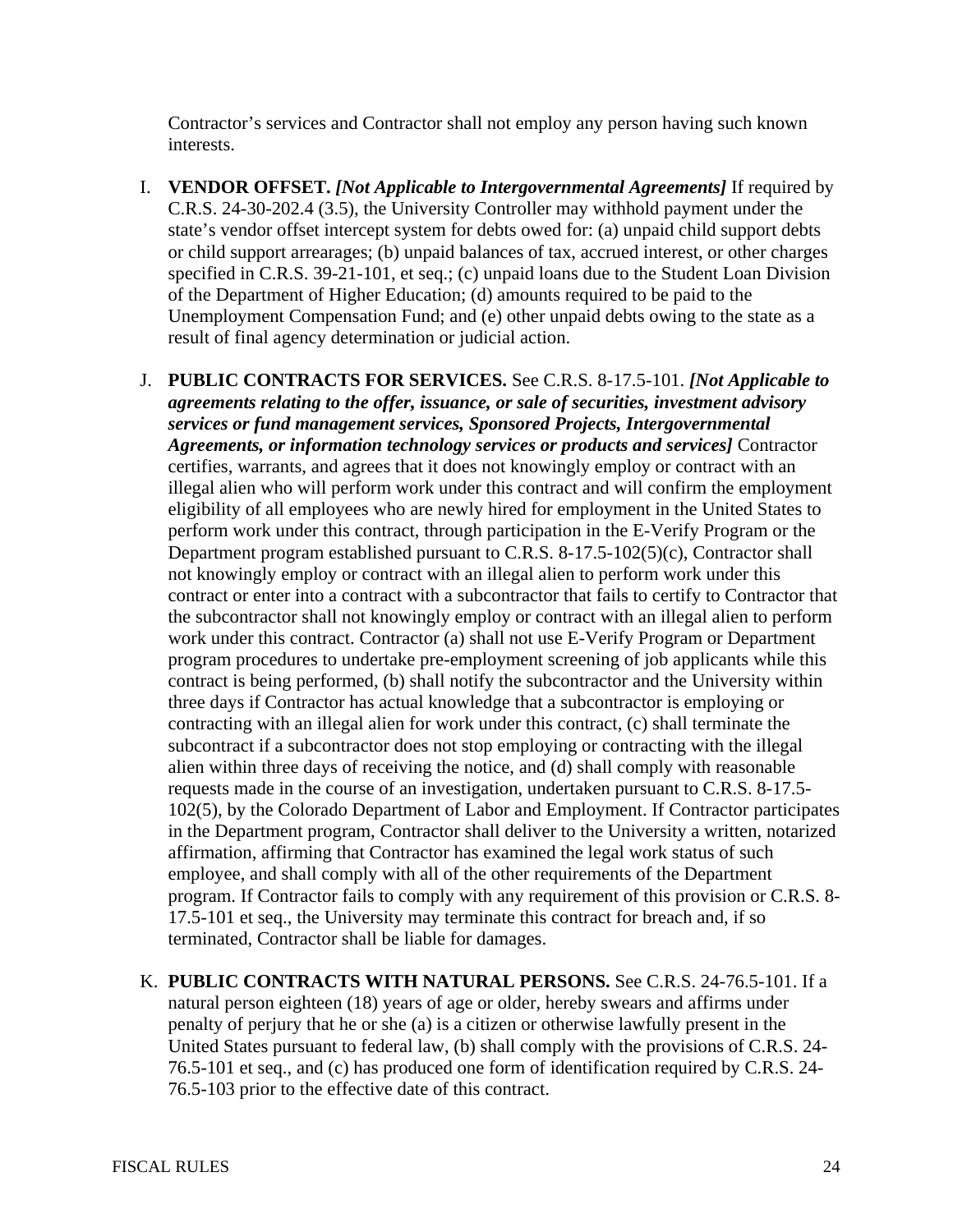Contractor’s services and Contractor shall not employ any person having such known interests.

I. **VENDOR OFFSET.** ***[Not Applicable to Intergovernmental Agreements]*** If required by C.R.S. 24-30-202.4 (3.5), the University Controller may withhold payment under the state’s vendor offset intercept system for debts owed for: (a) unpaid child support debts or child support arrearages; (b) unpaid balances of tax, accrued interest, or other charges specified in C.R.S. 39-21-101, et seq.; (c) unpaid loans due to the Student Loan Division of the Department of Higher Education; (d) amounts required to be paid to the Unemployment Compensation Fund; and (e) other unpaid debts owing to the state as a result of final agency determination or judicial action.

J. **PUBLIC CONTRACTS FOR SERVICES.** See C.R.S. 8-17.5-101. ***[Not Applicable to agreements relating to the offer, issuance, or sale of securities, investment advisory services or fund management services, Sponsored Projects, Intergovernmental Agreements, or information technology services or products and services]*** Contractor certifies, warrants, and agrees that it does not knowingly employ or contract with an illegal alien who will perform work under this contract and will confirm the employment eligibility of all employees who are newly hired for employment in the United States to perform work under this contract, through participation in the E-Verify Program or the Department program established pursuant to C.R.S. 8-17.5-102(5)(c), Contractor shall not knowingly employ or contract with an illegal alien to perform work under this contract or enter into a contract with a subcontractor that fails to certify to Contractor that the subcontractor shall not knowingly employ or contract with an illegal alien to perform work under this contract. Contractor (a) shall not use E-Verify Program or Department program procedures to undertake pre-employment screening of job applicants while this contract is being performed, (b) shall notify the subcontractor and the University within three days if Contractor has actual knowledge that a subcontractor is employing or contracting with an illegal alien for work under this contract, (c) shall terminate the subcontract if a subcontractor does not stop employing or contracting with the illegal alien within three days of receiving the notice, and (d) shall comply with reasonable requests made in the course of an investigation, undertaken pursuant to C.R.S. 8-17.5-102(5), by the Colorado Department of Labor and Employment. If Contractor participates in the Department program, Contractor shall deliver to the University a written, notarized affirmation, affirming that Contractor has examined the legal work status of such employee, and shall comply with all of the other requirements of the Department program. If Contractor fails to comply with any requirement of this provision or C.R.S. 8-17.5-101 et seq., the University may terminate this contract for breach and, if so terminated, Contractor shall be liable for damages.

K. **PUBLIC CONTRACTS WITH NATURAL PERSONS.** See C.R.S. 24-76.5-101. If a natural person eighteen (18) years of age or older, hereby swears and affirms under penalty of perjury that he or she (a) is a citizen or otherwise lawfully present in the United States pursuant to federal law, (b) shall comply with the provisions of C.R.S. 24-76.5-101 et seq., and (c) has produced one form of identification required by C.R.S. 24-76.5-103 prior to the effective date of this contract.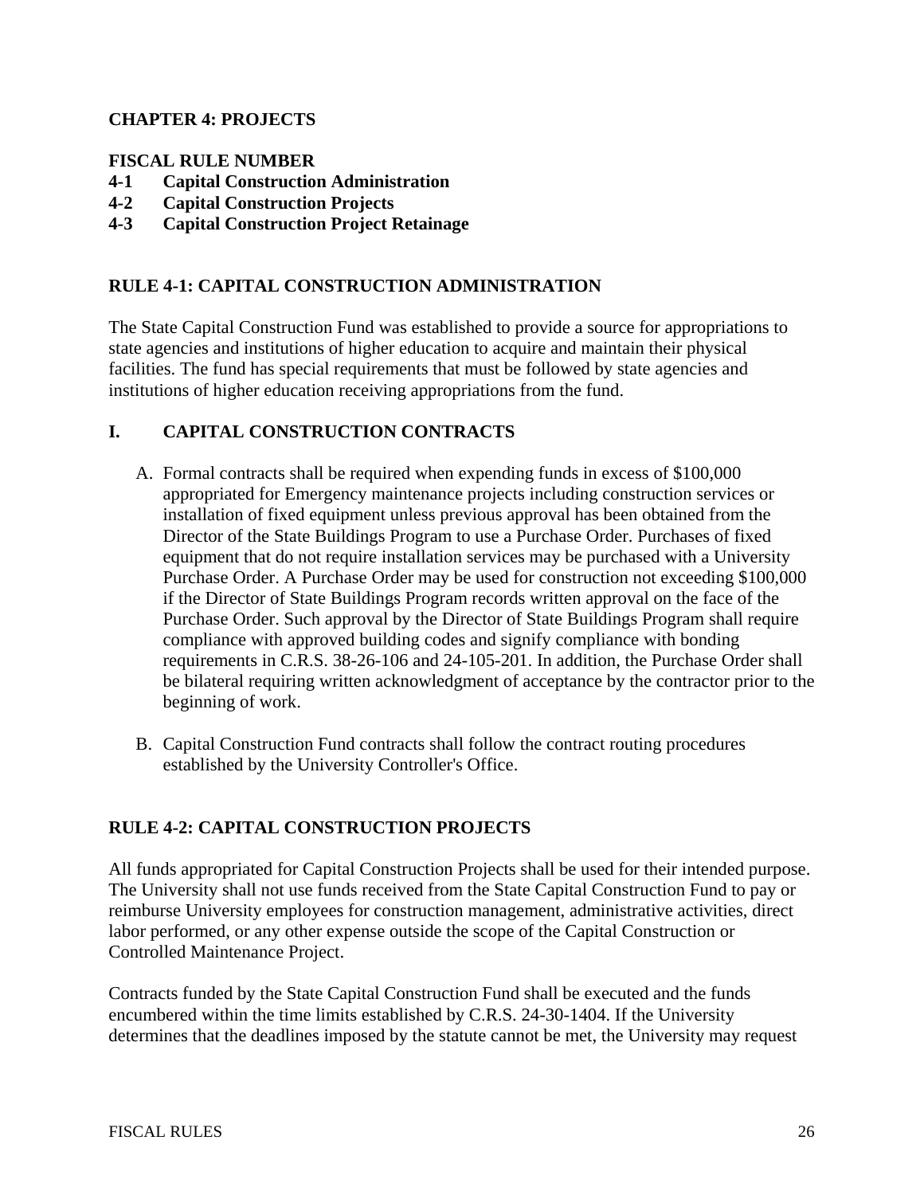## CHAPTER 4: PROJECTS

**FISCAL RULE NUMBER**

**4-1 Capital Construction Administration**
**4-2 Capital Construction Projects**
**4-3 Capital Construction Project Retainage**

### RULE 4-1: CAPITAL CONSTRUCTION ADMINISTRATION

The State Capital Construction Fund was established to provide a source for appropriations to state agencies and institutions of higher education to acquire and maintain their physical facilities. The fund has special requirements that must be followed by state agencies and institutions of higher education receiving appropriations from the fund.

#### I. CAPITAL CONSTRUCTION CONTRACTS

A. Formal contracts shall be required when expending funds in excess of $100,000 appropriated for Emergency maintenance projects including construction services or installation of fixed equipment unless previous approval has been obtained from the Director of the State Buildings Program to use a Purchase Order. Purchases of fixed equipment that do not require installation services may be purchased with a University Purchase Order. A Purchase Order may be used for construction not exceeding $100,000 if the Director of State Buildings Program records written approval on the face of the Purchase Order. Such approval by the Director of State Buildings Program shall require compliance with approved building codes and signify compliance with bonding requirements in C.R.S. 38-26-106 and 24-105-201. In addition, the Purchase Order shall be bilateral requiring written acknowledgment of acceptance by the contractor prior to the beginning of work.

B. Capital Construction Fund contracts shall follow the contract routing procedures established by the University Controller's Office.

### RULE 4-2: CAPITAL CONSTRUCTION PROJECTS

All funds appropriated for Capital Construction Projects shall be used for their intended purpose. The University shall not use funds received from the State Capital Construction Fund to pay or reimburse University employees for construction management, administrative activities, direct labor performed, or any other expense outside the scope of the Capital Construction or Controlled Maintenance Project.

Contracts funded by the State Capital Construction Fund shall be executed and the funds encumbered within the time limits established by C.R.S. 24-30-1404. If the University determines that the deadlines imposed by the statute cannot be met, the University may request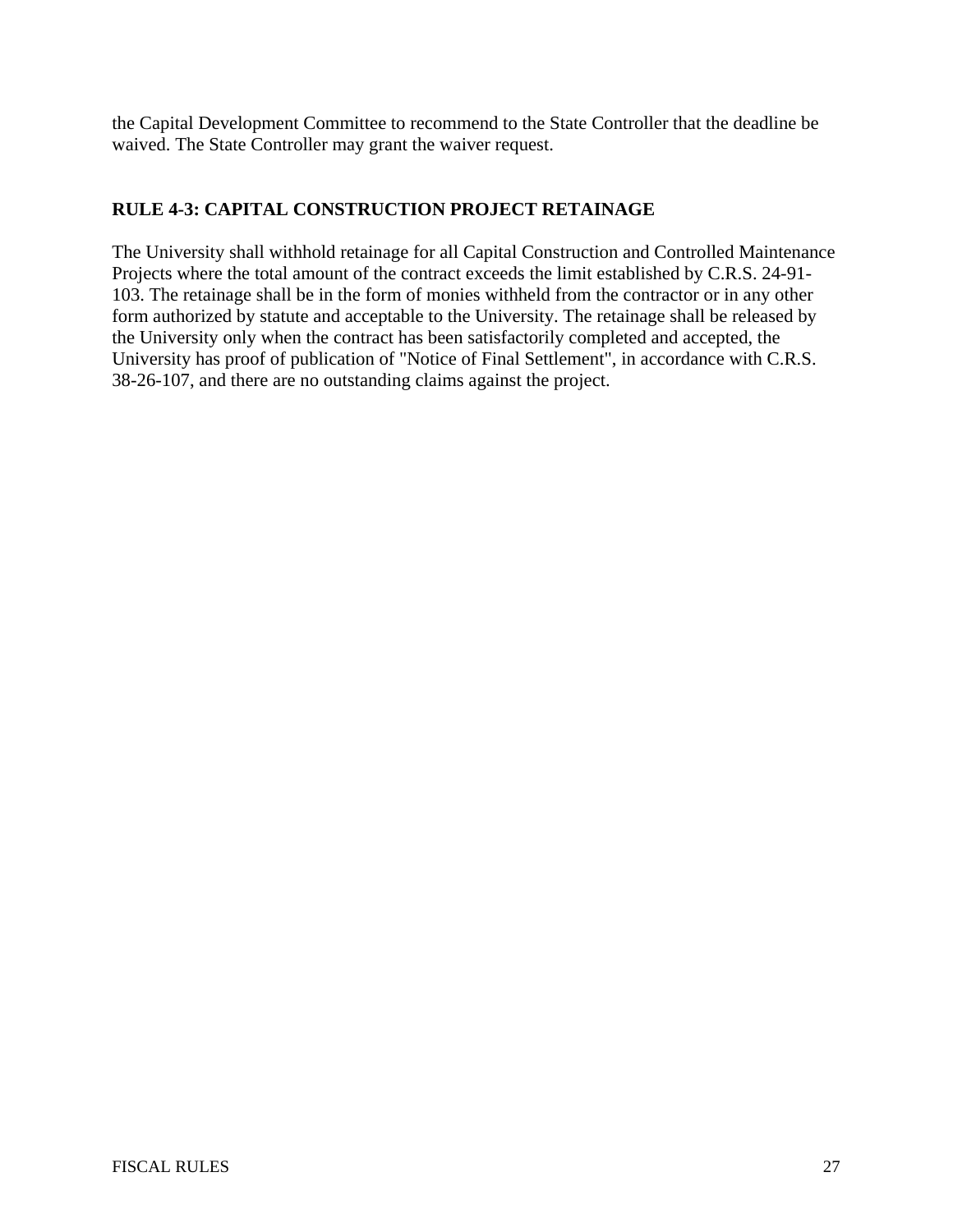the Capital Development Committee to recommend to the State Controller that the deadline be waived. The State Controller may grant the waiver request.

## RULE 4-3: CAPITAL CONSTRUCTION PROJECT RETAINAGE

The University shall withhold retainage for all Capital Construction and Controlled Maintenance Projects where the total amount of the contract exceeds the limit established by C.R.S. 24-91-103. The retainage shall be in the form of monies withheld from the contractor or in any other form authorized by statute and acceptable to the University. The retainage shall be released by the University only when the contract has been satisfactorily completed and accepted, the University has proof of publication of "Notice of Final Settlement", in accordance with C.R.S. 38-26-107, and there are no outstanding claims against the project.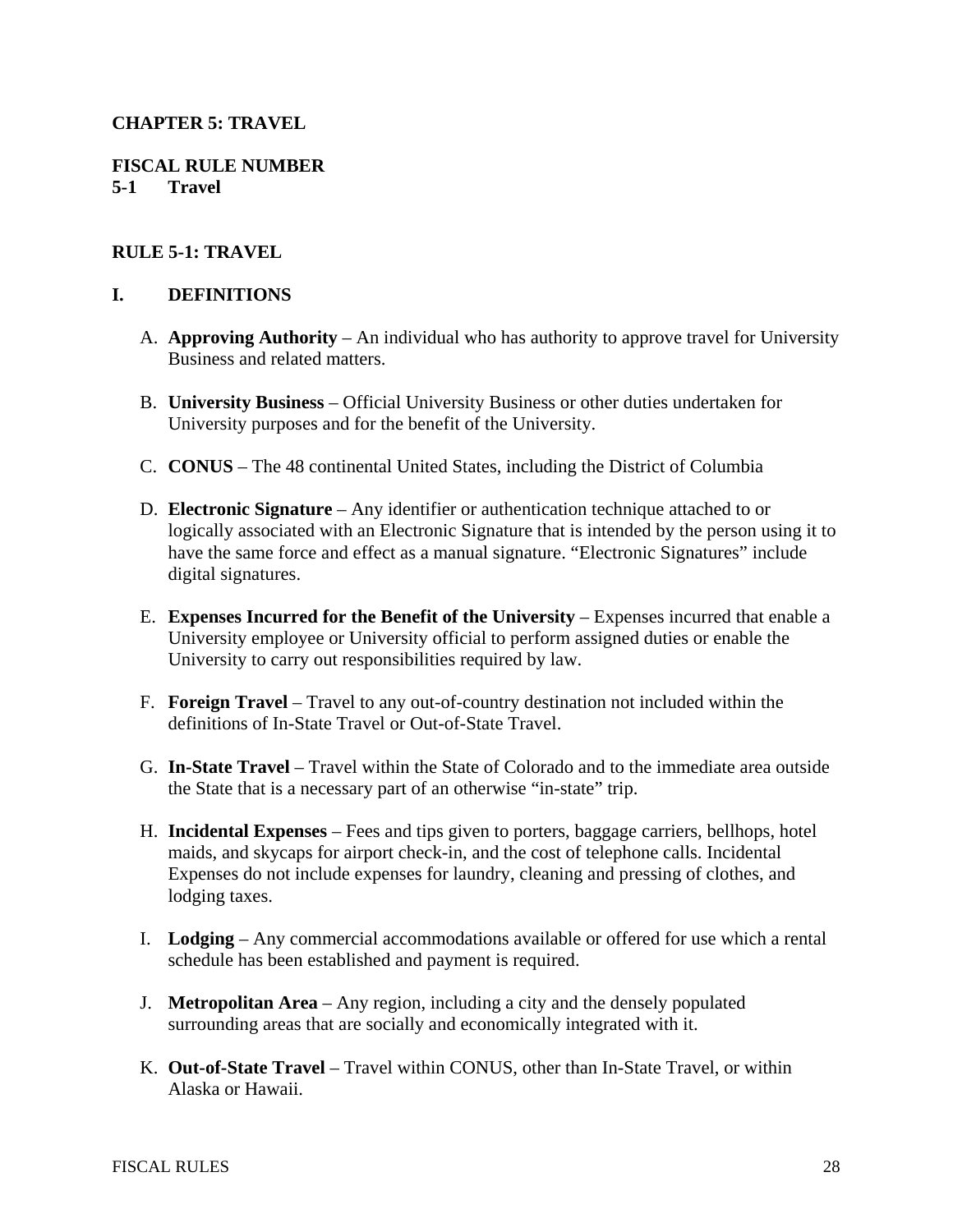**CHAPTER 5: TRAVEL**

**FISCAL RULE NUMBER**
**5-1 Travel**

## RULE 5-1: TRAVEL

### I. DEFINITIONS

A. **Approving Authority** – An individual who has authority to approve travel for University Business and related matters.

B. **University Business** – Official University Business or other duties undertaken for University purposes and for the benefit of the University.

C. **CONUS** – The 48 continental United States, including the District of Columbia

D. **Electronic Signature** – Any identifier or authentication technique attached to or logically associated with an Electronic Signature that is intended by the person using it to have the same force and effect as a manual signature. "Electronic Signatures" include digital signatures.

E. **Expenses Incurred for the Benefit of the University** – Expenses incurred that enable a University employee or University official to perform assigned duties or enable the University to carry out responsibilities required by law.

F. **Foreign Travel** – Travel to any out-of-country destination not included within the definitions of In-State Travel or Out-of-State Travel.

G. **In-State Travel** – Travel within the State of Colorado and to the immediate area outside the State that is a necessary part of an otherwise "in-state" trip.

H. **Incidental Expenses** – Fees and tips given to porters, baggage carriers, bellhops, hotel maids, and skycaps for airport check-in, and the cost of telephone calls. Incidental Expenses do not include expenses for laundry, cleaning and pressing of clothes, and lodging taxes.

I. **Lodging** – Any commercial accommodations available or offered for use which a rental schedule has been established and payment is required.

J. **Metropolitan Area** – Any region, including a city and the densely populated surrounding areas that are socially and economically integrated with it.

K. **Out-of-State Travel** – Travel within CONUS, other than In-State Travel, or within Alaska or Hawaii.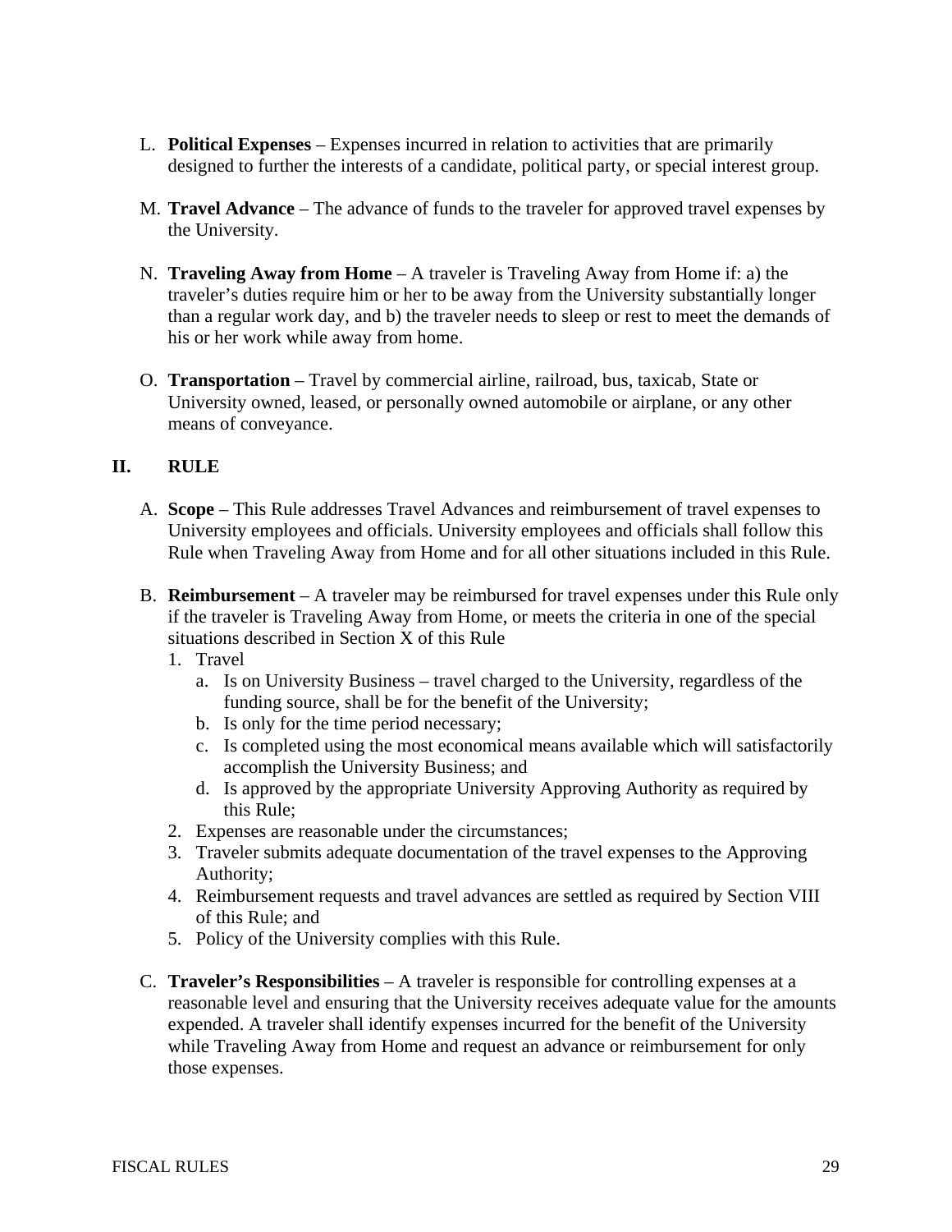L. **Political Expenses** – Expenses incurred in relation to activities that are primarily designed to further the interests of a candidate, political party, or special interest group.

M. **Travel Advance** – The advance of funds to the traveler for approved travel expenses by the University.

N. **Traveling Away from Home** – A traveler is Traveling Away from Home if: a) the traveler's duties require him or her to be away from the University substantially longer than a regular work day, and b) the traveler needs to sleep or rest to meet the demands of his or her work while away from home.

O. **Transportation** – Travel by commercial airline, railroad, bus, taxicab, State or University owned, leased, or personally owned automobile or airplane, or any other means of conveyance.

## II. RULE

A. **Scope** – This Rule addresses Travel Advances and reimbursement of travel expenses to University employees and officials. University employees and officials shall follow this Rule when Traveling Away from Home and for all other situations included in this Rule.

B. **Reimbursement** – A traveler may be reimbursed for travel expenses under this Rule only if the traveler is Traveling Away from Home, or meets the criteria in one of the special situations described in Section X of this Rule

1. Travel
   a. Is on University Business – travel charged to the University, regardless of the funding source, shall be for the benefit of the University;
   b. Is only for the time period necessary;
   c. Is completed using the most economical means available which will satisfactorily accomplish the University Business; and
   d. Is approved by the appropriate University Approving Authority as required by this Rule;
2. Expenses are reasonable under the circumstances;
3. Traveler submits adequate documentation of the travel expenses to the Approving Authority;
4. Reimbursement requests and travel advances are settled as required by Section VIII of this Rule; and
5. Policy of the University complies with this Rule.

C. **Traveler's Responsibilities** – A traveler is responsible for controlling expenses at a reasonable level and ensuring that the University receives adequate value for the amounts expended. A traveler shall identify expenses incurred for the benefit of the University while Traveling Away from Home and request an advance or reimbursement for only those expenses.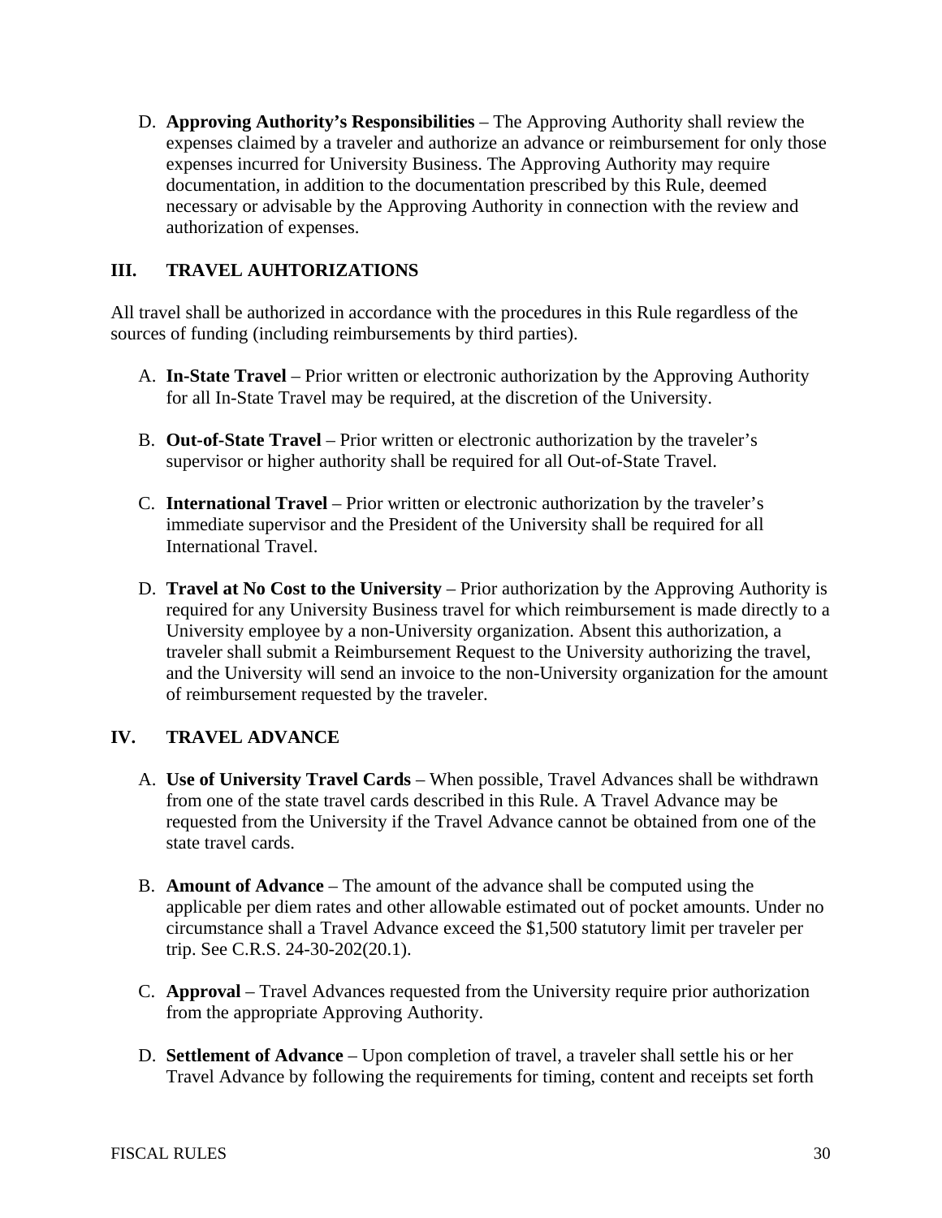D. **Approving Authority's Responsibilities** – The Approving Authority shall review the expenses claimed by a traveler and authorize an advance or reimbursement for only those expenses incurred for University Business. The Approving Authority may require documentation, in addition to the documentation prescribed by this Rule, deemed necessary or advisable by the Approving Authority in connection with the review and authorization of expenses.

## III. TRAVEL AUHTORIZATIONS

All travel shall be authorized in accordance with the procedures in this Rule regardless of the sources of funding (including reimbursements by third parties).

A. **In-State Travel** – Prior written or electronic authorization by the Approving Authority for all In-State Travel may be required, at the discretion of the University.

B. **Out-of-State Travel** – Prior written or electronic authorization by the traveler's supervisor or higher authority shall be required for all Out-of-State Travel.

C. **International Travel** – Prior written or electronic authorization by the traveler's immediate supervisor and the President of the University shall be required for all International Travel.

D. **Travel at No Cost to the University** – Prior authorization by the Approving Authority is required for any University Business travel for which reimbursement is made directly to a University employee by a non-University organization. Absent this authorization, a traveler shall submit a Reimbursement Request to the University authorizing the travel, and the University will send an invoice to the non-University organization for the amount of reimbursement requested by the traveler.

## IV. TRAVEL ADVANCE

A. **Use of University Travel Cards** – When possible, Travel Advances shall be withdrawn from one of the state travel cards described in this Rule. A Travel Advance may be requested from the University if the Travel Advance cannot be obtained from one of the state travel cards.

B. **Amount of Advance** – The amount of the advance shall be computed using the applicable per diem rates and other allowable estimated out of pocket amounts. Under no circumstance shall a Travel Advance exceed the $1,500 statutory limit per traveler per trip. See C.R.S. 24-30-202(20.1).

C. **Approval** – Travel Advances requested from the University require prior authorization from the appropriate Approving Authority.

D. **Settlement of Advance** – Upon completion of travel, a traveler shall settle his or her Travel Advance by following the requirements for timing, content and receipts set forth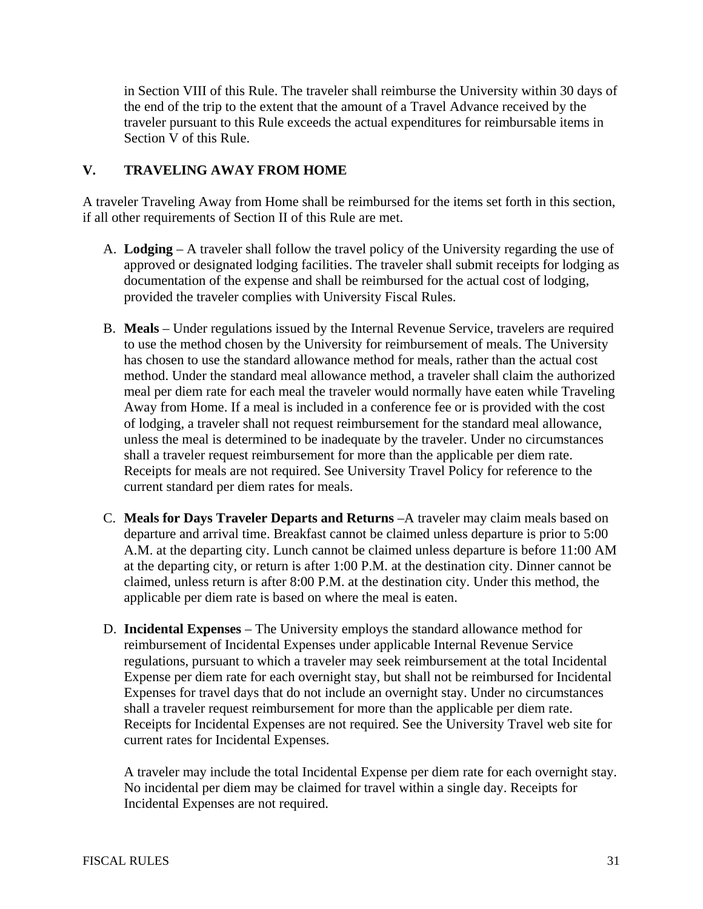in Section VIII of this Rule. The traveler shall reimburse the University within 30 days of the end of the trip to the extent that the amount of a Travel Advance received by the traveler pursuant to this Rule exceeds the actual expenditures for reimbursable items in Section V of this Rule.

## V. TRAVELING AWAY FROM HOME

A traveler Traveling Away from Home shall be reimbursed for the items set forth in this section, if all other requirements of Section II of this Rule are met.

A. **Lodging** – A traveler shall follow the travel policy of the University regarding the use of approved or designated lodging facilities. The traveler shall submit receipts for lodging as documentation of the expense and shall be reimbursed for the actual cost of lodging, provided the traveler complies with University Fiscal Rules.

B. **Meals** – Under regulations issued by the Internal Revenue Service, travelers are required to use the method chosen by the University for reimbursement of meals. The University has chosen to use the standard allowance method for meals, rather than the actual cost method. Under the standard meal allowance method, a traveler shall claim the authorized meal per diem rate for each meal the traveler would normally have eaten while Traveling Away from Home. If a meal is included in a conference fee or is provided with the cost of lodging, a traveler shall not request reimbursement for the standard meal allowance, unless the meal is determined to be inadequate by the traveler. Under no circumstances shall a traveler request reimbursement for more than the applicable per diem rate. Receipts for meals are not required. See University Travel Policy for reference to the current standard per diem rates for meals.

C. **Meals for Days Traveler Departs and Returns** –A traveler may claim meals based on departure and arrival time. Breakfast cannot be claimed unless departure is prior to 5:00 A.M. at the departing city. Lunch cannot be claimed unless departure is before 11:00 AM at the departing city, or return is after 1:00 P.M. at the destination city. Dinner cannot be claimed, unless return is after 8:00 P.M. at the destination city. Under this method, the applicable per diem rate is based on where the meal is eaten.

D. **Incidental Expenses** – The University employs the standard allowance method for reimbursement of Incidental Expenses under applicable Internal Revenue Service regulations, pursuant to which a traveler may seek reimbursement at the total Incidental Expense per diem rate for each overnight stay, but shall not be reimbursed for Incidental Expenses for travel days that do not include an overnight stay. Under no circumstances shall a traveler request reimbursement for more than the applicable per diem rate. Receipts for Incidental Expenses are not required. See the University Travel web site for current rates for Incidental Expenses.

   A traveler may include the total Incidental Expense per diem rate for each overnight stay. No incidental per diem may be claimed for travel within a single day. Receipts for Incidental Expenses are not required.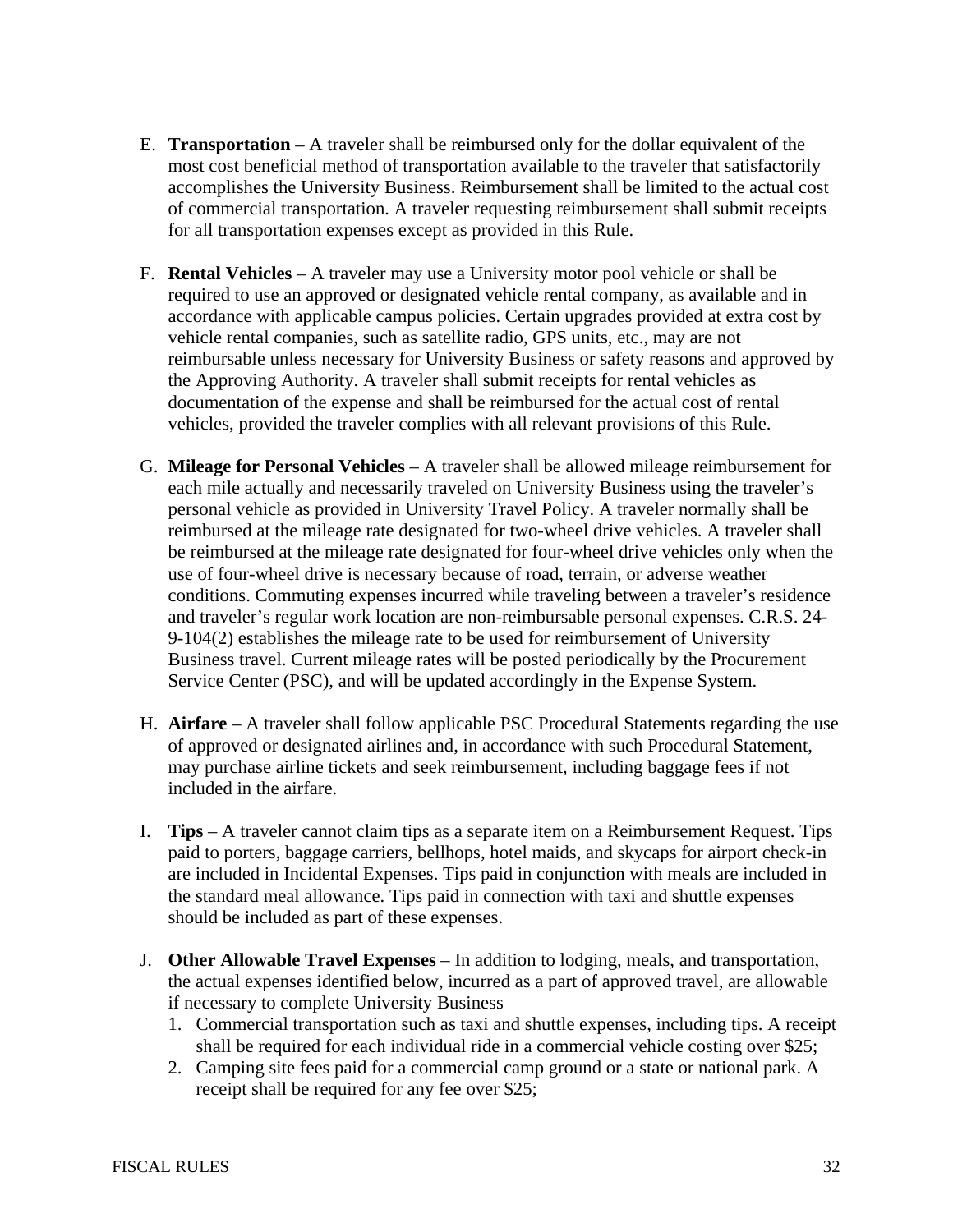E. **Transportation** – A traveler shall be reimbursed only for the dollar equivalent of the most cost beneficial method of transportation available to the traveler that satisfactorily accomplishes the University Business. Reimbursement shall be limited to the actual cost of commercial transportation. A traveler requesting reimbursement shall submit receipts for all transportation expenses except as provided in this Rule.

F. **Rental Vehicles** – A traveler may use a University motor pool vehicle or shall be required to use an approved or designated vehicle rental company, as available and in accordance with applicable campus policies. Certain upgrades provided at extra cost by vehicle rental companies, such as satellite radio, GPS units, etc., may are not reimbursable unless necessary for University Business or safety reasons and approved by the Approving Authority. A traveler shall submit receipts for rental vehicles as documentation of the expense and shall be reimbursed for the actual cost of rental vehicles, provided the traveler complies with all relevant provisions of this Rule.

G. **Mileage for Personal Vehicles** – A traveler shall be allowed mileage reimbursement for each mile actually and necessarily traveled on University Business using the traveler's personal vehicle as provided in University Travel Policy. A traveler normally shall be reimbursed at the mileage rate designated for two-wheel drive vehicles. A traveler shall be reimbursed at the mileage rate designated for four-wheel drive vehicles only when the use of four-wheel drive is necessary because of road, terrain, or adverse weather conditions. Commuting expenses incurred while traveling between a traveler's residence and traveler's regular work location are non-reimbursable personal expenses. C.R.S. 24-9-104(2) establishes the mileage rate to be used for reimbursement of University Business travel. Current mileage rates will be posted periodically by the Procurement Service Center (PSC), and will be updated accordingly in the Expense System.

H. **Airfare** – A traveler shall follow applicable PSC Procedural Statements regarding the use of approved or designated airlines and, in accordance with such Procedural Statement, may purchase airline tickets and seek reimbursement, including baggage fees if not included in the airfare.

I. **Tips** – A traveler cannot claim tips as a separate item on a Reimbursement Request. Tips paid to porters, baggage carriers, bellhops, hotel maids, and skycaps for airport check-in are included in Incidental Expenses. Tips paid in conjunction with meals are included in the standard meal allowance. Tips paid in connection with taxi and shuttle expenses should be included as part of these expenses.

J. **Other Allowable Travel Expenses** – In addition to lodging, meals, and transportation, the actual expenses identified below, incurred as a part of approved travel, are allowable if necessary to complete University Business
   1. Commercial transportation such as taxi and shuttle expenses, including tips. A receipt shall be required for each individual ride in a commercial vehicle costing over $25;
   2. Camping site fees paid for a commercial camp ground or a state or national park. A receipt shall be required for any fee over $25;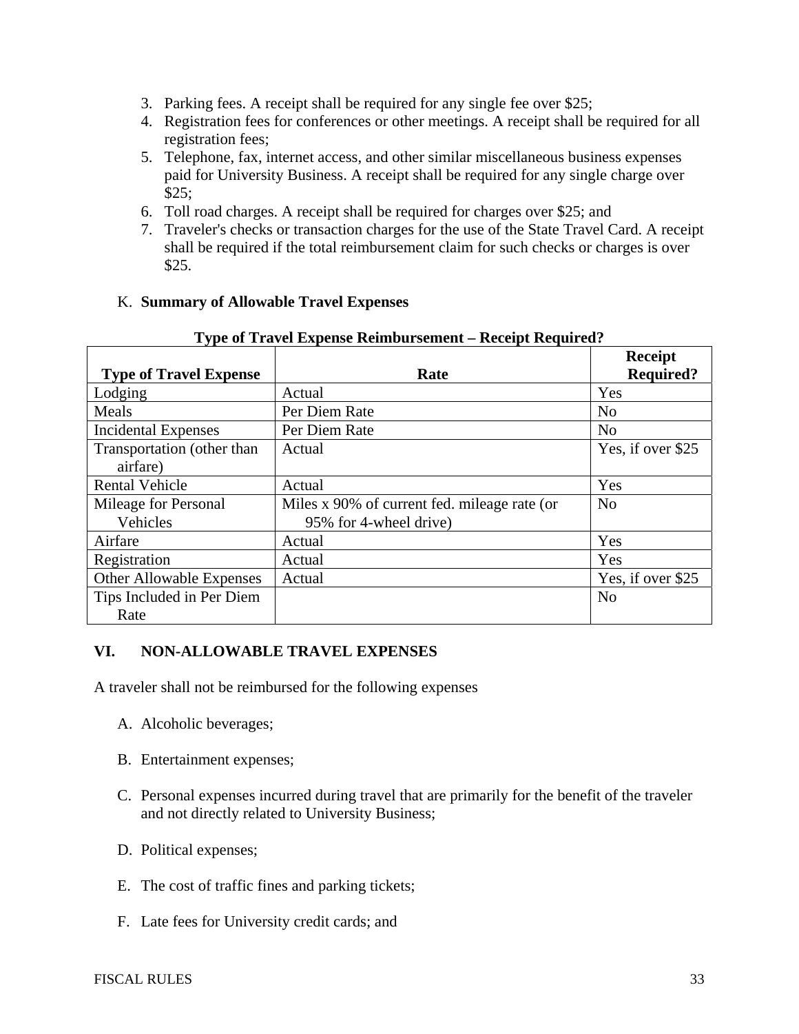3. Parking fees. A receipt shall be required for any single fee over $25;
4. Registration fees for conferences or other meetings. A receipt shall be required for all registration fees;
5. Telephone, fax, internet access, and other similar miscellaneous business expenses paid for University Business. A receipt shall be required for any single charge over $25;
6. Toll road charges. A receipt shall be required for charges over $25; and
7. Traveler's checks or transaction charges for the use of the State Travel Card. A receipt shall be required if the total reimbursement claim for such checks or charges is over $25.

K. **Summary of Allowable Travel Expenses**

**Type of Travel Expense Reimbursement – Receipt Required?**

| Type of Travel Expense | Rate | Receipt Required? |
|---|---|---|
| Lodging | Actual | Yes |
| Meals | Per Diem Rate | No |
| Incidental Expenses | Per Diem Rate | No |
| Transportation (other than airfare) | Actual | Yes, if over $25 |
| Rental Vehicle | Actual | Yes |
| Mileage for Personal Vehicles | Miles x 90% of current fed. mileage rate (or 95% for 4-wheel drive) | No |
| Airfare | Actual | Yes |
| Registration | Actual | Yes |
| Other Allowable Expenses | Actual | Yes, if over $25 |
| Tips Included in Per Diem Rate | | No |

## VI. NON-ALLOWABLE TRAVEL EXPENSES

A traveler shall not be reimbursed for the following expenses

A. Alcoholic beverages;

B. Entertainment expenses;

C. Personal expenses incurred during travel that are primarily for the benefit of the traveler and not directly related to University Business;

D. Political expenses;

E. The cost of traffic fines and parking tickets;

F. Late fees for University credit cards; and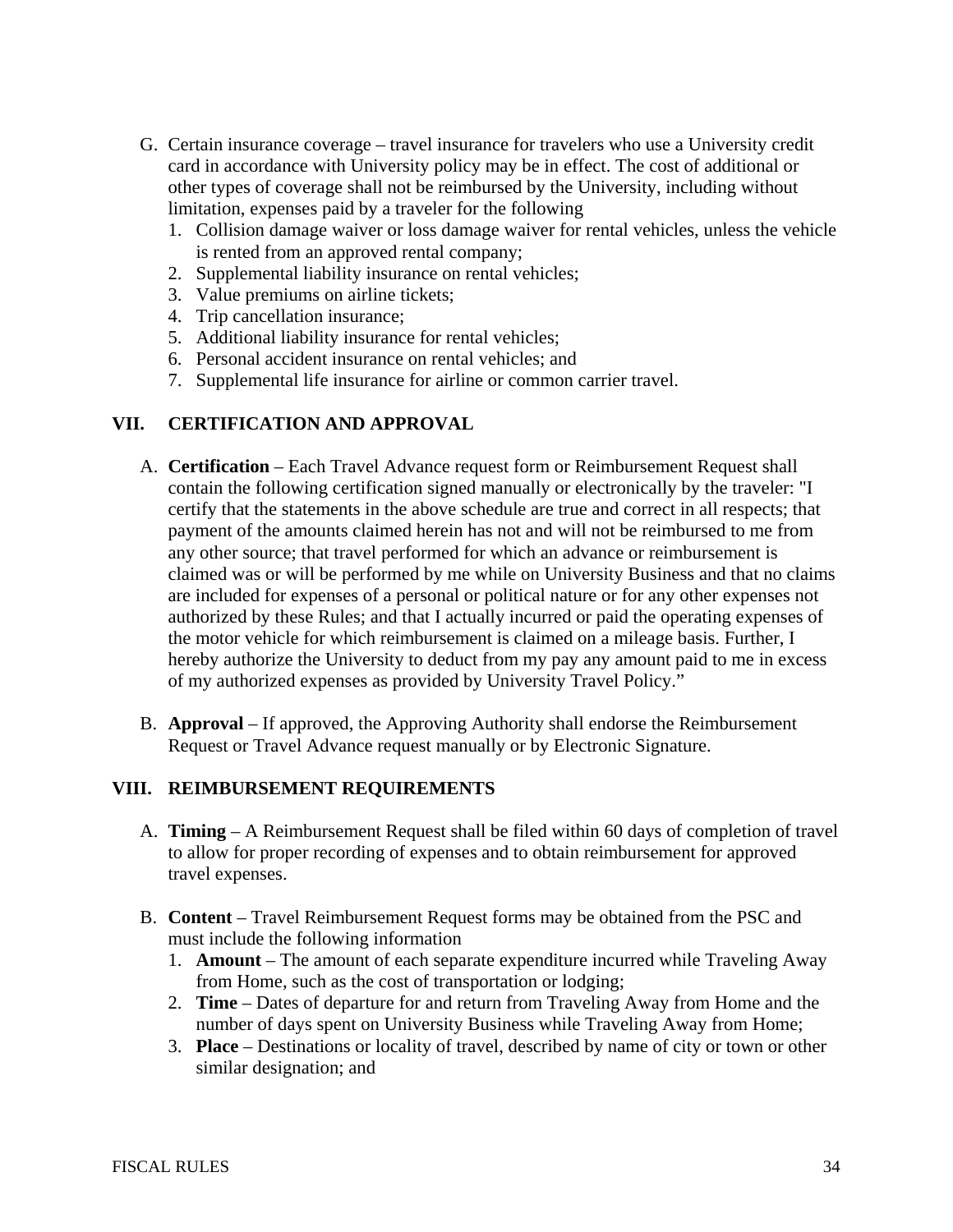G. Certain insurance coverage – travel insurance for travelers who use a University credit card in accordance with University policy may be in effect. The cost of additional or other types of coverage shall not be reimbursed by the University, including without limitation, expenses paid by a traveler for the following
   1. Collision damage waiver or loss damage waiver for rental vehicles, unless the vehicle is rented from an approved rental company;
   2. Supplemental liability insurance on rental vehicles;
   3. Value premiums on airline tickets;
   4. Trip cancellation insurance;
   5. Additional liability insurance for rental vehicles;
   6. Personal accident insurance on rental vehicles; and
   7. Supplemental life insurance for airline or common carrier travel.

## VII. CERTIFICATION AND APPROVAL

A. **Certification** – Each Travel Advance request form or Reimbursement Request shall contain the following certification signed manually or electronically by the traveler: "I certify that the statements in the above schedule are true and correct in all respects; that payment of the amounts claimed herein has not and will not be reimbursed to me from any other source; that travel performed for which an advance or reimbursement is claimed was or will be performed by me while on University Business and that no claims are included for expenses of a personal or political nature or for any other expenses not authorized by these Rules; and that I actually incurred or paid the operating expenses of the motor vehicle for which reimbursement is claimed on a mileage basis. Further, I hereby authorize the University to deduct from my pay any amount paid to me in excess of my authorized expenses as provided by University Travel Policy."

B. **Approval** – If approved, the Approving Authority shall endorse the Reimbursement Request or Travel Advance request manually or by Electronic Signature.

## VIII. REIMBURSEMENT REQUIREMENTS

A. **Timing** – A Reimbursement Request shall be filed within 60 days of completion of travel to allow for proper recording of expenses and to obtain reimbursement for approved travel expenses.

B. **Content** – Travel Reimbursement Request forms may be obtained from the PSC and must include the following information
   1. **Amount** – The amount of each separate expenditure incurred while Traveling Away from Home, such as the cost of transportation or lodging;
   2. **Time** – Dates of departure for and return from Traveling Away from Home and the number of days spent on University Business while Traveling Away from Home;
   3. **Place** – Destinations or locality of travel, described by name of city or town or other similar designation; and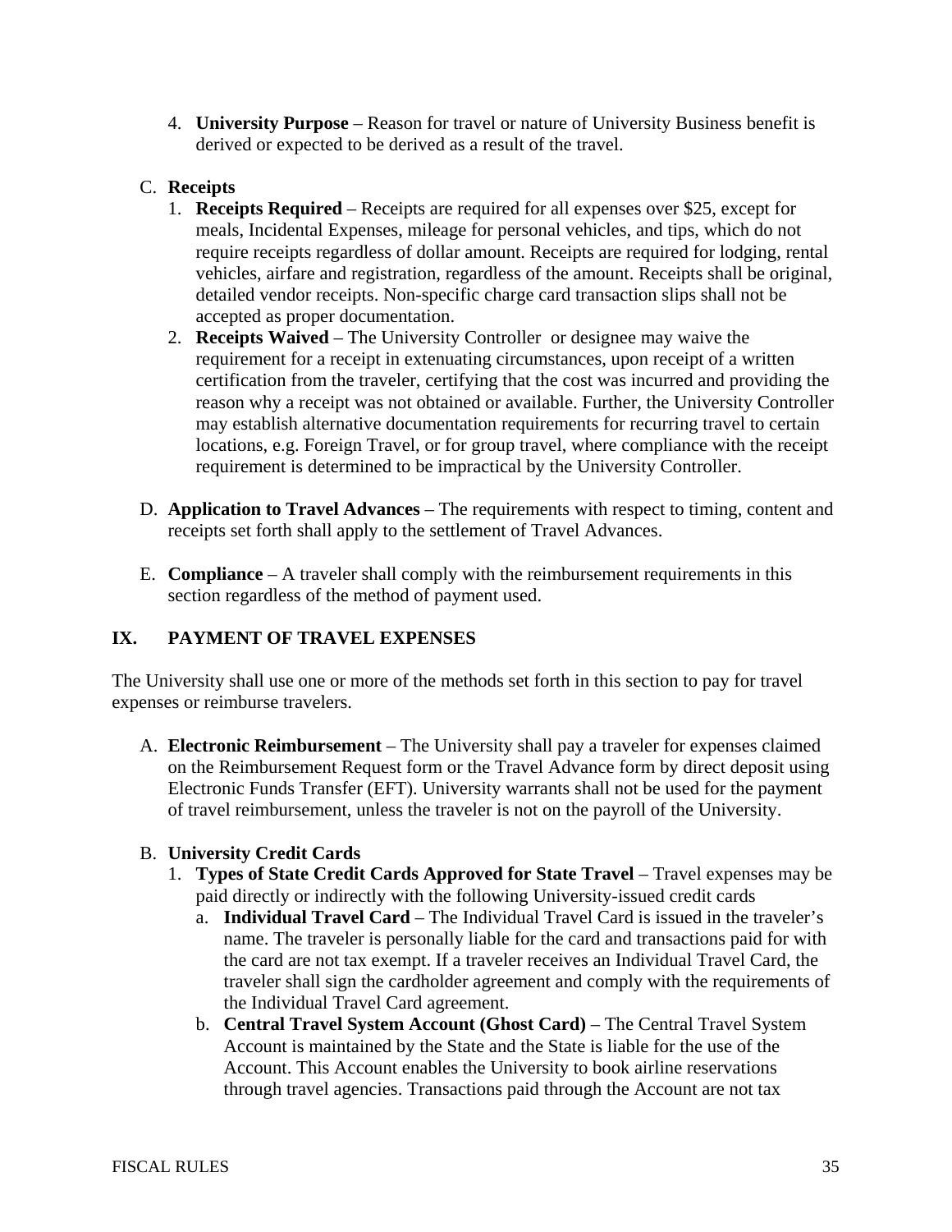4. **University Purpose** – Reason for travel or nature of University Business benefit is derived or expected to be derived as a result of the travel.

C. **Receipts**
   1. **Receipts Required** – Receipts are required for all expenses over $25, except for meals, Incidental Expenses, mileage for personal vehicles, and tips, which do not require receipts regardless of dollar amount. Receipts are required for lodging, rental vehicles, airfare and registration, regardless of the amount. Receipts shall be original, detailed vendor receipts. Non-specific charge card transaction slips shall not be accepted as proper documentation.
   2. **Receipts Waived** – The University Controller or designee may waive the requirement for a receipt in extenuating circumstances, upon receipt of a written certification from the traveler, certifying that the cost was incurred and providing the reason why a receipt was not obtained or available. Further, the University Controller may establish alternative documentation requirements for recurring travel to certain locations, e.g. Foreign Travel, or for group travel, where compliance with the receipt requirement is determined to be impractical by the University Controller.

D. **Application to Travel Advances** – The requirements with respect to timing, content and receipts set forth shall apply to the settlement of Travel Advances.

E. **Compliance** – A traveler shall comply with the reimbursement requirements in this section regardless of the method of payment used.

## IX. PAYMENT OF TRAVEL EXPENSES

The University shall use one or more of the methods set forth in this section to pay for travel expenses or reimburse travelers.

A. **Electronic Reimbursement** – The University shall pay a traveler for expenses claimed on the Reimbursement Request form or the Travel Advance form by direct deposit using Electronic Funds Transfer (EFT). University warrants shall not be used for the payment of travel reimbursement, unless the traveler is not on the payroll of the University.

B. **University Credit Cards**
   1. **Types of State Credit Cards Approved for State Travel** – Travel expenses may be paid directly or indirectly with the following University-issued credit cards
      a. **Individual Travel Card** – The Individual Travel Card is issued in the traveler's name. The traveler is personally liable for the card and transactions paid for with the card are not tax exempt. If a traveler receives an Individual Travel Card, the traveler shall sign the cardholder agreement and comply with the requirements of the Individual Travel Card agreement.
      b. **Central Travel System Account (Ghost Card)** – The Central Travel System Account is maintained by the State and the State is liable for the use of the Account. This Account enables the University to book airline reservations through travel agencies. Transactions paid through the Account are not tax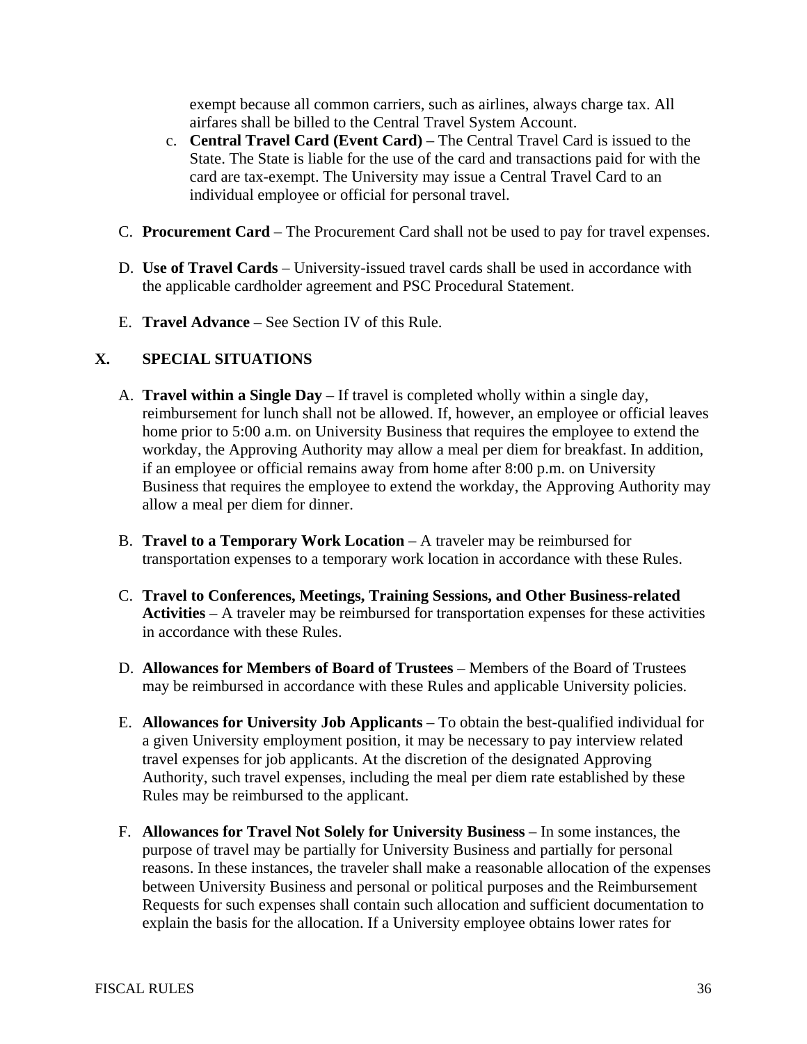exempt because all common carriers, such as airlines, always charge tax. All airfares shall be billed to the Central Travel System Account.

c. **Central Travel Card (Event Card)** – The Central Travel Card is issued to the State. The State is liable for the use of the card and transactions paid for with the card are tax-exempt. The University may issue a Central Travel Card to an individual employee or official for personal travel.

C. **Procurement Card** – The Procurement Card shall not be used to pay for travel expenses.

D. **Use of Travel Cards** – University-issued travel cards shall be used in accordance with the applicable cardholder agreement and PSC Procedural Statement.

E. **Travel Advance** – See Section IV of this Rule.

## X. SPECIAL SITUATIONS

A. **Travel within a Single Day** – If travel is completed wholly within a single day, reimbursement for lunch shall not be allowed. If, however, an employee or official leaves home prior to 5:00 a.m. on University Business that requires the employee to extend the workday, the Approving Authority may allow a meal per diem for breakfast. In addition, if an employee or official remains away from home after 8:00 p.m. on University Business that requires the employee to extend the workday, the Approving Authority may allow a meal per diem for dinner.

B. **Travel to a Temporary Work Location** – A traveler may be reimbursed for transportation expenses to a temporary work location in accordance with these Rules.

C. **Travel to Conferences, Meetings, Training Sessions, and Other Business-related Activities** – A traveler may be reimbursed for transportation expenses for these activities in accordance with these Rules.

D. **Allowances for Members of Board of Trustees** – Members of the Board of Trustees may be reimbursed in accordance with these Rules and applicable University policies.

E. **Allowances for University Job Applicants** – To obtain the best-qualified individual for a given University employment position, it may be necessary to pay interview related travel expenses for job applicants. At the discretion of the designated Approving Authority, such travel expenses, including the meal per diem rate established by these Rules may be reimbursed to the applicant.

F. **Allowances for Travel Not Solely for University Business** – In some instances, the purpose of travel may be partially for University Business and partially for personal reasons. In these instances, the traveler shall make a reasonable allocation of the expenses between University Business and personal or political purposes and the Reimbursement Requests for such expenses shall contain such allocation and sufficient documentation to explain the basis for the allocation. If a University employee obtains lower rates for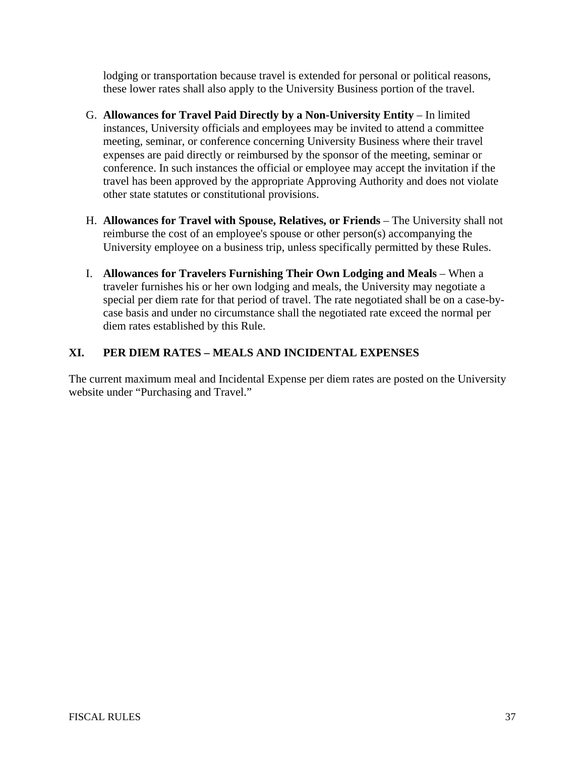lodging or transportation because travel is extended for personal or political reasons, these lower rates shall also apply to the University Business portion of the travel.

G. **Allowances for Travel Paid Directly by a Non-University Entity** – In limited instances, University officials and employees may be invited to attend a committee meeting, seminar, or conference concerning University Business where their travel expenses are paid directly or reimbursed by the sponsor of the meeting, seminar or conference. In such instances the official or employee may accept the invitation if the travel has been approved by the appropriate Approving Authority and does not violate other state statutes or constitutional provisions.

H. **Allowances for Travel with Spouse, Relatives, or Friends** – The University shall not reimburse the cost of an employee's spouse or other person(s) accompanying the University employee on a business trip, unless specifically permitted by these Rules.

I. **Allowances for Travelers Furnishing Their Own Lodging and Meals** – When a traveler furnishes his or her own lodging and meals, the University may negotiate a special per diem rate for that period of travel. The rate negotiated shall be on a case-by-case basis and under no circumstance shall the negotiated rate exceed the normal per diem rates established by this Rule.

## XI. PER DIEM RATES – MEALS AND INCIDENTAL EXPENSES

The current maximum meal and Incidental Expense per diem rates are posted on the University website under “Purchasing and Travel.”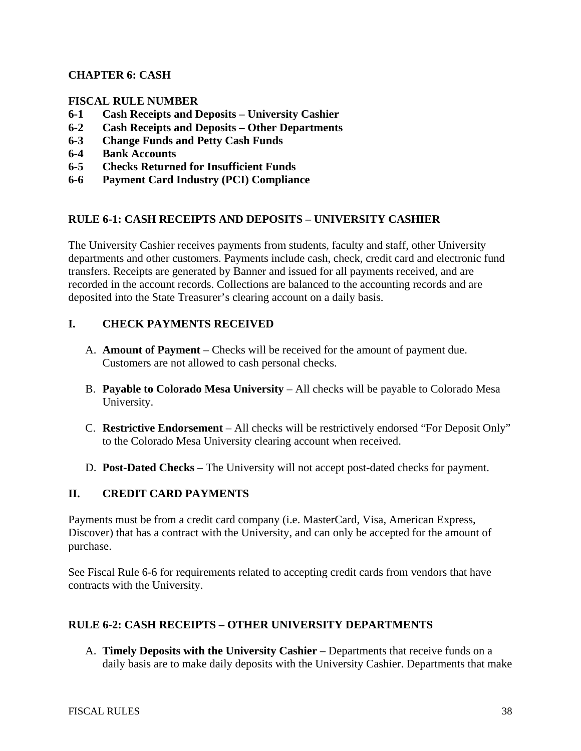## CHAPTER 6: CASH

**FISCAL RULE NUMBER**

- **6-1 Cash Receipts and Deposits – University Cashier**
- **6-2 Cash Receipts and Deposits – Other Departments**
- **6-3 Change Funds and Petty Cash Funds**
- **6-4 Bank Accounts**
- **6-5 Checks Returned for Insufficient Funds**
- **6-6 Payment Card Industry (PCI) Compliance**

### RULE 6-1: CASH RECEIPTS AND DEPOSITS – UNIVERSITY CASHIER

The University Cashier receives payments from students, faculty and staff, other University departments and other customers. Payments include cash, check, credit card and electronic fund transfers. Receipts are generated by Banner and issued for all payments received, and are recorded in the account records. Collections are balanced to the accounting records and are deposited into the State Treasurer's clearing account on a daily basis.

#### I. CHECK PAYMENTS RECEIVED

A. **Amount of Payment** – Checks will be received for the amount of payment due. Customers are not allowed to cash personal checks.

B. **Payable to Colorado Mesa University** – All checks will be payable to Colorado Mesa University.

C. **Restrictive Endorsement** – All checks will be restrictively endorsed "For Deposit Only" to the Colorado Mesa University clearing account when received.

D. **Post-Dated Checks** – The University will not accept post-dated checks for payment.

#### II. CREDIT CARD PAYMENTS

Payments must be from a credit card company (i.e. MasterCard, Visa, American Express, Discover) that has a contract with the University, and can only be accepted for the amount of purchase.

See Fiscal Rule 6-6 for requirements related to accepting credit cards from vendors that have contracts with the University.

### RULE 6-2: CASH RECEIPTS – OTHER UNIVERSITY DEPARTMENTS

A. **Timely Deposits with the University Cashier** – Departments that receive funds on a daily basis are to make daily deposits with the University Cashier. Departments that make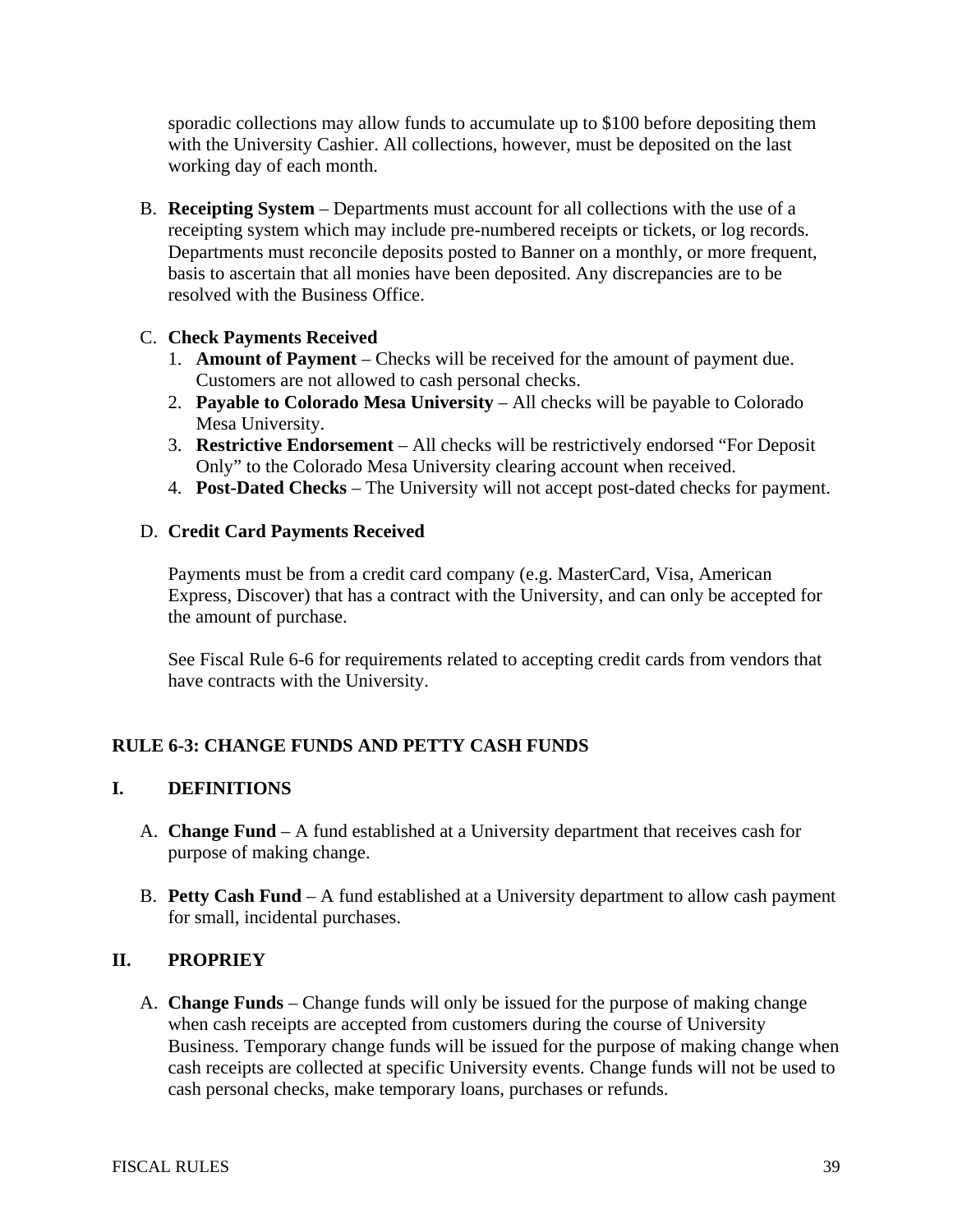sporadic collections may allow funds to accumulate up to $100 before depositing them with the University Cashier. All collections, however, must be deposited on the last working day of each month.

B. **Receipting System** – Departments must account for all collections with the use of a receipting system which may include pre-numbered receipts or tickets, or log records. Departments must reconcile deposits posted to Banner on a monthly, or more frequent, basis to ascertain that all monies have been deposited. Any discrepancies are to be resolved with the Business Office.

C. **Check Payments Received**

1. **Amount of Payment** – Checks will be received for the amount of payment due. Customers are not allowed to cash personal checks.
2. **Payable to Colorado Mesa University** – All checks will be payable to Colorado Mesa University.
3. **Restrictive Endorsement** – All checks will be restrictively endorsed “For Deposit Only” to the Colorado Mesa University clearing account when received.
4. **Post-Dated Checks** – The University will not accept post-dated checks for payment.

D. **Credit Card Payments Received**

Payments must be from a credit card company (e.g. MasterCard, Visa, American Express, Discover) that has a contract with the University, and can only be accepted for the amount of purchase.

See Fiscal Rule 6-6 for requirements related to accepting credit cards from vendors that have contracts with the University.

## RULE 6-3: CHANGE FUNDS AND PETTY CASH FUNDS

### I. DEFINITIONS

A. **Change Fund** – A fund established at a University department that receives cash for purpose of making change.

B. **Petty Cash Fund** – A fund established at a University department to allow cash payment for small, incidental purchases.

### II. PROPRIEY

A. **Change Funds** – Change funds will only be issued for the purpose of making change when cash receipts are accepted from customers during the course of University Business. Temporary change funds will be issued for the purpose of making change when cash receipts are collected at specific University events. Change funds will not be used to cash personal checks, make temporary loans, purchases or refunds.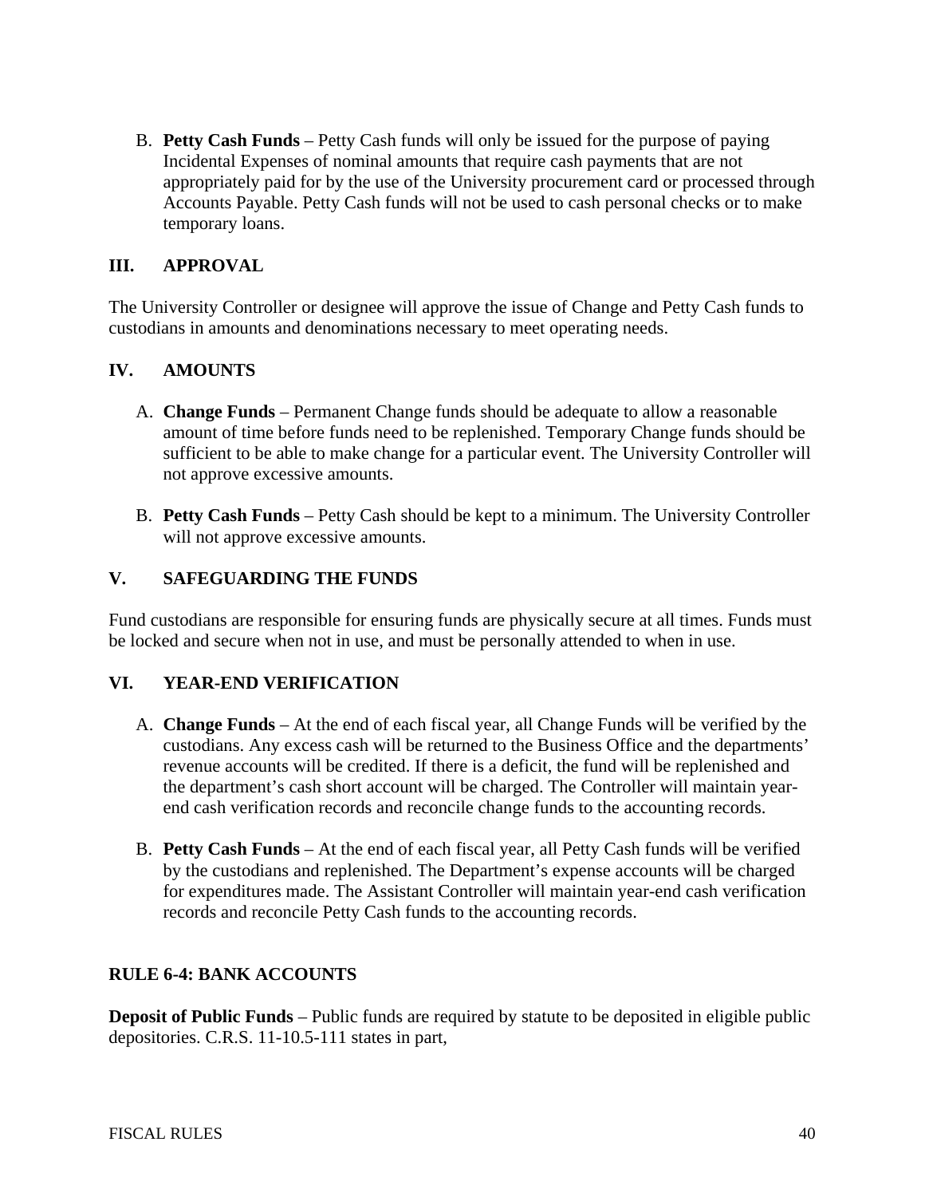B. **Petty Cash Funds** – Petty Cash funds will only be issued for the purpose of paying Incidental Expenses of nominal amounts that require cash payments that are not appropriately paid for by the use of the University procurement card or processed through Accounts Payable. Petty Cash funds will not be used to cash personal checks or to make temporary loans.

## III. APPROVAL

The University Controller or designee will approve the issue of Change and Petty Cash funds to custodians in amounts and denominations necessary to meet operating needs.

## IV. AMOUNTS

A. **Change Funds** – Permanent Change funds should be adequate to allow a reasonable amount of time before funds need to be replenished. Temporary Change funds should be sufficient to be able to make change for a particular event. The University Controller will not approve excessive amounts.

B. **Petty Cash Funds** – Petty Cash should be kept to a minimum. The University Controller will not approve excessive amounts.

## V. SAFEGUARDING THE FUNDS

Fund custodians are responsible for ensuring funds are physically secure at all times. Funds must be locked and secure when not in use, and must be personally attended to when in use.

## VI. YEAR-END VERIFICATION

A. **Change Funds** – At the end of each fiscal year, all Change Funds will be verified by the custodians. Any excess cash will be returned to the Business Office and the departments' revenue accounts will be credited. If there is a deficit, the fund will be replenished and the department's cash short account will be charged. The Controller will maintain year-end cash verification records and reconcile change funds to the accounting records.

B. **Petty Cash Funds** – At the end of each fiscal year, all Petty Cash funds will be verified by the custodians and replenished. The Department's expense accounts will be charged for expenditures made. The Assistant Controller will maintain year-end cash verification records and reconcile Petty Cash funds to the accounting records.

## RULE 6-4: BANK ACCOUNTS

**Deposit of Public Funds** – Public funds are required by statute to be deposited in eligible public depositories. C.R.S. 11-10.5-111 states in part,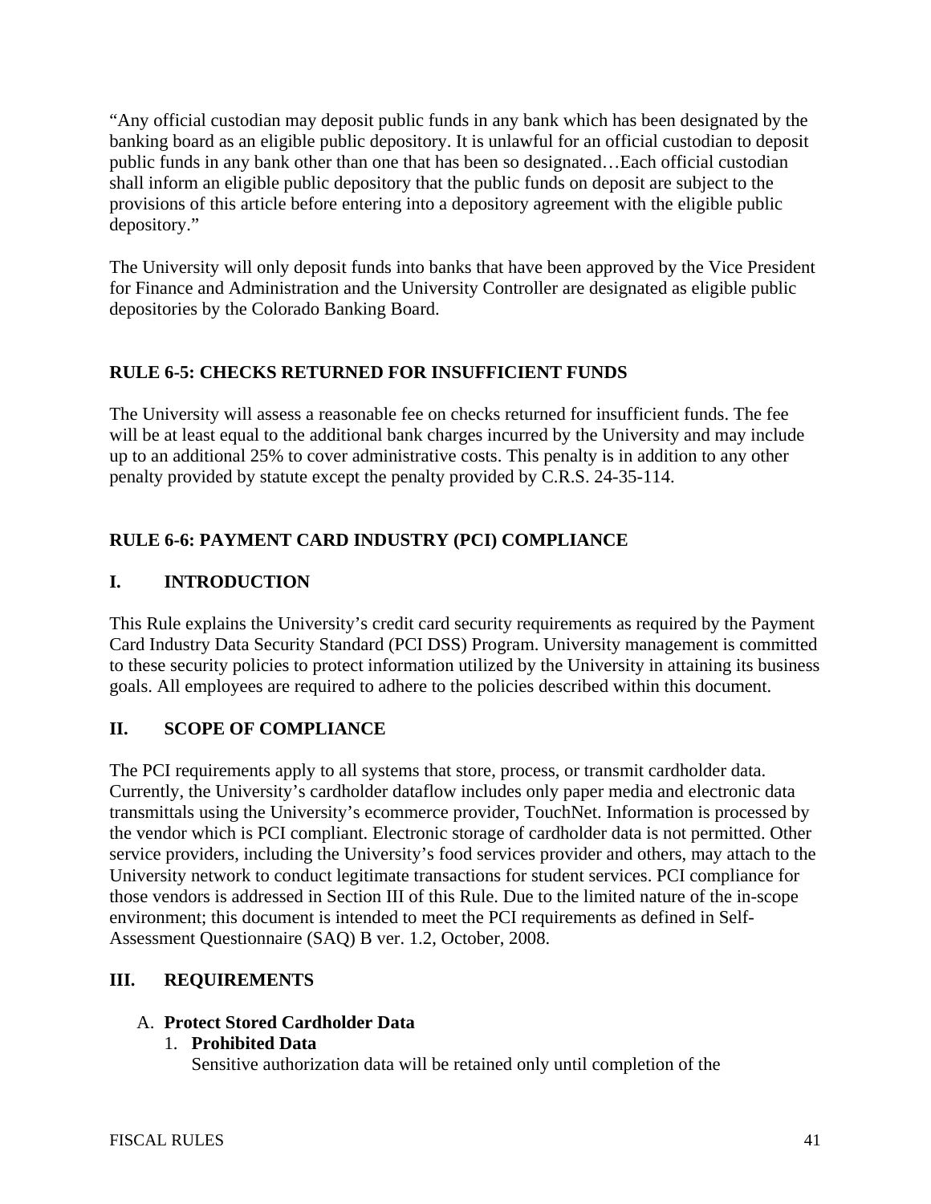"Any official custodian may deposit public funds in any bank which has been designated by the banking board as an eligible public depository. It is unlawful for an official custodian to deposit public funds in any bank other than one that has been so designated…Each official custodian shall inform an eligible public depository that the public funds on deposit are subject to the provisions of this article before entering into a depository agreement with the eligible public depository."

The University will only deposit funds into banks that have been approved by the Vice President for Finance and Administration and the University Controller are designated as eligible public depositories by the Colorado Banking Board.

## RULE 6-5: CHECKS RETURNED FOR INSUFFICIENT FUNDS

The University will assess a reasonable fee on checks returned for insufficient funds. The fee will be at least equal to the additional bank charges incurred by the University and may include up to an additional 25% to cover administrative costs. This penalty is in addition to any other penalty provided by statute except the penalty provided by C.R.S. 24-35-114.

## RULE 6-6: PAYMENT CARD INDUSTRY (PCI) COMPLIANCE

### I. INTRODUCTION

This Rule explains the University's credit card security requirements as required by the Payment Card Industry Data Security Standard (PCI DSS) Program. University management is committed to these security policies to protect information utilized by the University in attaining its business goals. All employees are required to adhere to the policies described within this document.

### II. SCOPE OF COMPLIANCE

The PCI requirements apply to all systems that store, process, or transmit cardholder data. Currently, the University's cardholder dataflow includes only paper media and electronic data transmittals using the University's ecommerce provider, TouchNet. Information is processed by the vendor which is PCI compliant. Electronic storage of cardholder data is not permitted. Other service providers, including the University's food services provider and others, may attach to the University network to conduct legitimate transactions for student services. PCI compliance for those vendors is addressed in Section III of this Rule. Due to the limited nature of the in-scope environment; this document is intended to meet the PCI requirements as defined in Self-Assessment Questionnaire (SAQ) B ver. 1.2, October, 2008.

### III. REQUIREMENTS

A. **Protect Stored Cardholder Data**

1. **Prohibited Data**

   Sensitive authorization data will be retained only until completion of the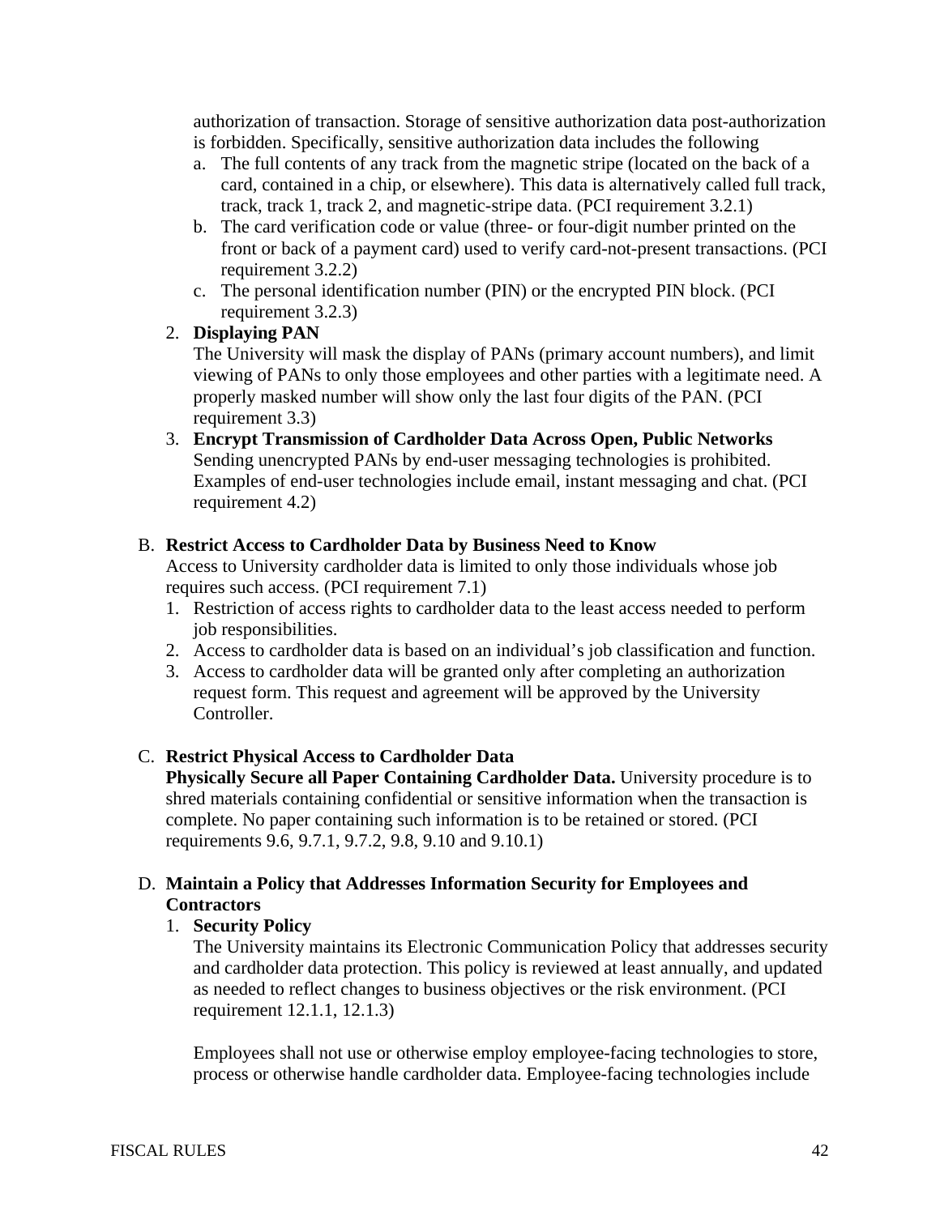authorization of transaction. Storage of sensitive authorization data post-authorization is forbidden. Specifically, sensitive authorization data includes the following

   a. The full contents of any track from the magnetic stripe (located on the back of a card, contained in a chip, or elsewhere). This data is alternatively called full track, track, track 1, track 2, and magnetic-stripe data. (PCI requirement 3.2.1)
   b. The card verification code or value (three- or four-digit number printed on the front or back of a payment card) used to verify card-not-present transactions. (PCI requirement 3.2.2)
   c. The personal identification number (PIN) or the encrypted PIN block. (PCI requirement 3.2.3)

2. **Displaying PAN**
   The University will mask the display of PANs (primary account numbers), and limit viewing of PANs to only those employees and other parties with a legitimate need. A properly masked number will show only the last four digits of the PAN. (PCI requirement 3.3)

3. **Encrypt Transmission of Cardholder Data Across Open, Public Networks**
   Sending unencrypted PANs by end-user messaging technologies is prohibited. Examples of end-user technologies include email, instant messaging and chat. (PCI requirement 4.2)

B. **Restrict Access to Cardholder Data by Business Need to Know**
   Access to University cardholder data is limited to only those individuals whose job requires such access. (PCI requirement 7.1)

   1. Restriction of access rights to cardholder data to the least access needed to perform job responsibilities.
   2. Access to cardholder data is based on an individual's job classification and function.
   3. Access to cardholder data will be granted only after completing an authorization request form. This request and agreement will be approved by the University Controller.

C. **Restrict Physical Access to Cardholder Data**
   **Physically Secure all Paper Containing Cardholder Data.** University procedure is to shred materials containing confidential or sensitive information when the transaction is complete. No paper containing such information is to be retained or stored. (PCI requirements 9.6, 9.7.1, 9.7.2, 9.8, 9.10 and 9.10.1)

D. **Maintain a Policy that Addresses Information Security for Employees and Contractors**

   1. **Security Policy**
      The University maintains its Electronic Communication Policy that addresses security and cardholder data protection. This policy is reviewed at least annually, and updated as needed to reflect changes to business objectives or the risk environment. (PCI requirement 12.1.1, 12.1.3)

      Employees shall not use or otherwise employ employee-facing technologies to store, process or otherwise handle cardholder data. Employee-facing technologies include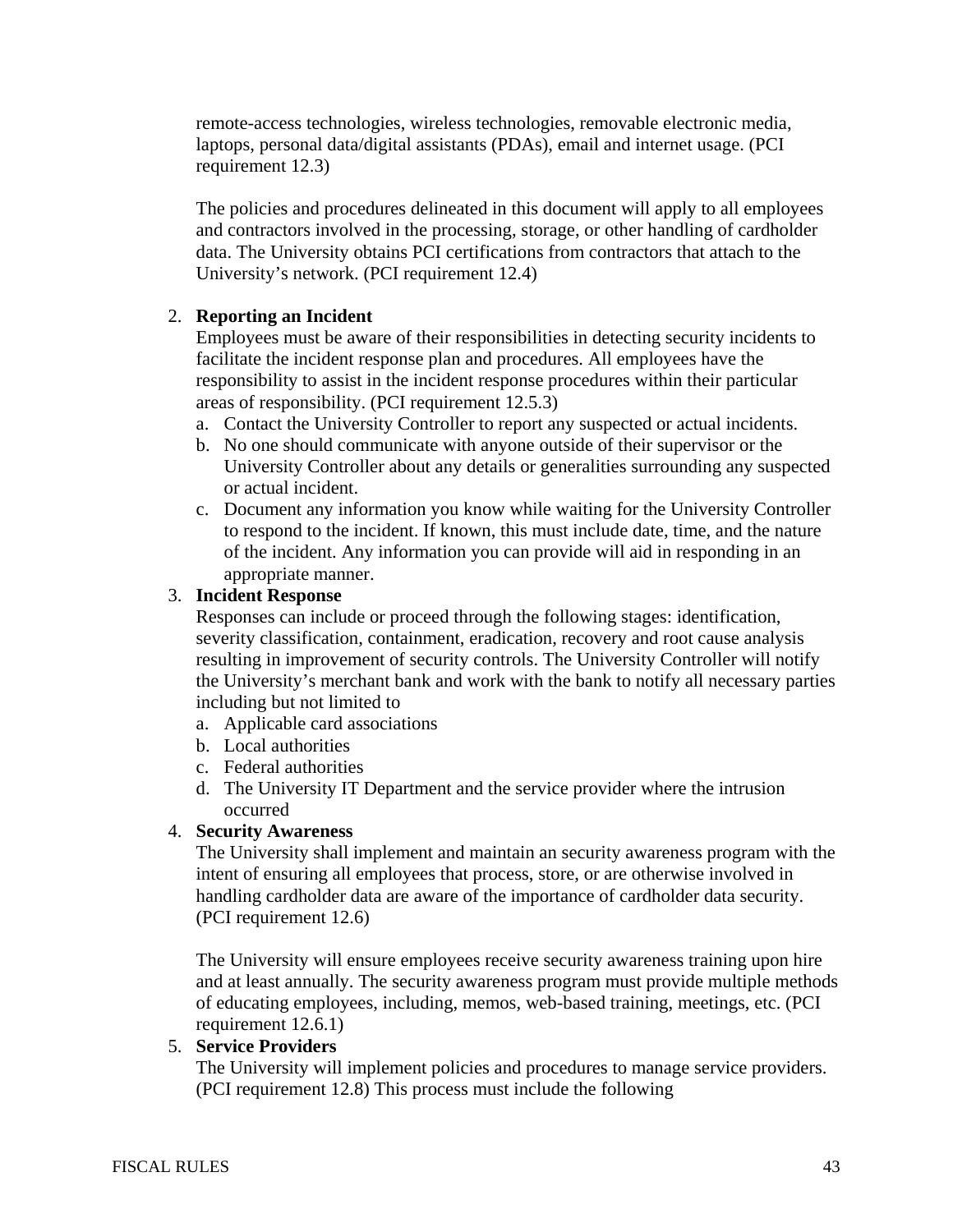remote-access technologies, wireless technologies, removable electronic media, laptops, personal data/digital assistants (PDAs), email and internet usage. (PCI requirement 12.3)

The policies and procedures delineated in this document will apply to all employees and contractors involved in the processing, storage, or other handling of cardholder data. The University obtains PCI certifications from contractors that attach to the University's network. (PCI requirement 12.4)

2. **Reporting an Incident**
   Employees must be aware of their responsibilities in detecting security incidents to facilitate the incident response plan and procedures. All employees have the responsibility to assist in the incident response procedures within their particular areas of responsibility. (PCI requirement 12.5.3)
   a. Contact the University Controller to report any suspected or actual incidents.
   b. No one should communicate with anyone outside of their supervisor or the University Controller about any details or generalities surrounding any suspected or actual incident.
   c. Document any information you know while waiting for the University Controller to respond to the incident. If known, this must include date, time, and the nature of the incident. Any information you can provide will aid in responding in an appropriate manner.
3. **Incident Response**
   Responses can include or proceed through the following stages: identification, severity classification, containment, eradication, recovery and root cause analysis resulting in improvement of security controls. The University Controller will notify the University's merchant bank and work with the bank to notify all necessary parties including but not limited to
   a. Applicable card associations
   b. Local authorities
   c. Federal authorities
   d. The University IT Department and the service provider where the intrusion occurred
4. **Security Awareness**
   The University shall implement and maintain an security awareness program with the intent of ensuring all employees that process, store, or are otherwise involved in handling cardholder data are aware of the importance of cardholder data security. (PCI requirement 12.6)

   The University will ensure employees receive security awareness training upon hire and at least annually. The security awareness program must provide multiple methods of educating employees, including, memos, web-based training, meetings, etc. (PCI requirement 12.6.1)
5. **Service Providers**
   The University will implement policies and procedures to manage service providers. (PCI requirement 12.8) This process must include the following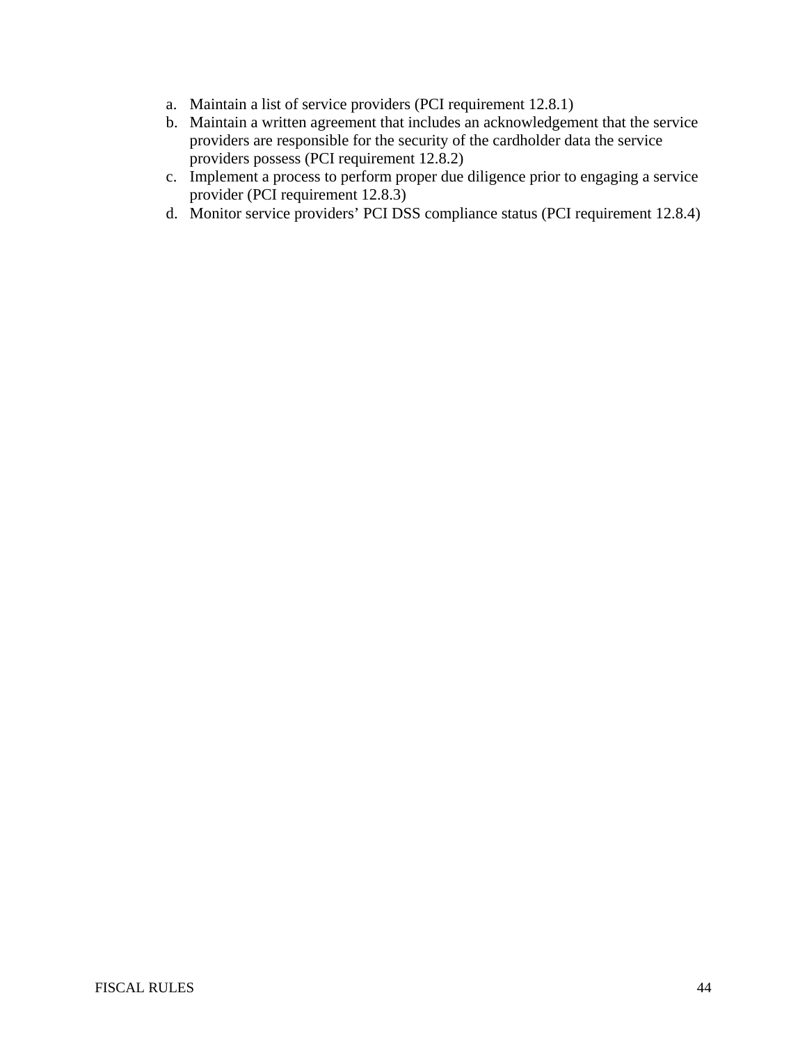a. Maintain a list of service providers (PCI requirement 12.8.1)
b. Maintain a written agreement that includes an acknowledgement that the service providers are responsible for the security of the cardholder data the service providers possess (PCI requirement 12.8.2)
c. Implement a process to perform proper due diligence prior to engaging a service provider (PCI requirement 12.8.3)
d. Monitor service providers' PCI DSS compliance status (PCI requirement 12.8.4)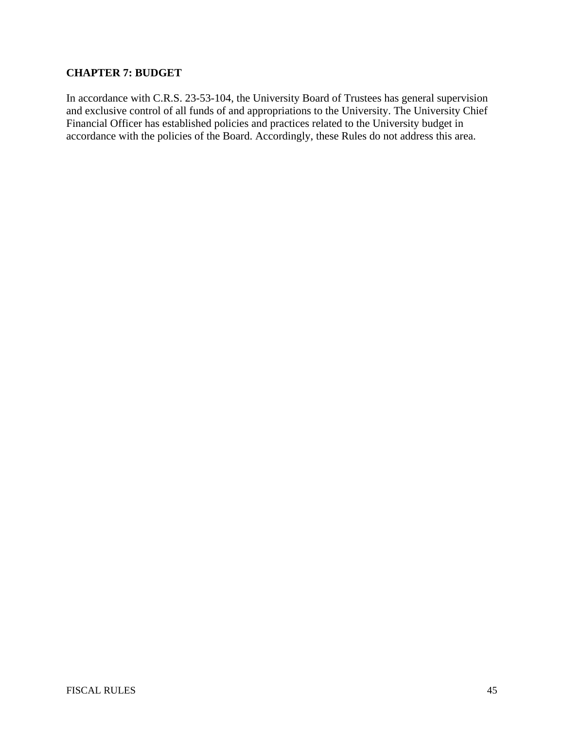## CHAPTER 7: BUDGET

In accordance with C.R.S. 23-53-104, the University Board of Trustees has general supervision and exclusive control of all funds of and appropriations to the University. The University Chief Financial Officer has established policies and practices related to the University budget in accordance with the policies of the Board. Accordingly, these Rules do not address this area.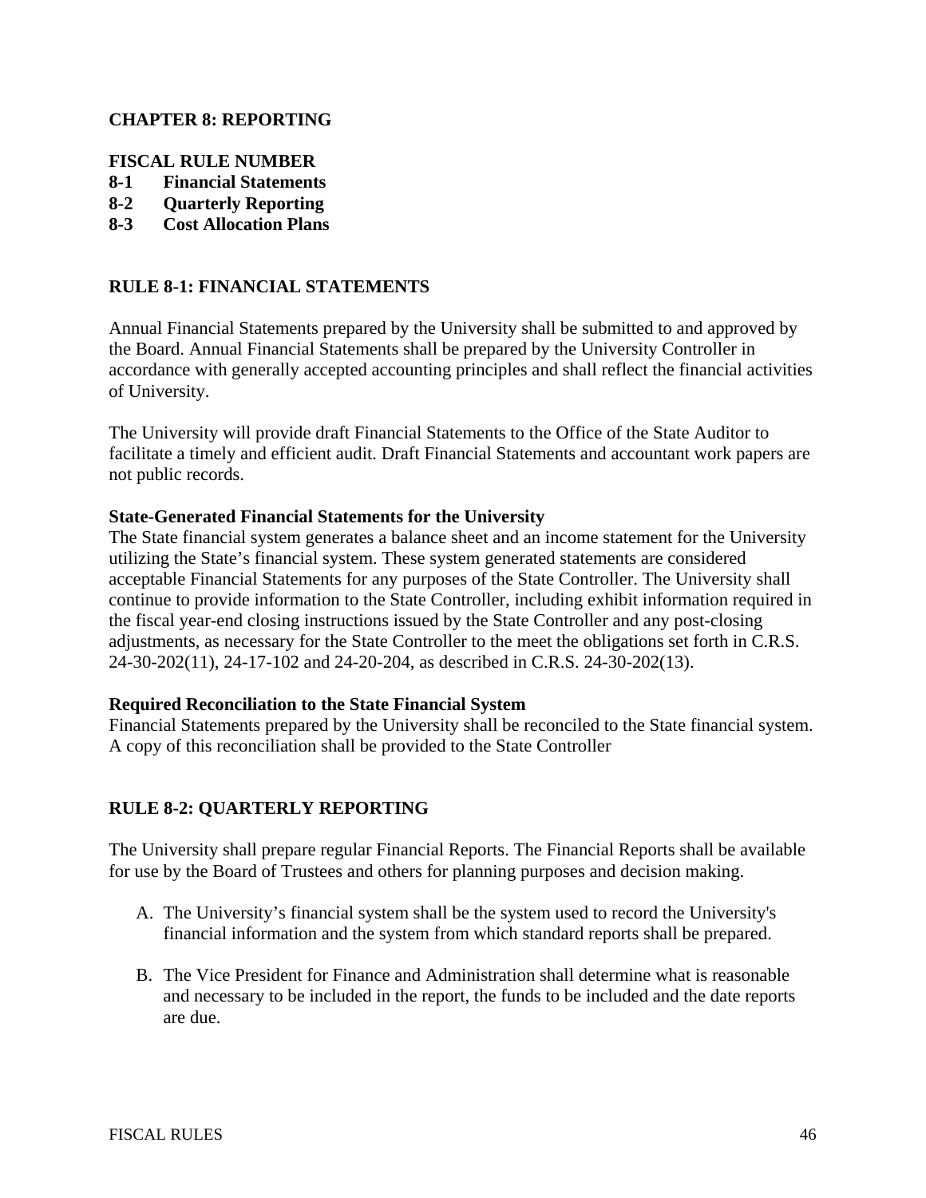## CHAPTER 8: REPORTING

**FISCAL RULE NUMBER**

**8-1 Financial Statements**
**8-2 Quarterly Reporting**
**8-3 Cost Allocation Plans**

### RULE 8-1: FINANCIAL STATEMENTS

Annual Financial Statements prepared by the University shall be submitted to and approved by the Board. Annual Financial Statements shall be prepared by the University Controller in accordance with generally accepted accounting principles and shall reflect the financial activities of University.

The University will provide draft Financial Statements to the Office of the State Auditor to facilitate a timely and efficient audit. Draft Financial Statements and accountant work papers are not public records.

**State-Generated Financial Statements for the University**

The State financial system generates a balance sheet and an income statement for the University utilizing the State's financial system. These system generated statements are considered acceptable Financial Statements for any purposes of the State Controller. The University shall continue to provide information to the State Controller, including exhibit information required in the fiscal year-end closing instructions issued by the State Controller and any post-closing adjustments, as necessary for the State Controller to the meet the obligations set forth in C.R.S. 24-30-202(11), 24-17-102 and 24-20-204, as described in C.R.S. 24-30-202(13).

**Required Reconciliation to the State Financial System**

Financial Statements prepared by the University shall be reconciled to the State financial system. A copy of this reconciliation shall be provided to the State Controller

### RULE 8-2: QUARTERLY REPORTING

The University shall prepare regular Financial Reports. The Financial Reports shall be available for use by the Board of Trustees and others for planning purposes and decision making.

A. The University's financial system shall be the system used to record the University's financial information and the system from which standard reports shall be prepared.

B. The Vice President for Finance and Administration shall determine what is reasonable and necessary to be included in the report, the funds to be included and the date reports are due.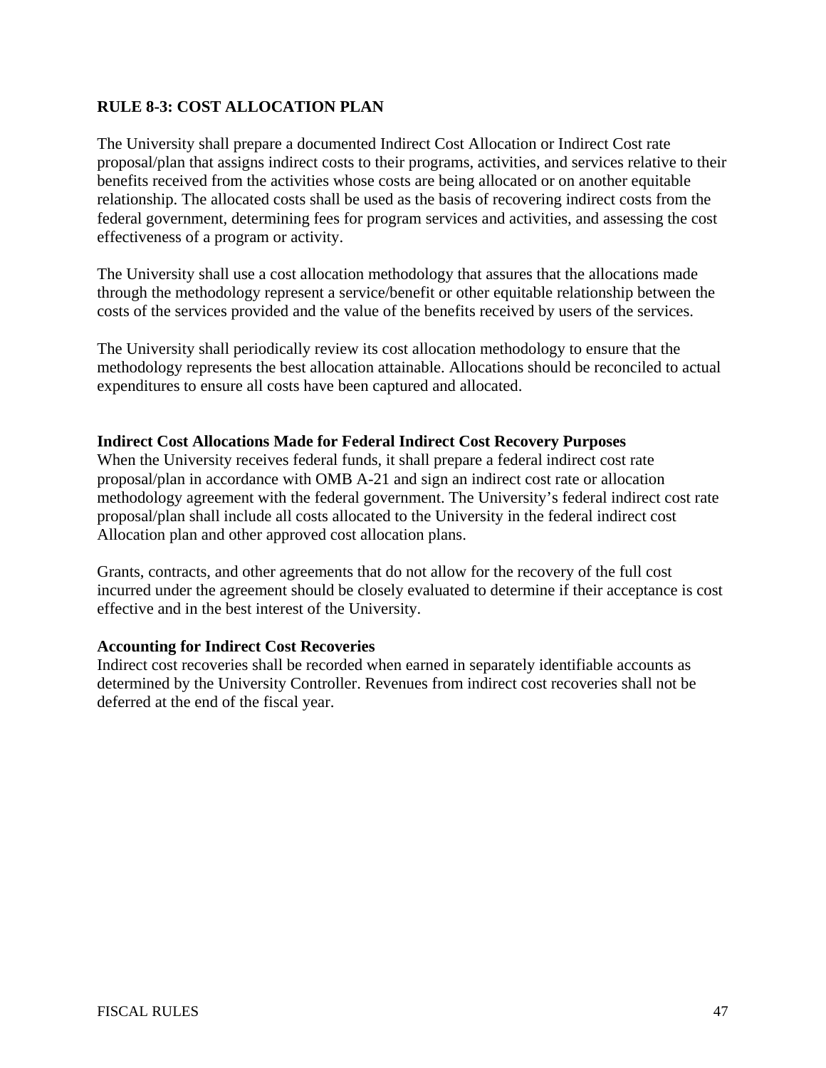## RULE 8-3: COST ALLOCATION PLAN

The University shall prepare a documented Indirect Cost Allocation or Indirect Cost rate proposal/plan that assigns indirect costs to their programs, activities, and services relative to their benefits received from the activities whose costs are being allocated or on another equitable relationship. The allocated costs shall be used as the basis of recovering indirect costs from the federal government, determining fees for program services and activities, and assessing the cost effectiveness of a program or activity.

The University shall use a cost allocation methodology that assures that the allocations made through the methodology represent a service/benefit or other equitable relationship between the costs of the services provided and the value of the benefits received by users of the services.

The University shall periodically review its cost allocation methodology to ensure that the methodology represents the best allocation attainable. Allocations should be reconciled to actual expenditures to ensure all costs have been captured and allocated.

### Indirect Cost Allocations Made for Federal Indirect Cost Recovery Purposes

When the University receives federal funds, it shall prepare a federal indirect cost rate proposal/plan in accordance with OMB A-21 and sign an indirect cost rate or allocation methodology agreement with the federal government. The University's federal indirect cost rate proposal/plan shall include all costs allocated to the University in the federal indirect cost Allocation plan and other approved cost allocation plans.

Grants, contracts, and other agreements that do not allow for the recovery of the full cost incurred under the agreement should be closely evaluated to determine if their acceptance is cost effective and in the best interest of the University.

### Accounting for Indirect Cost Recoveries

Indirect cost recoveries shall be recorded when earned in separately identifiable accounts as determined by the University Controller. Revenues from indirect cost recoveries shall not be deferred at the end of the fiscal year.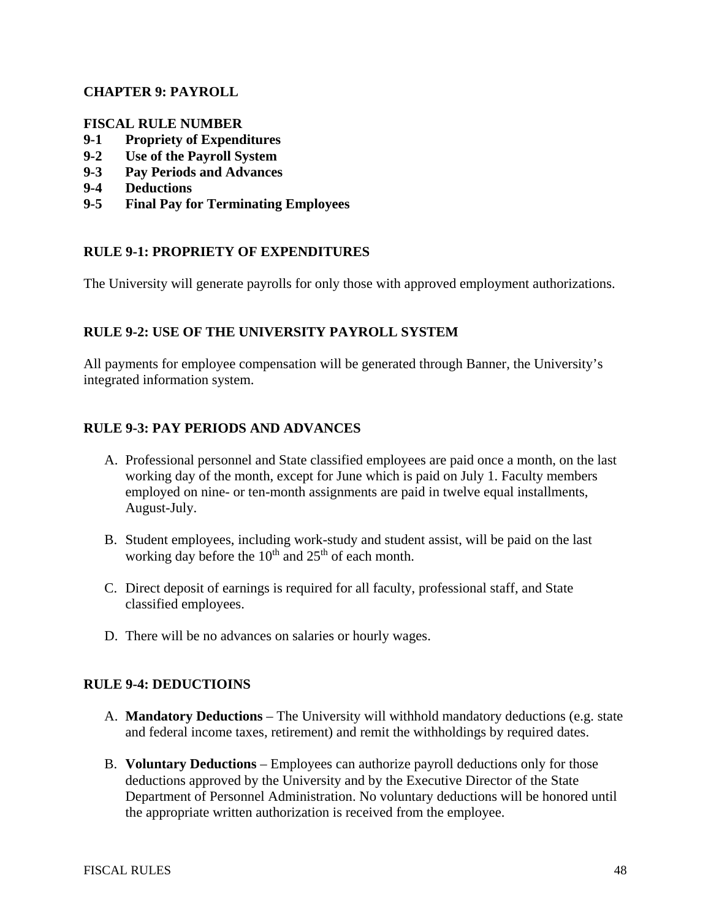# CHAPTER 9: PAYROLL

**FISCAL RULE NUMBER**
**9-1 Propriety of Expenditures**
**9-2 Use of the Payroll System**
**9-3 Pay Periods and Advances**
**9-4 Deductions**
**9-5 Final Pay for Terminating Employees**

## RULE 9-1: PROPRIETY OF EXPENDITURES

The University will generate payrolls for only those with approved employment authorizations.

## RULE 9-2: USE OF THE UNIVERSITY PAYROLL SYSTEM

All payments for employee compensation will be generated through Banner, the University's integrated information system.

## RULE 9-3: PAY PERIODS AND ADVANCES

A. Professional personnel and State classified employees are paid once a month, on the last working day of the month, except for June which is paid on July 1. Faculty members employed on nine- or ten-month assignments are paid in twelve equal installments, August-July.

B. Student employees, including work-study and student assist, will be paid on the last working day before the 10th and 25th of each month.

C. Direct deposit of earnings is required for all faculty, professional staff, and State classified employees.

D. There will be no advances on salaries or hourly wages.

## RULE 9-4: DEDUCTIOINS

A. **Mandatory Deductions** – The University will withhold mandatory deductions (e.g. state and federal income taxes, retirement) and remit the withholdings by required dates.

B. **Voluntary Deductions** – Employees can authorize payroll deductions only for those deductions approved by the University and by the Executive Director of the State Department of Personnel Administration. No voluntary deductions will be honored until the appropriate written authorization is received from the employee.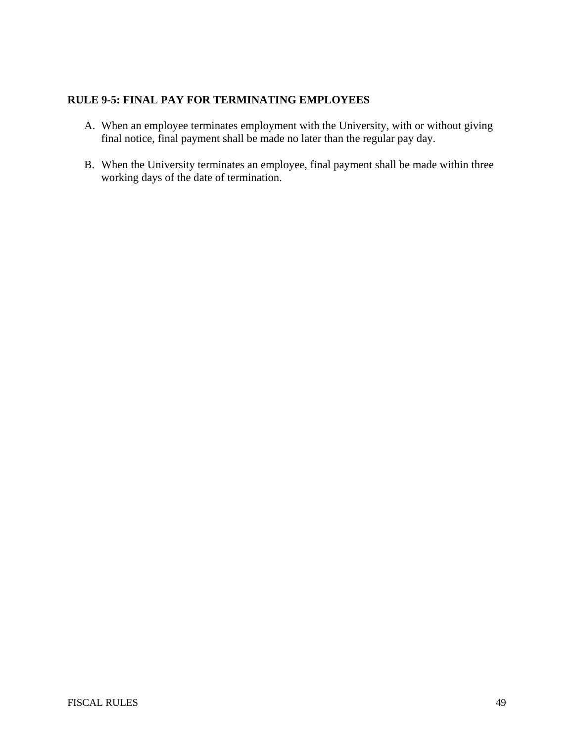## RULE 9-5: FINAL PAY FOR TERMINATING EMPLOYEES

A. When an employee terminates employment with the University, with or without giving final notice, final payment shall be made no later than the regular pay day.

B. When the University terminates an employee, final payment shall be made within three working days of the date of termination.